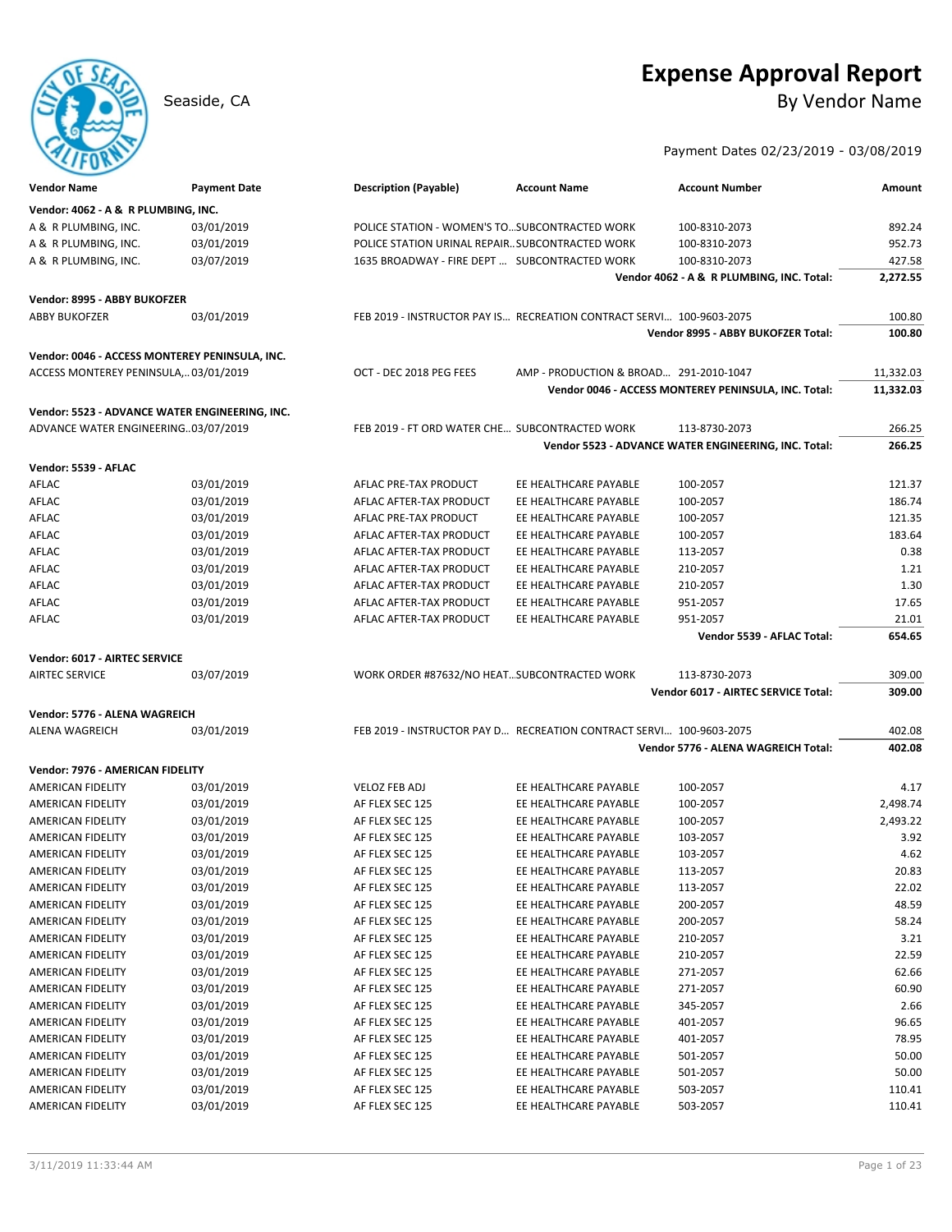# Expense Approval Report

Seaside, CA

## By Vendor Name

Payment Dates 02/23/2019 - 03/08/2019

| Vendor Name | Payment Date | Description (Payable) | Account Name | Account Number | Amount |
|---|---|---|---|---|---|
| **Vendor: 4062 - A & R PLUMBING, INC.** | | | | | |
| A & R PLUMBING, INC. | 03/01/2019 | POLICE STATION - WOMEN'S TO... | SUBCONTRACTED WORK | 100-8310-2073 | 892.24 |
| A & R PLUMBING, INC. | 03/01/2019 | POLICE STATION URINAL REPAIR... | SUBCONTRACTED WORK | 100-8310-2073 | 952.73 |
| A & R PLUMBING, INC. | 03/07/2019 | 1635 BROADWAY - FIRE DEPT ... | SUBCONTRACTED WORK | 100-8310-2073 | 427.58 |
| | | | | **Vendor 4062 - A & R PLUMBING, INC. Total:** | **2,272.55** |
| **Vendor: 8995 - ABBY BUKOFZER** | | | | | |
| ABBY BUKOFZER | 03/01/2019 | FEB 2019 - INSTRUCTOR PAY IS... | RECREATION CONTRACT SERVI... | 100-9603-2075 | 100.80 |
| | | | | **Vendor 8995 - ABBY BUKOFZER Total:** | **100.80** |
| **Vendor: 0046 - ACCESS MONTEREY PENINSULA, INC.** | | | | | |
| ACCESS MONTEREY PENINSULA,... | 03/01/2019 | OCT - DEC 2018 PEG FEES | AMP - PRODUCTION & BROAD... | 291-2010-1047 | 11,332.03 |
| | | | | **Vendor 0046 - ACCESS MONTEREY PENINSULA, INC. Total:** | **11,332.03** |
| **Vendor: 5523 - ADVANCE WATER ENGINEERING, INC.** | | | | | |
| ADVANCE WATER ENGINEERING... | 03/07/2019 | FEB 2019 - FT ORD WATER CHE... | SUBCONTRACTED WORK | 113-8730-2073 | 266.25 |
| | | | | **Vendor 5523 - ADVANCE WATER ENGINEERING, INC. Total:** | **266.25** |
| **Vendor: 5539 - AFLAC** | | | | | |
| AFLAC | 03/01/2019 | AFLAC PRE-TAX PRODUCT | EE HEALTHCARE PAYABLE | 100-2057 | 121.37 |
| AFLAC | 03/01/2019 | AFLAC AFTER-TAX PRODUCT | EE HEALTHCARE PAYABLE | 100-2057 | 186.74 |
| AFLAC | 03/01/2019 | AFLAC PRE-TAX PRODUCT | EE HEALTHCARE PAYABLE | 100-2057 | 121.35 |
| AFLAC | 03/01/2019 | AFLAC AFTER-TAX PRODUCT | EE HEALTHCARE PAYABLE | 100-2057 | 183.64 |
| AFLAC | 03/01/2019 | AFLAC AFTER-TAX PRODUCT | EE HEALTHCARE PAYABLE | 113-2057 | 0.38 |
| AFLAC | 03/01/2019 | AFLAC AFTER-TAX PRODUCT | EE HEALTHCARE PAYABLE | 210-2057 | 1.21 |
| AFLAC | 03/01/2019 | AFLAC AFTER-TAX PRODUCT | EE HEALTHCARE PAYABLE | 210-2057 | 1.30 |
| AFLAC | 03/01/2019 | AFLAC AFTER-TAX PRODUCT | EE HEALTHCARE PAYABLE | 951-2057 | 17.65 |
| AFLAC | 03/01/2019 | AFLAC AFTER-TAX PRODUCT | EE HEALTHCARE PAYABLE | 951-2057 | 21.01 |
| | | | | **Vendor 5539 - AFLAC Total:** | **654.65** |
| **Vendor: 6017 - AIRTEC SERVICE** | | | | | |
| AIRTEC SERVICE | 03/07/2019 | WORK ORDER #87632/NO HEAT... | SUBCONTRACTED WORK | 113-8730-2073 | 309.00 |
| | | | | **Vendor 6017 - AIRTEC SERVICE Total:** | **309.00** |
| **Vendor: 5776 - ALENA WAGREICH** | | | | | |
| ALENA WAGREICH | 03/01/2019 | FEB 2019 - INSTRUCTOR PAY D... | RECREATION CONTRACT SERVI... | 100-9603-2075 | 402.08 |
| | | | | **Vendor 5776 - ALENA WAGREICH Total:** | **402.08** |
| **Vendor: 7976 - AMERICAN FIDELITY** | | | | | |
| AMERICAN FIDELITY | 03/01/2019 | VELOZ FEB ADJ | EE HEALTHCARE PAYABLE | 100-2057 | 4.17 |
| AMERICAN FIDELITY | 03/01/2019 | AF FLEX SEC 125 | EE HEALTHCARE PAYABLE | 100-2057 | 2,498.74 |
| AMERICAN FIDELITY | 03/01/2019 | AF FLEX SEC 125 | EE HEALTHCARE PAYABLE | 100-2057 | 2,493.22 |
| AMERICAN FIDELITY | 03/01/2019 | AF FLEX SEC 125 | EE HEALTHCARE PAYABLE | 103-2057 | 3.92 |
| AMERICAN FIDELITY | 03/01/2019 | AF FLEX SEC 125 | EE HEALTHCARE PAYABLE | 103-2057 | 4.62 |
| AMERICAN FIDELITY | 03/01/2019 | AF FLEX SEC 125 | EE HEALTHCARE PAYABLE | 113-2057 | 20.83 |
| AMERICAN FIDELITY | 03/01/2019 | AF FLEX SEC 125 | EE HEALTHCARE PAYABLE | 113-2057 | 22.02 |
| AMERICAN FIDELITY | 03/01/2019 | AF FLEX SEC 125 | EE HEALTHCARE PAYABLE | 200-2057 | 48.59 |
| AMERICAN FIDELITY | 03/01/2019 | AF FLEX SEC 125 | EE HEALTHCARE PAYABLE | 200-2057 | 58.24 |
| AMERICAN FIDELITY | 03/01/2019 | AF FLEX SEC 125 | EE HEALTHCARE PAYABLE | 210-2057 | 3.21 |
| AMERICAN FIDELITY | 03/01/2019 | AF FLEX SEC 125 | EE HEALTHCARE PAYABLE | 210-2057 | 22.59 |
| AMERICAN FIDELITY | 03/01/2019 | AF FLEX SEC 125 | EE HEALTHCARE PAYABLE | 271-2057 | 62.66 |
| AMERICAN FIDELITY | 03/01/2019 | AF FLEX SEC 125 | EE HEALTHCARE PAYABLE | 271-2057 | 60.90 |
| AMERICAN FIDELITY | 03/01/2019 | AF FLEX SEC 125 | EE HEALTHCARE PAYABLE | 345-2057 | 2.66 |
| AMERICAN FIDELITY | 03/01/2019 | AF FLEX SEC 125 | EE HEALTHCARE PAYABLE | 401-2057 | 96.65 |
| AMERICAN FIDELITY | 03/01/2019 | AF FLEX SEC 125 | EE HEALTHCARE PAYABLE | 401-2057 | 78.95 |
| AMERICAN FIDELITY | 03/01/2019 | AF FLEX SEC 125 | EE HEALTHCARE PAYABLE | 501-2057 | 50.00 |
| AMERICAN FIDELITY | 03/01/2019 | AF FLEX SEC 125 | EE HEALTHCARE PAYABLE | 501-2057 | 50.00 |
| AMERICAN FIDELITY | 03/01/2019 | AF FLEX SEC 125 | EE HEALTHCARE PAYABLE | 503-2057 | 110.41 |
| AMERICAN FIDELITY | 03/01/2019 | AF FLEX SEC 125 | EE HEALTHCARE PAYABLE | 503-2057 | 110.41 |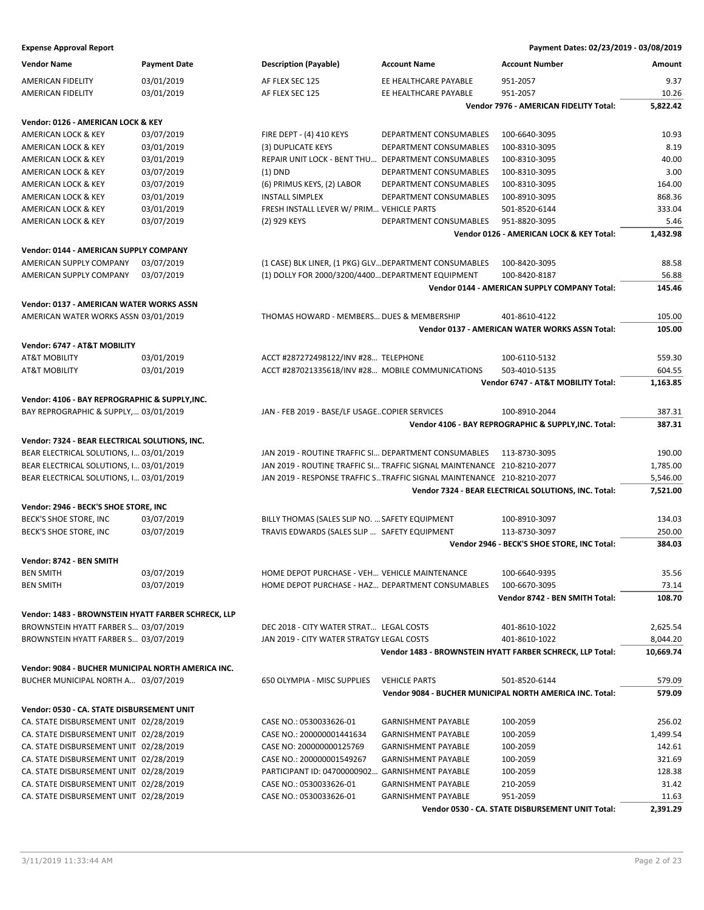**Expense Approval Report** — Payment Dates: 02/23/2019 - 03/08/2019

| Vendor Name | Payment Date | Description (Payable) | Account Name | Account Number | Amount |
|---|---|---|---|---|---|
| AMERICAN FIDELITY | 03/01/2019 | AF FLEX SEC 125 | EE HEALTHCARE PAYABLE | 951-2057 | 9.37 |
| AMERICAN FIDELITY | 03/01/2019 | AF FLEX SEC 125 | EE HEALTHCARE PAYABLE | 951-2057 | 10.26 |
| | | | | **Vendor 7976 - AMERICAN FIDELITY Total:** | **5,822.42** |
| **Vendor: 0126 - AMERICAN LOCK & KEY** | | | | | |
| AMERICAN LOCK & KEY | 03/07/2019 | FIRE DEPT - (4) 410 KEYS | DEPARTMENT CONSUMABLES | 100-6640-3095 | 10.93 |
| AMERICAN LOCK & KEY | 03/01/2019 | (3) DUPLICATE KEYS | DEPARTMENT CONSUMABLES | 100-8310-3095 | 8.19 |
| AMERICAN LOCK & KEY | 03/01/2019 | REPAIR UNIT LOCK - BENT THU… | DEPARTMENT CONSUMABLES | 100-8310-3095 | 40.00 |
| AMERICAN LOCK & KEY | 03/07/2019 | (1) DND | DEPARTMENT CONSUMABLES | 100-8310-3095 | 3.00 |
| AMERICAN LOCK & KEY | 03/07/2019 | (6) PRIMUS KEYS, (2) LABOR | DEPARTMENT CONSUMABLES | 100-8310-3095 | 164.00 |
| AMERICAN LOCK & KEY | 03/01/2019 | INSTALL SIMPLEX | DEPARTMENT CONSUMABLES | 100-8910-3095 | 868.36 |
| AMERICAN LOCK & KEY | 03/01/2019 | FRESH INSTALL LEVER W/ PRIM… | VEHICLE PARTS | 501-8520-6144 | 333.04 |
| AMERICAN LOCK & KEY | 03/07/2019 | (2) 929 KEYS | DEPARTMENT CONSUMABLES | 951-8820-3095 | 5.46 |
| | | | | **Vendor 0126 - AMERICAN LOCK & KEY Total:** | **1,432.98** |
| **Vendor: 0144 - AMERICAN SUPPLY COMPANY** | | | | | |
| AMERICAN SUPPLY COMPANY | 03/07/2019 | (1 CASE) BLK LINER, (1 PKG) GLV… | DEPARTMENT CONSUMABLES | 100-8420-3095 | 88.58 |
| AMERICAN SUPPLY COMPANY | 03/07/2019 | (1) DOLLY FOR 2000/3200/4400… | DEPARTMENT EQUIPMENT | 100-8420-8187 | 56.88 |
| | | | | **Vendor 0144 - AMERICAN SUPPLY COMPANY Total:** | **145.46** |
| **Vendor: 0137 - AMERICAN WATER WORKS ASSN** | | | | | |
| AMERICAN WATER WORKS ASSN | 03/01/2019 | THOMAS HOWARD - MEMBERS… | DUES & MEMBERSHIP | 401-8610-4122 | 105.00 |
| | | | | **Vendor 0137 - AMERICAN WATER WORKS ASSN Total:** | **105.00** |
| **Vendor: 6747 - AT&T MOBILITY** | | | | | |
| AT&T MOBILITY | 03/01/2019 | ACCT #287272498122/INV #28… | TELEPHONE | 100-6110-5132 | 559.30 |
| AT&T MOBILITY | 03/01/2019 | ACCT #287021335618/INV #28… | MOBILE COMMUNICATIONS | 503-4010-5135 | 604.55 |
| | | | | **Vendor 6747 - AT&T MOBILITY Total:** | **1,163.85** |
| **Vendor: 4106 - BAY REPROGRAPHIC & SUPPLY,INC.** | | | | | |
| BAY REPROGRAPHIC & SUPPLY,… | 03/01/2019 | JAN - FEB 2019 - BASE/LF USAGE… | COPIER SERVICES | 100-8910-2044 | 387.31 |
| | | | | **Vendor 4106 - BAY REPROGRAPHIC & SUPPLY,INC. Total:** | **387.31** |
| **Vendor: 7324 - BEAR ELECTRICAL SOLUTIONS, INC.** | | | | | |
| BEAR ELECTRICAL SOLUTIONS, I… | 03/01/2019 | JAN 2019 - ROUTINE TRAFFIC SI… | DEPARTMENT CONSUMABLES | 113-8730-3095 | 190.00 |
| BEAR ELECTRICAL SOLUTIONS, I… | 03/01/2019 | JAN 2019 - ROUTINE TRAFFIC SI… | TRAFFIC SIGNAL MAINTENANCE | 210-8210-2077 | 1,785.00 |
| BEAR ELECTRICAL SOLUTIONS, I… | 03/01/2019 | JAN 2019 - RESPONSE TRAFFIC S… | TRAFFIC SIGNAL MAINTENANCE | 210-8210-2077 | 5,546.00 |
| | | | | **Vendor 7324 - BEAR ELECTRICAL SOLUTIONS, INC. Total:** | **7,521.00** |
| **Vendor: 2946 - BECK'S SHOE STORE, INC** | | | | | |
| BECK'S SHOE STORE, INC | 03/07/2019 | BILLY THOMAS (SALES SLIP NO. … | SAFETY EQUIPMENT | 100-8910-3097 | 134.03 |
| BECK'S SHOE STORE, INC | 03/07/2019 | TRAVIS EDWARDS (SALES SLIP … | SAFETY EQUIPMENT | 113-8730-3097 | 250.00 |
| | | | | **Vendor 2946 - BECK'S SHOE STORE, INC Total:** | **384.03** |
| **Vendor: 8742 - BEN SMITH** | | | | | |
| BEN SMITH | 03/07/2019 | HOME DEPOT PURCHASE - VEH… | VEHICLE MAINTENANCE | 100-6640-9395 | 35.56 |
| BEN SMITH | 03/07/2019 | HOME DEPOT PURCHASE - HAZ… | DEPARTMENT CONSUMABLES | 100-6670-3095 | 73.14 |
| | | | | **Vendor 8742 - BEN SMITH Total:** | **108.70** |
| **Vendor: 1483 - BROWNSTEIN HYATT FARBER SCHRECK, LLP** | | | | | |
| BROWNSTEIN HYATT FARBER S… | 03/07/2019 | DEC 2018 - CITY WATER STRAT… | LEGAL COSTS | 401-8610-1022 | 2,625.54 |
| BROWNSTEIN HYATT FARBER S… | 03/07/2019 | JAN 2019 - CITY WATER STRATGY | LEGAL COSTS | 401-8610-1022 | 8,044.20 |
| | | | | **Vendor 1483 - BROWNSTEIN HYATT FARBER SCHRECK, LLP Total:** | **10,669.74** |
| **Vendor: 9084 - BUCHER MUNICIPAL NORTH AMERICA INC.** | | | | | |
| BUCHER MUNICIPAL NORTH A… | 03/07/2019 | 650 OLYMPIA - MISC SUPPLIES | VEHICLE PARTS | 501-8520-6144 | 579.09 |
| | | | | **Vendor 9084 - BUCHER MUNICIPAL NORTH AMERICA INC. Total:** | **579.09** |
| **Vendor: 0530 - CA. STATE DISBURSEMENT UNIT** | | | | | |
| CA. STATE DISBURSEMENT UNIT | 02/28/2019 | CASE NO.: 0530033626-01 | GARNISHMENT PAYABLE | 100-2059 | 256.02 |
| CA. STATE DISBURSEMENT UNIT | 02/28/2019 | CASE NO.: 200000001441634 | GARNISHMENT PAYABLE | 100-2059 | 1,499.54 |
| CA. STATE DISBURSEMENT UNIT | 02/28/2019 | CASE NO: 200000000125769 | GARNISHMENT PAYABLE | 100-2059 | 142.61 |
| CA. STATE DISBURSEMENT UNIT | 02/28/2019 | CASE NO.: 200000001549267 | GARNISHMENT PAYABLE | 100-2059 | 321.69 |
| CA. STATE DISBURSEMENT UNIT | 02/28/2019 | PARTICIPANT ID: 04700000902… | GARNISHMENT PAYABLE | 100-2059 | 128.38 |
| CA. STATE DISBURSEMENT UNIT | 02/28/2019 | CASE NO.: 0530033626-01 | GARNISHMENT PAYABLE | 210-2059 | 31.42 |
| CA. STATE DISBURSEMENT UNIT | 02/28/2019 | CASE NO.: 0530033626-01 | GARNISHMENT PAYABLE | 951-2059 | 11.63 |
| | | | | **Vendor 0530 - CA. STATE DISBURSEMENT UNIT Total:** | **2,391.29** |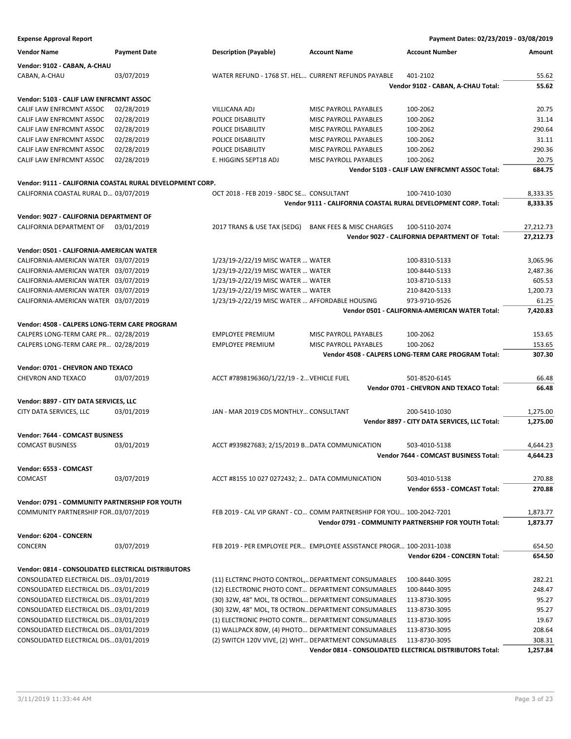**Expense Approval Report** — Payment Dates: 02/23/2019 - 03/08/2019

| Vendor Name | Payment Date | Description (Payable) | Account Name | Account Number | Amount |
|---|---|---|---|---|---|
| **Vendor: 9102 - CABAN, A-CHAU** | | | | | |
| CABAN, A-CHAU | 03/07/2019 | WATER REFUND - 1768 ST. HEL... | CURRENT REFUNDS PAYABLE | 401-2102 | 55.62 |
| | | | | **Vendor 9102 - CABAN, A-CHAU Total:** | **55.62** |
| **Vendor: 5103 - CALIF LAW ENFRCMNT ASSOC** | | | | | |
| CALIF LAW ENFRCMNT ASSOC | 02/28/2019 | VILLICANA ADJ | MISC PAYROLL PAYABLES | 100-2062 | 20.75 |
| CALIF LAW ENFRCMNT ASSOC | 02/28/2019 | POLICE DISABILITY | MISC PAYROLL PAYABLES | 100-2062 | 31.14 |
| CALIF LAW ENFRCMNT ASSOC | 02/28/2019 | POLICE DISABILITY | MISC PAYROLL PAYABLES | 100-2062 | 290.64 |
| CALIF LAW ENFRCMNT ASSOC | 02/28/2019 | POLICE DISABILITY | MISC PAYROLL PAYABLES | 100-2062 | 31.11 |
| CALIF LAW ENFRCMNT ASSOC | 02/28/2019 | POLICE DISABILITY | MISC PAYROLL PAYABLES | 100-2062 | 290.36 |
| CALIF LAW ENFRCMNT ASSOC | 02/28/2019 | E. HIGGINS SEPT18 ADJ | MISC PAYROLL PAYABLES | 100-2062 | 20.75 |
| | | | | **Vendor 5103 - CALIF LAW ENFRCMNT ASSOC Total:** | **684.75** |
| **Vendor: 9111 - CALIFORNIA COASTAL RURAL DEVELOPMENT CORP.** | | | | | |
| CALIFORNIA COASTAL RURAL D... | 03/07/2019 | OCT 2018 - FEB 2019 - SBDC SE... | CONSULTANT | 100-7410-1030 | 8,333.35 |
| | | | | **Vendor 9111 - CALIFORNIA COASTAL RURAL DEVELOPMENT CORP. Total:** | **8,333.35** |
| **Vendor: 9027 - CALIFORNIA DEPARTMENT OF** | | | | | |
| CALIFORNIA DEPARTMENT OF | 03/01/2019 | 2017 TRANS & USE TAX (SEDG) | BANK FEES & MISC CHARGES | 100-5110-2074 | 27,212.73 |
| | | | | **Vendor 9027 - CALIFORNIA DEPARTMENT OF Total:** | **27,212.73** |
| **Vendor: 0501 - CALIFORNIA-AMERICAN WATER** | | | | | |
| CALIFORNIA-AMERICAN WATER | 03/07/2019 | 1/23/19-2/22/19 MISC WATER ... | WATER | 100-8310-5133 | 3,065.96 |
| CALIFORNIA-AMERICAN WATER | 03/07/2019 | 1/23/19-2/22/19 MISC WATER ... | WATER | 100-8440-5133 | 2,487.36 |
| CALIFORNIA-AMERICAN WATER | 03/07/2019 | 1/23/19-2/22/19 MISC WATER ... | WATER | 103-8710-5133 | 605.53 |
| CALIFORNIA-AMERICAN WATER | 03/07/2019 | 1/23/19-2/22/19 MISC WATER ... | WATER | 210-8420-5133 | 1,200.73 |
| CALIFORNIA-AMERICAN WATER | 03/07/2019 | 1/23/19-2/22/19 MISC WATER ... | AFFORDABLE HOUSING | 973-9710-9526 | 61.25 |
| | | | | **Vendor 0501 - CALIFORNIA-AMERICAN WATER Total:** | **7,420.83** |
| **Vendor: 4508 - CALPERS LONG-TERM CARE PROGRAM** | | | | | |
| CALPERS LONG-TERM CARE PR... | 02/28/2019 | EMPLOYEE PREMIUM | MISC PAYROLL PAYABLES | 100-2062 | 153.65 |
| CALPERS LONG-TERM CARE PR... | 02/28/2019 | EMPLOYEE PREMIUM | MISC PAYROLL PAYABLES | 100-2062 | 153.65 |
| | | | | **Vendor 4508 - CALPERS LONG-TERM CARE PROGRAM Total:** | **307.30** |
| **Vendor: 0701 - CHEVRON AND TEXACO** | | | | | |
| CHEVRON AND TEXACO | 03/07/2019 | ACCT #7898196360/1/22/19 - 2... | VEHICLE FUEL | 501-8520-6145 | 66.48 |
| | | | | **Vendor 0701 - CHEVRON AND TEXACO Total:** | **66.48** |
| **Vendor: 8897 - CITY DATA SERVICES, LLC** | | | | | |
| CITY DATA SERVICES, LLC | 03/01/2019 | JAN - MAR 2019 CDS MONTHLY... | CONSULTANT | 200-5410-1030 | 1,275.00 |
| | | | | **Vendor 8897 - CITY DATA SERVICES, LLC Total:** | **1,275.00** |
| **Vendor: 7644 - COMCAST BUSINESS** | | | | | |
| COMCAST BUSINESS | 03/01/2019 | ACCT #939827683; 2/15/2019 B... | DATA COMMUNICATION | 503-4010-5138 | 4,644.23 |
| | | | | **Vendor 7644 - COMCAST BUSINESS Total:** | **4,644.23** |
| **Vendor: 6553 - COMCAST** | | | | | |
| COMCAST | 03/07/2019 | ACCT #8155 10 027 0272432; 2... | DATA COMMUNICATION | 503-4010-5138 | 270.88 |
| | | | | **Vendor 6553 - COMCAST Total:** | **270.88** |
| **Vendor: 0791 - COMMUNITY PARTNERSHIP FOR YOUTH** | | | | | |
| COMMUNITY PARTNERSHIP FOR... | 03/07/2019 | FEB 2019 - CAL VIP GRANT - CO... | COMM PARTNERSHIP FOR YOU... | 100-2042-7201 | 1,873.77 |
| | | | | **Vendor 0791 - COMMUNITY PARTNERSHIP FOR YOUTH Total:** | **1,873.77** |
| **Vendor: 6204 - CONCERN** | | | | | |
| CONCERN | 03/07/2019 | FEB 2019 - PER EMPLOYEE PER... | EMPLOYEE ASSISTANCE PROGR... | 100-2031-1038 | 654.50 |
| | | | | **Vendor 6204 - CONCERN Total:** | **654.50** |
| **Vendor: 0814 - CONSOLIDATED ELECTRICAL DISTRIBUTORS** | | | | | |
| CONSOLIDATED ELECTRICAL DIS... | 03/01/2019 | (11) ELCTRNC PHOTO CONTROL,... | DEPARTMENT CONSUMABLES | 100-8440-3095 | 282.21 |
| CONSOLIDATED ELECTRICAL DIS... | 03/01/2019 | (12) ELECTRONIC PHOTO CONT... | DEPARTMENT CONSUMABLES | 100-8440-3095 | 248.47 |
| CONSOLIDATED ELECTRICAL DIS... | 03/01/2019 | (30) 32W, 48" MOL, T8 OCTROL... | DEPARTMENT CONSUMABLES | 113-8730-3095 | 95.27 |
| CONSOLIDATED ELECTRICAL DIS... | 03/01/2019 | (30) 32W, 48" MOL, T8 OCTRON... | DEPARTMENT CONSUMABLES | 113-8730-3095 | 95.27 |
| CONSOLIDATED ELECTRICAL DIS... | 03/01/2019 | (1) ELECTRONIC PHOTO CONTR... | DEPARTMENT CONSUMABLES | 113-8730-3095 | 19.67 |
| CONSOLIDATED ELECTRICAL DIS... | 03/01/2019 | (1) WALLPACK 80W, (4) PHOTO... | DEPARTMENT CONSUMABLES | 113-8730-3095 | 208.64 |
| CONSOLIDATED ELECTRICAL DIS... | 03/01/2019 | (2) SWITCH 120V VIVE, (2) WHT... | DEPARTMENT CONSUMABLES | 113-8730-3095 | 308.31 |
| | | | | **Vendor 0814 - CONSOLIDATED ELECTRICAL DISTRIBUTORS Total:** | **1,257.84** |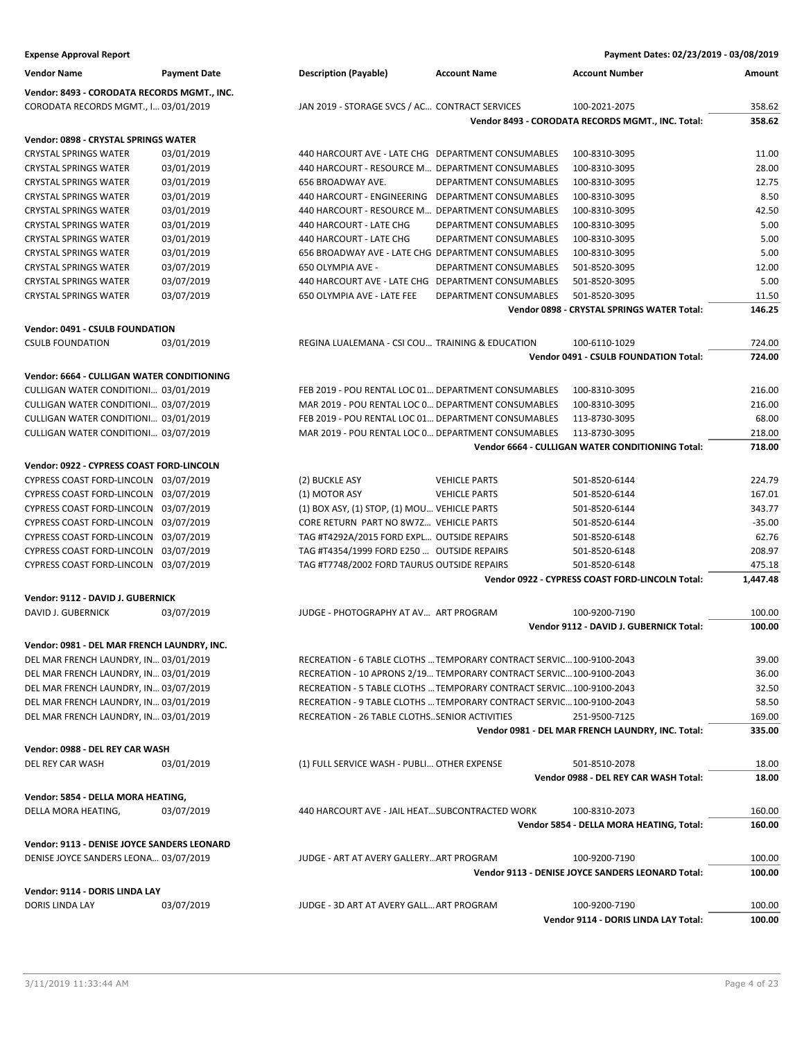**Expense Approval Report** — Payment Dates: 02/23/2019 - 03/08/2019

| Vendor Name | Payment Date | Description (Payable) | Account Name | Account Number | Amount |
|---|---|---|---|---|---|
| **Vendor: 8493 - CORODATA RECORDS MGMT., INC.** | | | | | |
| CORODATA RECORDS MGMT., I... | 03/01/2019 | JAN 2019 - STORAGE SVCS / AC... | CONTRACT SERVICES | 100-2021-2075 | 358.62 |
| | | | | **Vendor 8493 - CORODATA RECORDS MGMT., INC. Total:** | **358.62** |
| **Vendor: 0898 - CRYSTAL SPRINGS WATER** | | | | | |
| CRYSTAL SPRINGS WATER | 03/01/2019 | 440 HARCOURT AVE - LATE CHG | DEPARTMENT CONSUMABLES | 100-8310-3095 | 11.00 |
| CRYSTAL SPRINGS WATER | 03/01/2019 | 440 HARCOURT - RESOURCE M... | DEPARTMENT CONSUMABLES | 100-8310-3095 | 28.00 |
| CRYSTAL SPRINGS WATER | 03/01/2019 | 656 BROADWAY AVE. | DEPARTMENT CONSUMABLES | 100-8310-3095 | 12.75 |
| CRYSTAL SPRINGS WATER | 03/01/2019 | 440 HARCOURT - ENGINEERING | DEPARTMENT CONSUMABLES | 100-8310-3095 | 8.50 |
| CRYSTAL SPRINGS WATER | 03/01/2019 | 440 HARCOURT - RESOURCE M... | DEPARTMENT CONSUMABLES | 100-8310-3095 | 42.50 |
| CRYSTAL SPRINGS WATER | 03/01/2019 | 440 HARCOURT - LATE CHG | DEPARTMENT CONSUMABLES | 100-8310-3095 | 5.00 |
| CRYSTAL SPRINGS WATER | 03/01/2019 | 440 HARCOURT - LATE CHG | DEPARTMENT CONSUMABLES | 100-8310-3095 | 5.00 |
| CRYSTAL SPRINGS WATER | 03/01/2019 | 656 BROADWAY AVE - LATE CHG | DEPARTMENT CONSUMABLES | 100-8310-3095 | 5.00 |
| CRYSTAL SPRINGS WATER | 03/07/2019 | 650 OLYMPIA AVE - | DEPARTMENT CONSUMABLES | 501-8520-3095 | 12.00 |
| CRYSTAL SPRINGS WATER | 03/07/2019 | 440 HARCOURT AVE - LATE CHG | DEPARTMENT CONSUMABLES | 501-8520-3095 | 5.00 |
| CRYSTAL SPRINGS WATER | 03/07/2019 | 650 OLYMPIA AVE - LATE FEE | DEPARTMENT CONSUMABLES | 501-8520-3095 | 11.50 |
| | | | | **Vendor 0898 - CRYSTAL SPRINGS WATER Total:** | **146.25** |
| **Vendor: 0491 - CSULB FOUNDATION** | | | | | |
| CSULB FOUNDATION | 03/01/2019 | REGINA LUALEMANA - CSI COU... | TRAINING & EDUCATION | 100-6110-1029 | 724.00 |
| | | | | **Vendor 0491 - CSULB FOUNDATION Total:** | **724.00** |
| **Vendor: 6664 - CULLIGAN WATER CONDITIONING** | | | | | |
| CULLIGAN WATER CONDITIONI... | 03/01/2019 | FEB 2019 - POU RENTAL LOC 01... | DEPARTMENT CONSUMABLES | 100-8310-3095 | 216.00 |
| CULLIGAN WATER CONDITIONI... | 03/07/2019 | MAR 2019 - POU RENTAL LOC 0... | DEPARTMENT CONSUMABLES | 100-8310-3095 | 216.00 |
| CULLIGAN WATER CONDITIONI... | 03/01/2019 | FEB 2019 - POU RENTAL LOC 01... | DEPARTMENT CONSUMABLES | 113-8730-3095 | 68.00 |
| CULLIGAN WATER CONDITIONI... | 03/07/2019 | MAR 2019 - POU RENTAL LOC 0... | DEPARTMENT CONSUMABLES | 113-8730-3095 | 218.00 |
| | | | | **Vendor 6664 - CULLIGAN WATER CONDITIONING Total:** | **718.00** |
| **Vendor: 0922 - CYPRESS COAST FORD-LINCOLN** | | | | | |
| CYPRESS COAST FORD-LINCOLN | 03/07/2019 | (2) BUCKLE ASY | VEHICLE PARTS | 501-8520-6144 | 224.79 |
| CYPRESS COAST FORD-LINCOLN | 03/07/2019 | (1) MOTOR ASY | VEHICLE PARTS | 501-8520-6144 | 167.01 |
| CYPRESS COAST FORD-LINCOLN | 03/07/2019 | (1) BOX ASY, (1) STOP, (1) MOU... | VEHICLE PARTS | 501-8520-6144 | 343.77 |
| CYPRESS COAST FORD-LINCOLN | 03/07/2019 | CORE RETURN PART NO 8W7Z... | VEHICLE PARTS | 501-8520-6144 | -35.00 |
| CYPRESS COAST FORD-LINCOLN | 03/07/2019 | TAG #T4292A/2015 FORD EXPL... | OUTSIDE REPAIRS | 501-8520-6148 | 62.76 |
| CYPRESS COAST FORD-LINCOLN | 03/07/2019 | TAG #T4354/1999 FORD E250 ... | OUTSIDE REPAIRS | 501-8520-6148 | 208.97 |
| CYPRESS COAST FORD-LINCOLN | 03/07/2019 | TAG #T7748/2002 FORD TAURUS | OUTSIDE REPAIRS | 501-8520-6148 | 475.18 |
| | | | | **Vendor 0922 - CYPRESS COAST FORD-LINCOLN Total:** | **1,447.48** |
| **Vendor: 9112 - DAVID J. GUBERNICK** | | | | | |
| DAVID J. GUBERNICK | 03/07/2019 | JUDGE - PHOTOGRAPHY AT AV... | ART PROGRAM | 100-9200-7190 | 100.00 |
| | | | | **Vendor 9112 - DAVID J. GUBERNICK Total:** | **100.00** |
| **Vendor: 0981 - DEL MAR FRENCH LAUNDRY, INC.** | | | | | |
| DEL MAR FRENCH LAUNDRY, IN... | 03/01/2019 | RECREATION - 6 TABLE CLOTHS ... | TEMPORARY CONTRACT SERVIC... | 100-9100-2043 | 39.00 |
| DEL MAR FRENCH LAUNDRY, IN... | 03/01/2019 | RECREATION - 10 APRONS 2/19... | TEMPORARY CONTRACT SERVIC... | 100-9100-2043 | 36.00 |
| DEL MAR FRENCH LAUNDRY, IN... | 03/07/2019 | RECREATION - 5 TABLE CLOTHS ... | TEMPORARY CONTRACT SERVIC... | 100-9100-2043 | 32.50 |
| DEL MAR FRENCH LAUNDRY, IN... | 03/01/2019 | RECREATION - 9 TABLE CLOTHS ... | TEMPORARY CONTRACT SERVIC... | 100-9100-2043 | 58.50 |
| DEL MAR FRENCH LAUNDRY, IN... | 03/01/2019 | RECREATION - 26 TABLE CLOTHS... | SENIOR ACTIVITIES | 251-9500-7125 | 169.00 |
| | | | | **Vendor 0981 - DEL MAR FRENCH LAUNDRY, INC. Total:** | **335.00** |
| **Vendor: 0988 - DEL REY CAR WASH** | | | | | |
| DEL REY CAR WASH | 03/01/2019 | (1) FULL SERVICE WASH - PUBLI... | OTHER EXPENSE | 501-8510-2078 | 18.00 |
| | | | | **Vendor 0988 - DEL REY CAR WASH Total:** | **18.00** |
| **Vendor: 5854 - DELLA MORA HEATING,** | | | | | |
| DELLA MORA HEATING, | 03/07/2019 | 440 HARCOURT AVE - JAIL HEAT... | SUBCONTRACTED WORK | 100-8310-2073 | 160.00 |
| | | | | **Vendor 5854 - DELLA MORA HEATING, Total:** | **160.00** |
| **Vendor: 9113 - DENISE JOYCE SANDERS LEONARD** | | | | | |
| DENISE JOYCE SANDERS LEONA... | 03/07/2019 | JUDGE - ART AT AVERY GALLERY... | ART PROGRAM | 100-9200-7190 | 100.00 |
| | | | | **Vendor 9113 - DENISE JOYCE SANDERS LEONARD Total:** | **100.00** |
| **Vendor: 9114 - DORIS LINDA LAY** | | | | | |
| DORIS LINDA LAY | 03/07/2019 | JUDGE - 3D ART AT AVERY GALL... | ART PROGRAM | 100-9200-7190 | 100.00 |
| | | | | **Vendor 9114 - DORIS LINDA LAY Total:** | **100.00** |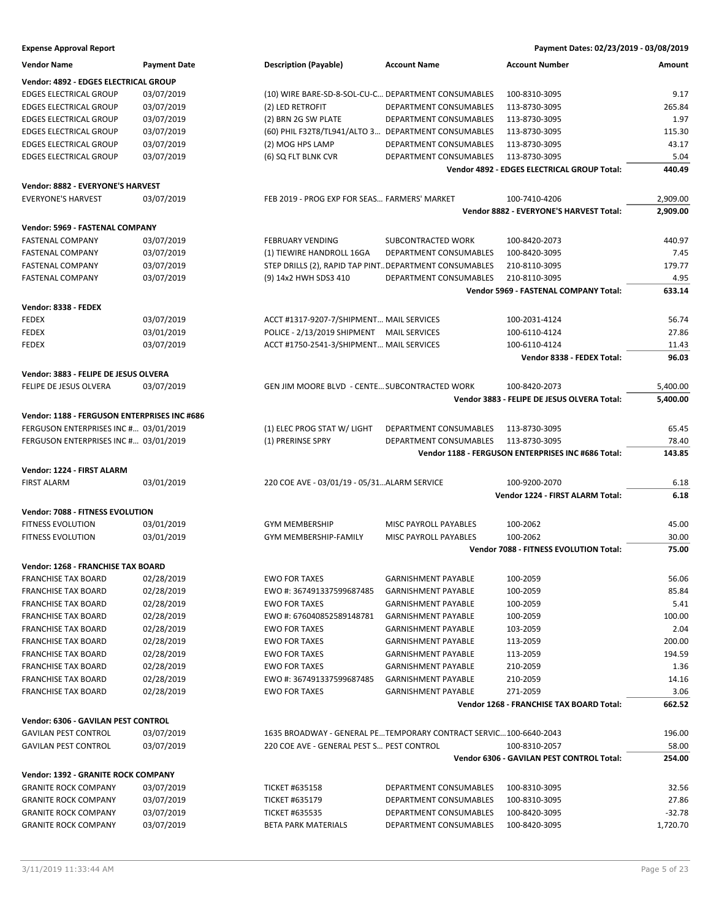**Expense Approval Report** — Payment Dates: 02/23/2019 - 03/08/2019

| Vendor Name | Payment Date | Description (Payable) | Account Name | Account Number | Amount |
|---|---|---|---|---|---|
| **Vendor: 4892 - EDGES ELECTRICAL GROUP** | | | | | |
| EDGES ELECTRICAL GROUP | 03/07/2019 | (10) WIRE BARE-SD-8-SOL-CU-C... | DEPARTMENT CONSUMABLES | 100-8310-3095 | 9.17 |
| EDGES ELECTRICAL GROUP | 03/07/2019 | (2) LED RETROFIT | DEPARTMENT CONSUMABLES | 113-8730-3095 | 265.84 |
| EDGES ELECTRICAL GROUP | 03/07/2019 | (2) BRN 2G SW PLATE | DEPARTMENT CONSUMABLES | 113-8730-3095 | 1.97 |
| EDGES ELECTRICAL GROUP | 03/07/2019 | (60) PHIL F32T8/TL941/ALTO 3... | DEPARTMENT CONSUMABLES | 113-8730-3095 | 115.30 |
| EDGES ELECTRICAL GROUP | 03/07/2019 | (2) MOG HPS LAMP | DEPARTMENT CONSUMABLES | 113-8730-3095 | 43.17 |
| EDGES ELECTRICAL GROUP | 03/07/2019 | (6) SQ FLT BLNK CVR | DEPARTMENT CONSUMABLES | 113-8730-3095 | 5.04 |
| | | | | **Vendor 4892 - EDGES ELECTRICAL GROUP Total:** | **440.49** |
| **Vendor: 8882 - EVERYONE'S HARVEST** | | | | | |
| EVERYONE'S HARVEST | 03/07/2019 | FEB 2019 - PROG EXP FOR SEAS... | FARMERS' MARKET | 100-7410-4206 | 2,909.00 |
| | | | | **Vendor 8882 - EVERYONE'S HARVEST Total:** | **2,909.00** |
| **Vendor: 5969 - FASTENAL COMPANY** | | | | | |
| FASTENAL COMPANY | 03/07/2019 | FEBRUARY VENDING | SUBCONTRACTED WORK | 100-8420-2073 | 440.97 |
| FASTENAL COMPANY | 03/07/2019 | (1) TIEWIRE HANDROLL 16GA | DEPARTMENT CONSUMABLES | 100-8420-3095 | 7.45 |
| FASTENAL COMPANY | 03/07/2019 | STEP DRILLS (2), RAPID TAP PINT... | DEPARTMENT CONSUMABLES | 210-8110-3095 | 179.77 |
| FASTENAL COMPANY | 03/07/2019 | (9) 14x2 HWH SDS3 410 | DEPARTMENT CONSUMABLES | 210-8110-3095 | 4.95 |
| | | | | **Vendor 5969 - FASTENAL COMPANY Total:** | **633.14** |
| **Vendor: 8338 - FEDEX** | | | | | |
| FEDEX | 03/07/2019 | ACCT #1317-9207-7/SHIPMENT... | MAIL SERVICES | 100-2031-4124 | 56.74 |
| FEDEX | 03/01/2019 | POLICE - 2/13/2019 SHIPMENT | MAIL SERVICES | 100-6110-4124 | 27.86 |
| FEDEX | 03/07/2019 | ACCT #1750-2541-3/SHIPMENT... | MAIL SERVICES | 100-6110-4124 | 11.43 |
| | | | | **Vendor 8338 - FEDEX Total:** | **96.03** |
| **Vendor: 3883 - FELIPE DE JESUS OLVERA** | | | | | |
| FELIPE DE JESUS OLVERA | 03/07/2019 | GEN JIM MOORE BLVD - CENTE... | SUBCONTRACTED WORK | 100-8420-2073 | 5,400.00 |
| | | | | **Vendor 3883 - FELIPE DE JESUS OLVERA Total:** | **5,400.00** |
| **Vendor: 1188 - FERGUSON ENTERPRISES INC #686** | | | | | |
| FERGUSON ENTERPRISES INC #... | 03/01/2019 | (1) ELEC PROG STAT W/ LIGHT | DEPARTMENT CONSUMABLES | 113-8730-3095 | 65.45 |
| FERGUSON ENTERPRISES INC #... | 03/01/2019 | (1) PRERINSE SPRY | DEPARTMENT CONSUMABLES | 113-8730-3095 | 78.40 |
| | | | | **Vendor 1188 - FERGUSON ENTERPRISES INC #686 Total:** | **143.85** |
| **Vendor: 1224 - FIRST ALARM** | | | | | |
| FIRST ALARM | 03/01/2019 | 220 COE AVE - 03/01/19 - 05/31... | ALARM SERVICE | 100-9200-2070 | 6.18 |
| | | | | **Vendor 1224 - FIRST ALARM Total:** | **6.18** |
| **Vendor: 7088 - FITNESS EVOLUTION** | | | | | |
| FITNESS EVOLUTION | 03/01/2019 | GYM MEMBERSHIP | MISC PAYROLL PAYABLES | 100-2062 | 45.00 |
| FITNESS EVOLUTION | 03/01/2019 | GYM MEMBERSHIP-FAMILY | MISC PAYROLL PAYABLES | 100-2062 | 30.00 |
| | | | | **Vendor 7088 - FITNESS EVOLUTION Total:** | **75.00** |
| **Vendor: 1268 - FRANCHISE TAX BOARD** | | | | | |
| FRANCHISE TAX BOARD | 02/28/2019 | EWO FOR TAXES | GARNISHMENT PAYABLE | 100-2059 | 56.06 |
| FRANCHISE TAX BOARD | 02/28/2019 | EWO #: 367491337599687485 | GARNISHMENT PAYABLE | 100-2059 | 85.84 |
| FRANCHISE TAX BOARD | 02/28/2019 | EWO FOR TAXES | GARNISHMENT PAYABLE | 100-2059 | 5.41 |
| FRANCHISE TAX BOARD | 02/28/2019 | EWO #: 676040852589148781 | GARNISHMENT PAYABLE | 100-2059 | 100.00 |
| FRANCHISE TAX BOARD | 02/28/2019 | EWO FOR TAXES | GARNISHMENT PAYABLE | 103-2059 | 2.04 |
| FRANCHISE TAX BOARD | 02/28/2019 | EWO FOR TAXES | GARNISHMENT PAYABLE | 113-2059 | 200.00 |
| FRANCHISE TAX BOARD | 02/28/2019 | EWO FOR TAXES | GARNISHMENT PAYABLE | 113-2059 | 194.59 |
| FRANCHISE TAX BOARD | 02/28/2019 | EWO FOR TAXES | GARNISHMENT PAYABLE | 210-2059 | 1.36 |
| FRANCHISE TAX BOARD | 02/28/2019 | EWO #: 367491337599687485 | GARNISHMENT PAYABLE | 210-2059 | 14.16 |
| FRANCHISE TAX BOARD | 02/28/2019 | EWO FOR TAXES | GARNISHMENT PAYABLE | 271-2059 | 3.06 |
| | | | | **Vendor 1268 - FRANCHISE TAX BOARD Total:** | **662.52** |
| **Vendor: 6306 - GAVILAN PEST CONTROL** | | | | | |
| GAVILAN PEST CONTROL | 03/07/2019 | 1635 BROADWAY - GENERAL PE... | TEMPORARY CONTRACT SERVIC... | 100-6640-2043 | 196.00 |
| GAVILAN PEST CONTROL | 03/07/2019 | 220 COE AVE - GENERAL PEST S... | PEST CONTROL | 100-8310-2057 | 58.00 |
| | | | | **Vendor 6306 - GAVILAN PEST CONTROL Total:** | **254.00** |
| **Vendor: 1392 - GRANITE ROCK COMPANY** | | | | | |
| GRANITE ROCK COMPANY | 03/07/2019 | TICKET #635158 | DEPARTMENT CONSUMABLES | 100-8310-3095 | 32.56 |
| GRANITE ROCK COMPANY | 03/07/2019 | TICKET #635179 | DEPARTMENT CONSUMABLES | 100-8310-3095 | 27.86 |
| GRANITE ROCK COMPANY | 03/07/2019 | TICKET #635535 | DEPARTMENT CONSUMABLES | 100-8420-3095 | -32.78 |
| GRANITE ROCK COMPANY | 03/07/2019 | BETA PARK MATERIALS | DEPARTMENT CONSUMABLES | 100-8420-3095 | 1,720.70 |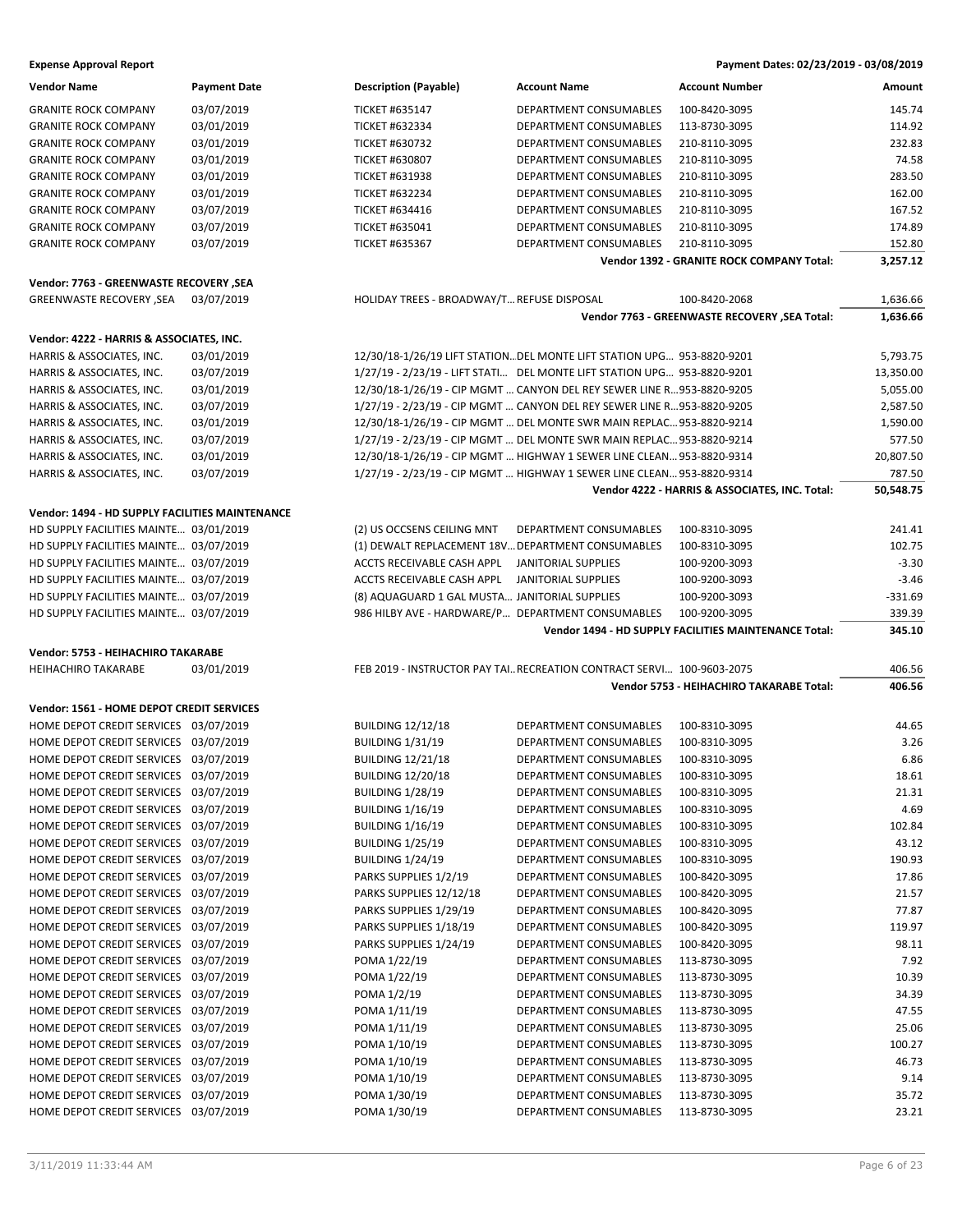**Expense Approval Report** — Payment Dates: 02/23/2019 - 03/08/2019

| Vendor Name | Payment Date | Description (Payable) | Account Name | Account Number | Amount |
|---|---|---|---|---|---|
| GRANITE ROCK COMPANY | 03/07/2019 | TICKET #635147 | DEPARTMENT CONSUMABLES | 100-8420-3095 | 145.74 |
| GRANITE ROCK COMPANY | 03/01/2019 | TICKET #632334 | DEPARTMENT CONSUMABLES | 113-8730-3095 | 114.92 |
| GRANITE ROCK COMPANY | 03/01/2019 | TICKET #630732 | DEPARTMENT CONSUMABLES | 210-8110-3095 | 232.83 |
| GRANITE ROCK COMPANY | 03/01/2019 | TICKET #630807 | DEPARTMENT CONSUMABLES | 210-8110-3095 | 74.58 |
| GRANITE ROCK COMPANY | 03/01/2019 | TICKET #631938 | DEPARTMENT CONSUMABLES | 210-8110-3095 | 283.50 |
| GRANITE ROCK COMPANY | 03/01/2019 | TICKET #632234 | DEPARTMENT CONSUMABLES | 210-8110-3095 | 162.00 |
| GRANITE ROCK COMPANY | 03/07/2019 | TICKET #634416 | DEPARTMENT CONSUMABLES | 210-8110-3095 | 167.52 |
| GRANITE ROCK COMPANY | 03/07/2019 | TICKET #635041 | DEPARTMENT CONSUMABLES | 210-8110-3095 | 174.89 |
| GRANITE ROCK COMPANY | 03/07/2019 | TICKET #635367 | DEPARTMENT CONSUMABLES | 210-8110-3095 | 152.80 |
| | | | | **Vendor 1392 - GRANITE ROCK COMPANY Total:** | **3,257.12** |
| **Vendor: 7763 - GREENWASTE RECOVERY ,SEA** | | | | | |
| GREENWASTE RECOVERY ,SEA | 03/07/2019 | HOLIDAY TREES - BROADWAY/T... | REFUSE DISPOSAL | 100-8420-2068 | 1,636.66 |
| | | | | **Vendor 7763 - GREENWASTE RECOVERY ,SEA Total:** | **1,636.66** |
| **Vendor: 4222 - HARRIS & ASSOCIATES, INC.** | | | | | |
| HARRIS & ASSOCIATES, INC. | 03/01/2019 | 12/30/18-1/26/19 LIFT STATION... | DEL MONTE LIFT STATION UPG... | 953-8820-9201 | 5,793.75 |
| HARRIS & ASSOCIATES, INC. | 03/07/2019 | 1/27/19 - 2/23/19 - LIFT STATI... | DEL MONTE LIFT STATION UPG... | 953-8820-9201 | 13,350.00 |
| HARRIS & ASSOCIATES, INC. | 03/01/2019 | 12/30/18-1/26/19 - CIP MGMT ... | CANYON DEL REY SEWER LINE R... | 953-8820-9205 | 5,055.00 |
| HARRIS & ASSOCIATES, INC. | 03/07/2019 | 1/27/19 - 2/23/19 - CIP MGMT ... | CANYON DEL REY SEWER LINE R... | 953-8820-9205 | 2,587.50 |
| HARRIS & ASSOCIATES, INC. | 03/01/2019 | 12/30/18-1/26/19 - CIP MGMT ... | DEL MONTE SWR MAIN REPLAC... | 953-8820-9214 | 1,590.00 |
| HARRIS & ASSOCIATES, INC. | 03/07/2019 | 1/27/19 - 2/23/19 - CIP MGMT ... | DEL MONTE SWR MAIN REPLAC... | 953-8820-9214 | 577.50 |
| HARRIS & ASSOCIATES, INC. | 03/01/2019 | 12/30/18-1/26/19 - CIP MGMT ... | HIGHWAY 1 SEWER LINE CLEAN... | 953-8820-9314 | 20,807.50 |
| HARRIS & ASSOCIATES, INC. | 03/07/2019 | 1/27/19 - 2/23/19 - CIP MGMT ... | HIGHWAY 1 SEWER LINE CLEAN... | 953-8820-9314 | 787.50 |
| | | | | **Vendor 4222 - HARRIS & ASSOCIATES, INC. Total:** | **50,548.75** |
| **Vendor: 1494 - HD SUPPLY FACILITIES MAINTENANCE** | | | | | |
| HD SUPPLY FACILITIES MAINTE... | 03/01/2019 | (2) US OCCSENS CEILING MNT | DEPARTMENT CONSUMABLES | 100-8310-3095 | 241.41 |
| HD SUPPLY FACILITIES MAINTE... | 03/07/2019 | (1) DEWALT REPLACEMENT 18V... | DEPARTMENT CONSUMABLES | 100-8310-3095 | 102.75 |
| HD SUPPLY FACILITIES MAINTE... | 03/07/2019 | ACCTS RECEIVABLE CASH APPL | JANITORIAL SUPPLIES | 100-9200-3093 | -3.30 |
| HD SUPPLY FACILITIES MAINTE... | 03/07/2019 | ACCTS RECEIVABLE CASH APPL | JANITORIAL SUPPLIES | 100-9200-3093 | -3.46 |
| HD SUPPLY FACILITIES MAINTE... | 03/07/2019 | (8) AQUAGUARD 1 GAL MUSTA... | JANITORIAL SUPPLIES | 100-9200-3093 | -331.69 |
| HD SUPPLY FACILITIES MAINTE... | 03/07/2019 | 986 HILBY AVE - HARDWARE/P... | DEPARTMENT CONSUMABLES | 100-9200-3095 | 339.39 |
| | | | | **Vendor 1494 - HD SUPPLY FACILITIES MAINTENANCE Total:** | **345.10** |
| **Vendor: 5753 - HEIHACHIRO TAKARABE** | | | | | |
| HEIHACHIRO TAKARABE | 03/01/2019 | FEB 2019 - INSTRUCTOR PAY TAI... | RECREATION CONTRACT SERVI... | 100-9603-2075 | 406.56 |
| | | | | **Vendor 5753 - HEIHACHIRO TAKARABE Total:** | **406.56** |
| **Vendor: 1561 - HOME DEPOT CREDIT SERVICES** | | | | | |
| HOME DEPOT CREDIT SERVICES | 03/07/2019 | BUILDING 12/12/18 | DEPARTMENT CONSUMABLES | 100-8310-3095 | 44.65 |
| HOME DEPOT CREDIT SERVICES | 03/07/2019 | BUILDING 1/31/19 | DEPARTMENT CONSUMABLES | 100-8310-3095 | 3.26 |
| HOME DEPOT CREDIT SERVICES | 03/07/2019 | BUILDING 12/21/18 | DEPARTMENT CONSUMABLES | 100-8310-3095 | 6.86 |
| HOME DEPOT CREDIT SERVICES | 03/07/2019 | BUILDING 12/20/18 | DEPARTMENT CONSUMABLES | 100-8310-3095 | 18.61 |
| HOME DEPOT CREDIT SERVICES | 03/07/2019 | BUILDING 1/28/19 | DEPARTMENT CONSUMABLES | 100-8310-3095 | 21.31 |
| HOME DEPOT CREDIT SERVICES | 03/07/2019 | BUILDING 1/16/19 | DEPARTMENT CONSUMABLES | 100-8310-3095 | 4.69 |
| HOME DEPOT CREDIT SERVICES | 03/07/2019 | BUILDING 1/16/19 | DEPARTMENT CONSUMABLES | 100-8310-3095 | 102.84 |
| HOME DEPOT CREDIT SERVICES | 03/07/2019 | BUILDING 1/25/19 | DEPARTMENT CONSUMABLES | 100-8310-3095 | 43.12 |
| HOME DEPOT CREDIT SERVICES | 03/07/2019 | BUILDING 1/24/19 | DEPARTMENT CONSUMABLES | 100-8310-3095 | 190.93 |
| HOME DEPOT CREDIT SERVICES | 03/07/2019 | PARKS SUPPLIES 1/2/19 | DEPARTMENT CONSUMABLES | 100-8420-3095 | 17.86 |
| HOME DEPOT CREDIT SERVICES | 03/07/2019 | PARKS SUPPLIES 12/12/18 | DEPARTMENT CONSUMABLES | 100-8420-3095 | 21.57 |
| HOME DEPOT CREDIT SERVICES | 03/07/2019 | PARKS SUPPLIES 1/29/19 | DEPARTMENT CONSUMABLES | 100-8420-3095 | 77.87 |
| HOME DEPOT CREDIT SERVICES | 03/07/2019 | PARKS SUPPLIES 1/18/19 | DEPARTMENT CONSUMABLES | 100-8420-3095 | 119.97 |
| HOME DEPOT CREDIT SERVICES | 03/07/2019 | PARKS SUPPLIES 1/24/19 | DEPARTMENT CONSUMABLES | 100-8420-3095 | 98.11 |
| HOME DEPOT CREDIT SERVICES | 03/07/2019 | POMA 1/22/19 | DEPARTMENT CONSUMABLES | 113-8730-3095 | 7.92 |
| HOME DEPOT CREDIT SERVICES | 03/07/2019 | POMA 1/22/19 | DEPARTMENT CONSUMABLES | 113-8730-3095 | 10.39 |
| HOME DEPOT CREDIT SERVICES | 03/07/2019 | POMA 1/2/19 | DEPARTMENT CONSUMABLES | 113-8730-3095 | 34.39 |
| HOME DEPOT CREDIT SERVICES | 03/07/2019 | POMA 1/11/19 | DEPARTMENT CONSUMABLES | 113-8730-3095 | 47.55 |
| HOME DEPOT CREDIT SERVICES | 03/07/2019 | POMA 1/11/19 | DEPARTMENT CONSUMABLES | 113-8730-3095 | 25.06 |
| HOME DEPOT CREDIT SERVICES | 03/07/2019 | POMA 1/10/19 | DEPARTMENT CONSUMABLES | 113-8730-3095 | 100.27 |
| HOME DEPOT CREDIT SERVICES | 03/07/2019 | POMA 1/10/19 | DEPARTMENT CONSUMABLES | 113-8730-3095 | 46.73 |
| HOME DEPOT CREDIT SERVICES | 03/07/2019 | POMA 1/10/19 | DEPARTMENT CONSUMABLES | 113-8730-3095 | 9.14 |
| HOME DEPOT CREDIT SERVICES | 03/07/2019 | POMA 1/30/19 | DEPARTMENT CONSUMABLES | 113-8730-3095 | 35.72 |
| HOME DEPOT CREDIT SERVICES | 03/07/2019 | POMA 1/30/19 | DEPARTMENT CONSUMABLES | 113-8730-3095 | 23.21 |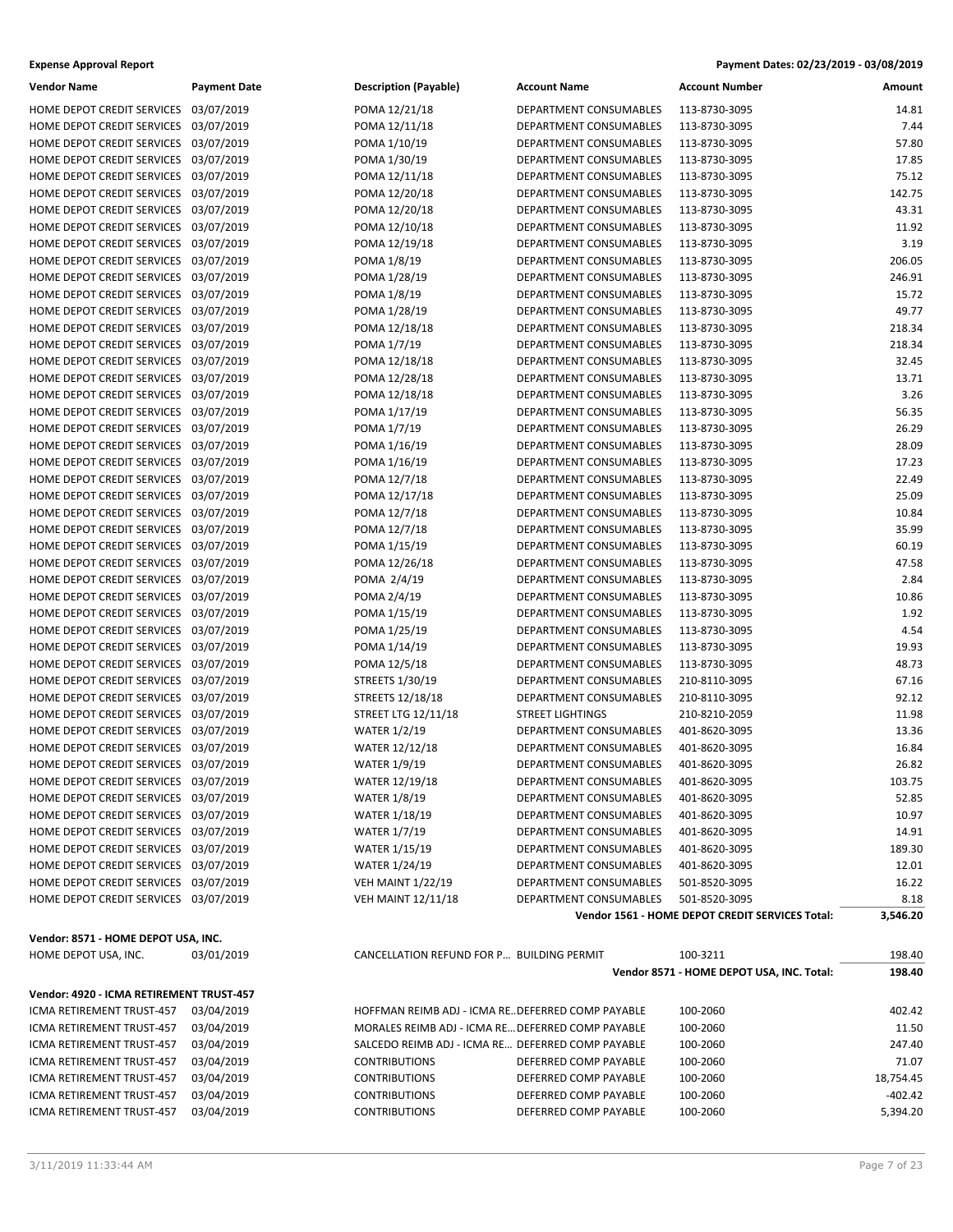**Expense Approval Report** — Payment Dates: 02/23/2019 - 03/08/2019

| Vendor Name | Payment Date | Description (Payable) | Account Name | Account Number | Amount |
|---|---|---|---|---|---|
| HOME DEPOT CREDIT SERVICES | 03/07/2019 | POMA 12/21/18 | DEPARTMENT CONSUMABLES | 113-8730-3095 | 14.81 |
| HOME DEPOT CREDIT SERVICES | 03/07/2019 | POMA 12/11/18 | DEPARTMENT CONSUMABLES | 113-8730-3095 | 7.44 |
| HOME DEPOT CREDIT SERVICES | 03/07/2019 | POMA 1/10/19 | DEPARTMENT CONSUMABLES | 113-8730-3095 | 57.80 |
| HOME DEPOT CREDIT SERVICES | 03/07/2019 | POMA 1/30/19 | DEPARTMENT CONSUMABLES | 113-8730-3095 | 17.85 |
| HOME DEPOT CREDIT SERVICES | 03/07/2019 | POMA 12/11/18 | DEPARTMENT CONSUMABLES | 113-8730-3095 | 75.12 |
| HOME DEPOT CREDIT SERVICES | 03/07/2019 | POMA 12/20/18 | DEPARTMENT CONSUMABLES | 113-8730-3095 | 142.75 |
| HOME DEPOT CREDIT SERVICES | 03/07/2019 | POMA 12/20/18 | DEPARTMENT CONSUMABLES | 113-8730-3095 | 43.31 |
| HOME DEPOT CREDIT SERVICES | 03/07/2019 | POMA 12/10/18 | DEPARTMENT CONSUMABLES | 113-8730-3095 | 11.92 |
| HOME DEPOT CREDIT SERVICES | 03/07/2019 | POMA 12/19/18 | DEPARTMENT CONSUMABLES | 113-8730-3095 | 3.19 |
| HOME DEPOT CREDIT SERVICES | 03/07/2019 | POMA 1/8/19 | DEPARTMENT CONSUMABLES | 113-8730-3095 | 206.05 |
| HOME DEPOT CREDIT SERVICES | 03/07/2019 | POMA 1/28/19 | DEPARTMENT CONSUMABLES | 113-8730-3095 | 246.91 |
| HOME DEPOT CREDIT SERVICES | 03/07/2019 | POMA 1/8/19 | DEPARTMENT CONSUMABLES | 113-8730-3095 | 15.72 |
| HOME DEPOT CREDIT SERVICES | 03/07/2019 | POMA 1/28/19 | DEPARTMENT CONSUMABLES | 113-8730-3095 | 49.77 |
| HOME DEPOT CREDIT SERVICES | 03/07/2019 | POMA 12/18/18 | DEPARTMENT CONSUMABLES | 113-8730-3095 | 218.34 |
| HOME DEPOT CREDIT SERVICES | 03/07/2019 | POMA 1/7/19 | DEPARTMENT CONSUMABLES | 113-8730-3095 | 218.34 |
| HOME DEPOT CREDIT SERVICES | 03/07/2019 | POMA 12/18/18 | DEPARTMENT CONSUMABLES | 113-8730-3095 | 32.45 |
| HOME DEPOT CREDIT SERVICES | 03/07/2019 | POMA 12/28/18 | DEPARTMENT CONSUMABLES | 113-8730-3095 | 13.71 |
| HOME DEPOT CREDIT SERVICES | 03/07/2019 | POMA 12/18/18 | DEPARTMENT CONSUMABLES | 113-8730-3095 | 3.26 |
| HOME DEPOT CREDIT SERVICES | 03/07/2019 | POMA 1/17/19 | DEPARTMENT CONSUMABLES | 113-8730-3095 | 56.35 |
| HOME DEPOT CREDIT SERVICES | 03/07/2019 | POMA 1/7/19 | DEPARTMENT CONSUMABLES | 113-8730-3095 | 26.29 |
| HOME DEPOT CREDIT SERVICES | 03/07/2019 | POMA 1/16/19 | DEPARTMENT CONSUMABLES | 113-8730-3095 | 28.09 |
| HOME DEPOT CREDIT SERVICES | 03/07/2019 | POMA 1/16/19 | DEPARTMENT CONSUMABLES | 113-8730-3095 | 17.23 |
| HOME DEPOT CREDIT SERVICES | 03/07/2019 | POMA 12/7/18 | DEPARTMENT CONSUMABLES | 113-8730-3095 | 22.49 |
| HOME DEPOT CREDIT SERVICES | 03/07/2019 | POMA 12/17/18 | DEPARTMENT CONSUMABLES | 113-8730-3095 | 25.09 |
| HOME DEPOT CREDIT SERVICES | 03/07/2019 | POMA 12/7/18 | DEPARTMENT CONSUMABLES | 113-8730-3095 | 10.84 |
| HOME DEPOT CREDIT SERVICES | 03/07/2019 | POMA 12/7/18 | DEPARTMENT CONSUMABLES | 113-8730-3095 | 35.99 |
| HOME DEPOT CREDIT SERVICES | 03/07/2019 | POMA 1/15/19 | DEPARTMENT CONSUMABLES | 113-8730-3095 | 60.19 |
| HOME DEPOT CREDIT SERVICES | 03/07/2019 | POMA 12/26/18 | DEPARTMENT CONSUMABLES | 113-8730-3095 | 47.58 |
| HOME DEPOT CREDIT SERVICES | 03/07/2019 | POMA 2/4/19 | DEPARTMENT CONSUMABLES | 113-8730-3095 | 2.84 |
| HOME DEPOT CREDIT SERVICES | 03/07/2019 | POMA 2/4/19 | DEPARTMENT CONSUMABLES | 113-8730-3095 | 10.86 |
| HOME DEPOT CREDIT SERVICES | 03/07/2019 | POMA 1/15/19 | DEPARTMENT CONSUMABLES | 113-8730-3095 | 1.92 |
| HOME DEPOT CREDIT SERVICES | 03/07/2019 | POMA 1/25/19 | DEPARTMENT CONSUMABLES | 113-8730-3095 | 4.54 |
| HOME DEPOT CREDIT SERVICES | 03/07/2019 | POMA 1/14/19 | DEPARTMENT CONSUMABLES | 113-8730-3095 | 19.93 |
| HOME DEPOT CREDIT SERVICES | 03/07/2019 | POMA 12/5/18 | DEPARTMENT CONSUMABLES | 113-8730-3095 | 48.73 |
| HOME DEPOT CREDIT SERVICES | 03/07/2019 | STREETS 1/30/19 | DEPARTMENT CONSUMABLES | 210-8110-3095 | 67.16 |
| HOME DEPOT CREDIT SERVICES | 03/07/2019 | STREETS 12/18/18 | DEPARTMENT CONSUMABLES | 210-8110-3095 | 92.12 |
| HOME DEPOT CREDIT SERVICES | 03/07/2019 | STREET LTG 12/11/18 | STREET LIGHTINGS | 210-8210-2059 | 11.98 |
| HOME DEPOT CREDIT SERVICES | 03/07/2019 | WATER 1/2/19 | DEPARTMENT CONSUMABLES | 401-8620-3095 | 13.36 |
| HOME DEPOT CREDIT SERVICES | 03/07/2019 | WATER 12/12/18 | DEPARTMENT CONSUMABLES | 401-8620-3095 | 16.84 |
| HOME DEPOT CREDIT SERVICES | 03/07/2019 | WATER 1/9/19 | DEPARTMENT CONSUMABLES | 401-8620-3095 | 26.82 |
| HOME DEPOT CREDIT SERVICES | 03/07/2019 | WATER 12/19/18 | DEPARTMENT CONSUMABLES | 401-8620-3095 | 103.75 |
| HOME DEPOT CREDIT SERVICES | 03/07/2019 | WATER 1/8/19 | DEPARTMENT CONSUMABLES | 401-8620-3095 | 52.85 |
| HOME DEPOT CREDIT SERVICES | 03/07/2019 | WATER 1/18/19 | DEPARTMENT CONSUMABLES | 401-8620-3095 | 10.97 |
| HOME DEPOT CREDIT SERVICES | 03/07/2019 | WATER 1/7/19 | DEPARTMENT CONSUMABLES | 401-8620-3095 | 14.91 |
| HOME DEPOT CREDIT SERVICES | 03/07/2019 | WATER 1/15/19 | DEPARTMENT CONSUMABLES | 401-8620-3095 | 189.30 |
| HOME DEPOT CREDIT SERVICES | 03/07/2019 | WATER 1/24/19 | DEPARTMENT CONSUMABLES | 401-8620-3095 | 12.01 |
| HOME DEPOT CREDIT SERVICES | 03/07/2019 | VEH MAINT 1/22/19 | DEPARTMENT CONSUMABLES | 501-8520-3095 | 16.22 |
| HOME DEPOT CREDIT SERVICES | 03/07/2019 | VEH MAINT 12/11/18 | DEPARTMENT CONSUMABLES | 501-8520-3095 | 8.18 |
| | | | | **Vendor 1561 - HOME DEPOT CREDIT SERVICES Total:** | **3,546.20** |

**Vendor: 8571 - HOME DEPOT USA, INC.**

| Vendor Name | Payment Date | Description (Payable) | Account Name | Account Number | Amount |
|---|---|---|---|---|---|
| HOME DEPOT USA, INC. | 03/01/2019 | CANCELLATION REFUND FOR P... | BUILDING PERMIT | 100-3211 | 198.40 |
| | | | | **Vendor 8571 - HOME DEPOT USA, INC. Total:** | **198.40** |

**Vendor: 4920 - ICMA RETIREMENT TRUST-457**

| Vendor Name | Payment Date | Description (Payable) | Account Name | Account Number | Amount |
|---|---|---|---|---|---|
| ICMA RETIREMENT TRUST-457 | 03/04/2019 | HOFFMAN REIMB ADJ - ICMA RE... | DEFERRED COMP PAYABLE | 100-2060 | 402.42 |
| ICMA RETIREMENT TRUST-457 | 03/04/2019 | MORALES REIMB ADJ - ICMA RE... | DEFERRED COMP PAYABLE | 100-2060 | 11.50 |
| ICMA RETIREMENT TRUST-457 | 03/04/2019 | SALCEDO REIMB ADJ - ICMA RE... | DEFERRED COMP PAYABLE | 100-2060 | 247.40 |
| ICMA RETIREMENT TRUST-457 | 03/04/2019 | CONTRIBUTIONS | DEFERRED COMP PAYABLE | 100-2060 | 71.07 |
| ICMA RETIREMENT TRUST-457 | 03/04/2019 | CONTRIBUTIONS | DEFERRED COMP PAYABLE | 100-2060 | 18,754.45 |
| ICMA RETIREMENT TRUST-457 | 03/04/2019 | CONTRIBUTIONS | DEFERRED COMP PAYABLE | 100-2060 | -402.42 |
| ICMA RETIREMENT TRUST-457 | 03/04/2019 | CONTRIBUTIONS | DEFERRED COMP PAYABLE | 100-2060 | 5,394.20 |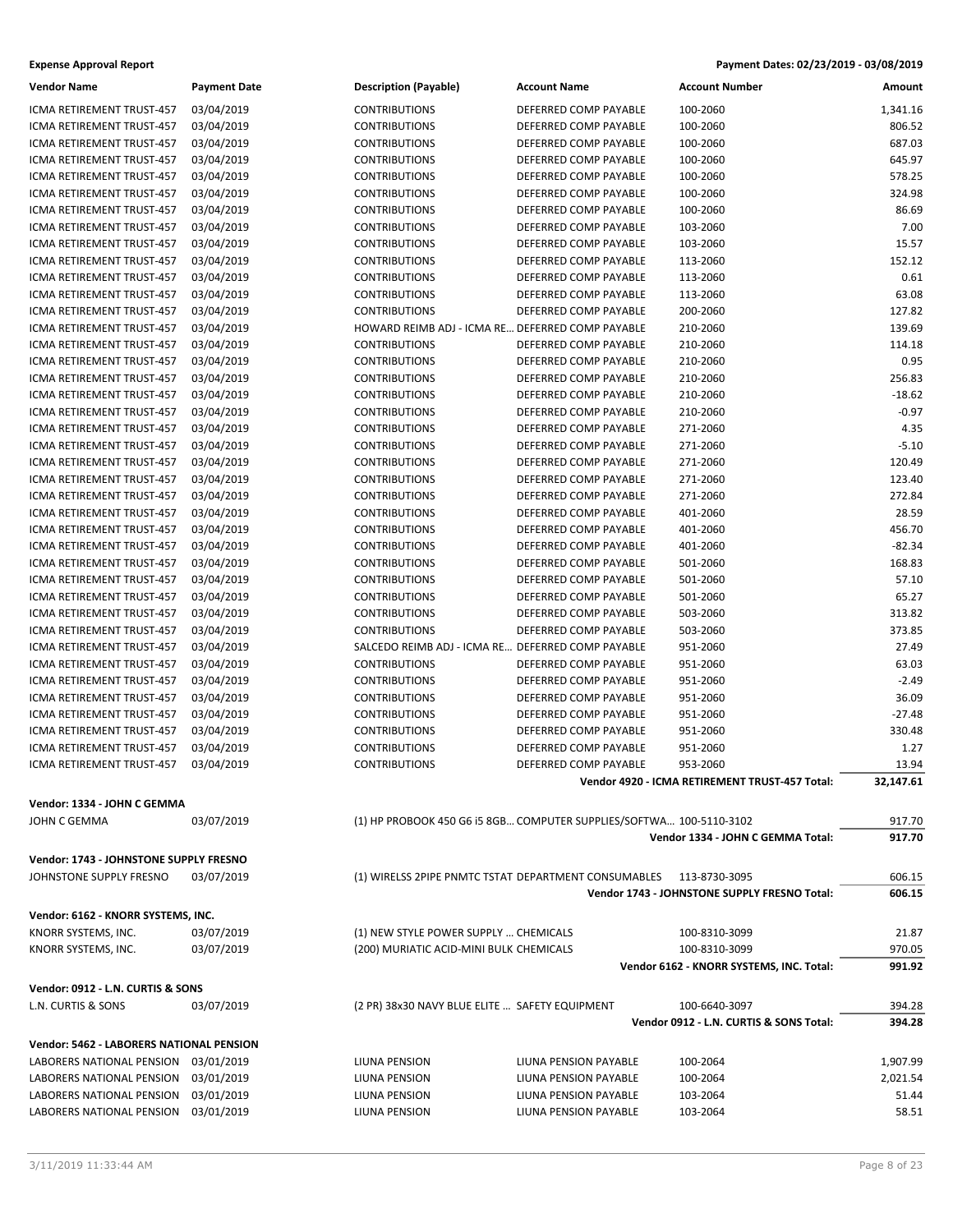**Expense Approval Report** — Payment Dates: 02/23/2019 - 03/08/2019

| Vendor Name | Payment Date | Description (Payable) | Account Name | Account Number | Amount |
|---|---|---|---|---|---|
| ICMA RETIREMENT TRUST-457 | 03/04/2019 | CONTRIBUTIONS | DEFERRED COMP PAYABLE | 100-2060 | 1,341.16 |
| ICMA RETIREMENT TRUST-457 | 03/04/2019 | CONTRIBUTIONS | DEFERRED COMP PAYABLE | 100-2060 | 806.52 |
| ICMA RETIREMENT TRUST-457 | 03/04/2019 | CONTRIBUTIONS | DEFERRED COMP PAYABLE | 100-2060 | 687.03 |
| ICMA RETIREMENT TRUST-457 | 03/04/2019 | CONTRIBUTIONS | DEFERRED COMP PAYABLE | 100-2060 | 645.97 |
| ICMA RETIREMENT TRUST-457 | 03/04/2019 | CONTRIBUTIONS | DEFERRED COMP PAYABLE | 100-2060 | 578.25 |
| ICMA RETIREMENT TRUST-457 | 03/04/2019 | CONTRIBUTIONS | DEFERRED COMP PAYABLE | 100-2060 | 324.98 |
| ICMA RETIREMENT TRUST-457 | 03/04/2019 | CONTRIBUTIONS | DEFERRED COMP PAYABLE | 100-2060 | 86.69 |
| ICMA RETIREMENT TRUST-457 | 03/04/2019 | CONTRIBUTIONS | DEFERRED COMP PAYABLE | 103-2060 | 7.00 |
| ICMA RETIREMENT TRUST-457 | 03/04/2019 | CONTRIBUTIONS | DEFERRED COMP PAYABLE | 103-2060 | 15.57 |
| ICMA RETIREMENT TRUST-457 | 03/04/2019 | CONTRIBUTIONS | DEFERRED COMP PAYABLE | 113-2060 | 152.12 |
| ICMA RETIREMENT TRUST-457 | 03/04/2019 | CONTRIBUTIONS | DEFERRED COMP PAYABLE | 113-2060 | 0.61 |
| ICMA RETIREMENT TRUST-457 | 03/04/2019 | CONTRIBUTIONS | DEFERRED COMP PAYABLE | 113-2060 | 63.08 |
| ICMA RETIREMENT TRUST-457 | 03/04/2019 | CONTRIBUTIONS | DEFERRED COMP PAYABLE | 200-2060 | 127.82 |
| ICMA RETIREMENT TRUST-457 | 03/04/2019 | HOWARD REIMB ADJ - ICMA RE... | DEFERRED COMP PAYABLE | 210-2060 | 139.69 |
| ICMA RETIREMENT TRUST-457 | 03/04/2019 | CONTRIBUTIONS | DEFERRED COMP PAYABLE | 210-2060 | 114.18 |
| ICMA RETIREMENT TRUST-457 | 03/04/2019 | CONTRIBUTIONS | DEFERRED COMP PAYABLE | 210-2060 | 0.95 |
| ICMA RETIREMENT TRUST-457 | 03/04/2019 | CONTRIBUTIONS | DEFERRED COMP PAYABLE | 210-2060 | 256.83 |
| ICMA RETIREMENT TRUST-457 | 03/04/2019 | CONTRIBUTIONS | DEFERRED COMP PAYABLE | 210-2060 | -18.62 |
| ICMA RETIREMENT TRUST-457 | 03/04/2019 | CONTRIBUTIONS | DEFERRED COMP PAYABLE | 210-2060 | -0.97 |
| ICMA RETIREMENT TRUST-457 | 03/04/2019 | CONTRIBUTIONS | DEFERRED COMP PAYABLE | 271-2060 | 4.35 |
| ICMA RETIREMENT TRUST-457 | 03/04/2019 | CONTRIBUTIONS | DEFERRED COMP PAYABLE | 271-2060 | -5.10 |
| ICMA RETIREMENT TRUST-457 | 03/04/2019 | CONTRIBUTIONS | DEFERRED COMP PAYABLE | 271-2060 | 120.49 |
| ICMA RETIREMENT TRUST-457 | 03/04/2019 | CONTRIBUTIONS | DEFERRED COMP PAYABLE | 271-2060 | 123.40 |
| ICMA RETIREMENT TRUST-457 | 03/04/2019 | CONTRIBUTIONS | DEFERRED COMP PAYABLE | 271-2060 | 272.84 |
| ICMA RETIREMENT TRUST-457 | 03/04/2019 | CONTRIBUTIONS | DEFERRED COMP PAYABLE | 401-2060 | 28.59 |
| ICMA RETIREMENT TRUST-457 | 03/04/2019 | CONTRIBUTIONS | DEFERRED COMP PAYABLE | 401-2060 | 456.70 |
| ICMA RETIREMENT TRUST-457 | 03/04/2019 | CONTRIBUTIONS | DEFERRED COMP PAYABLE | 401-2060 | -82.34 |
| ICMA RETIREMENT TRUST-457 | 03/04/2019 | CONTRIBUTIONS | DEFERRED COMP PAYABLE | 501-2060 | 168.83 |
| ICMA RETIREMENT TRUST-457 | 03/04/2019 | CONTRIBUTIONS | DEFERRED COMP PAYABLE | 501-2060 | 57.10 |
| ICMA RETIREMENT TRUST-457 | 03/04/2019 | CONTRIBUTIONS | DEFERRED COMP PAYABLE | 501-2060 | 65.27 |
| ICMA RETIREMENT TRUST-457 | 03/04/2019 | CONTRIBUTIONS | DEFERRED COMP PAYABLE | 503-2060 | 313.82 |
| ICMA RETIREMENT TRUST-457 | 03/04/2019 | CONTRIBUTIONS | DEFERRED COMP PAYABLE | 503-2060 | 373.85 |
| ICMA RETIREMENT TRUST-457 | 03/04/2019 | SALCEDO REIMB ADJ - ICMA RE... | DEFERRED COMP PAYABLE | 951-2060 | 27.49 |
| ICMA RETIREMENT TRUST-457 | 03/04/2019 | CONTRIBUTIONS | DEFERRED COMP PAYABLE | 951-2060 | 63.03 |
| ICMA RETIREMENT TRUST-457 | 03/04/2019 | CONTRIBUTIONS | DEFERRED COMP PAYABLE | 951-2060 | -2.49 |
| ICMA RETIREMENT TRUST-457 | 03/04/2019 | CONTRIBUTIONS | DEFERRED COMP PAYABLE | 951-2060 | 36.09 |
| ICMA RETIREMENT TRUST-457 | 03/04/2019 | CONTRIBUTIONS | DEFERRED COMP PAYABLE | 951-2060 | -27.48 |
| ICMA RETIREMENT TRUST-457 | 03/04/2019 | CONTRIBUTIONS | DEFERRED COMP PAYABLE | 951-2060 | 330.48 |
| ICMA RETIREMENT TRUST-457 | 03/04/2019 | CONTRIBUTIONS | DEFERRED COMP PAYABLE | 951-2060 | 1.27 |
| ICMA RETIREMENT TRUST-457 | 03/04/2019 | CONTRIBUTIONS | DEFERRED COMP PAYABLE | 953-2060 | 13.94 |
| | | | | **Vendor 4920 - ICMA RETIREMENT TRUST-457 Total:** | **32,147.61** |
| **Vendor: 1334 - JOHN C GEMMA** | | | | | |
| JOHN C GEMMA | 03/07/2019 | (1) HP PROBOOK 450 G6 i5 8GB... | COMPUTER SUPPLIES/SOFTWA... | 100-5110-3102 | 917.70 |
| | | | | **Vendor 1334 - JOHN C GEMMA Total:** | **917.70** |
| **Vendor: 1743 - JOHNSTONE SUPPLY FRESNO** | | | | | |
| JOHNSTONE SUPPLY FRESNO | 03/07/2019 | (1) WIRELSS 2PIPE PNMTC TSTAT | DEPARTMENT CONSUMABLES | 113-8730-3095 | 606.15 |
| | | | | **Vendor 1743 - JOHNSTONE SUPPLY FRESNO Total:** | **606.15** |
| **Vendor: 6162 - KNORR SYSTEMS, INC.** | | | | | |
| KNORR SYSTEMS, INC. | 03/07/2019 | (1) NEW STYLE POWER SUPPLY ... | CHEMICALS | 100-8310-3099 | 21.87 |
| KNORR SYSTEMS, INC. | 03/07/2019 | (200) MURIATIC ACID-MINI BULK | CHEMICALS | 100-8310-3099 | 970.05 |
| | | | | **Vendor 6162 - KNORR SYSTEMS, INC. Total:** | **991.92** |
| **Vendor: 0912 - L.N. CURTIS & SONS** | | | | | |
| L.N. CURTIS & SONS | 03/07/2019 | (2 PR) 38x30 NAVY BLUE ELITE ... | SAFETY EQUIPMENT | 100-6640-3097 | 394.28 |
| | | | | **Vendor 0912 - L.N. CURTIS & SONS Total:** | **394.28** |
| **Vendor: 5462 - LABORERS NATIONAL PENSION** | | | | | |
| LABORERS NATIONAL PENSION | 03/01/2019 | LIUNA PENSION | LIUNA PENSION PAYABLE | 100-2064 | 1,907.99 |
| LABORERS NATIONAL PENSION | 03/01/2019 | LIUNA PENSION | LIUNA PENSION PAYABLE | 100-2064 | 2,021.54 |
| LABORERS NATIONAL PENSION | 03/01/2019 | LIUNA PENSION | LIUNA PENSION PAYABLE | 103-2064 | 51.44 |
| LABORERS NATIONAL PENSION | 03/01/2019 | LIUNA PENSION | LIUNA PENSION PAYABLE | 103-2064 | 58.51 |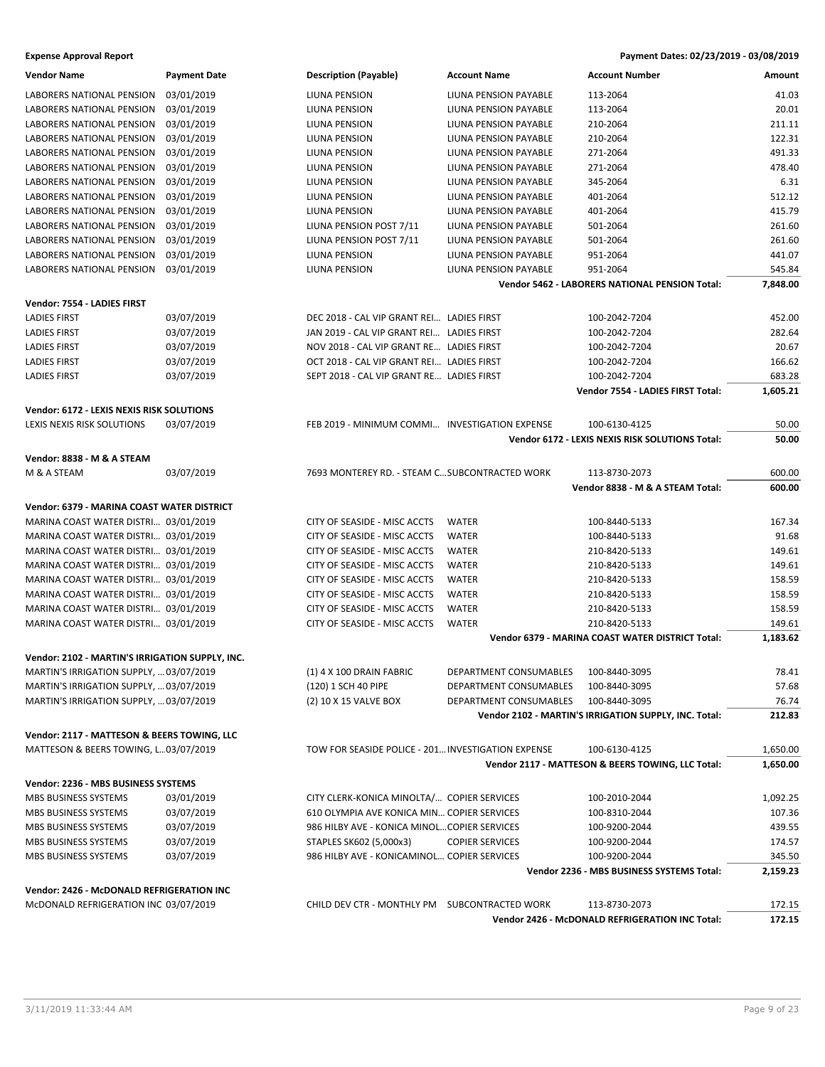**Expense Approval Report** — Payment Dates: 02/23/2019 - 03/08/2019

| Vendor Name | Payment Date | Description (Payable) | Account Name | Account Number | Amount |
|---|---|---|---|---|---|
| LABORERS NATIONAL PENSION | 03/01/2019 | LIUNA PENSION | LIUNA PENSION PAYABLE | 113-2064 | 41.03 |
| LABORERS NATIONAL PENSION | 03/01/2019 | LIUNA PENSION | LIUNA PENSION PAYABLE | 113-2064 | 20.01 |
| LABORERS NATIONAL PENSION | 03/01/2019 | LIUNA PENSION | LIUNA PENSION PAYABLE | 210-2064 | 211.11 |
| LABORERS NATIONAL PENSION | 03/01/2019 | LIUNA PENSION | LIUNA PENSION PAYABLE | 210-2064 | 122.31 |
| LABORERS NATIONAL PENSION | 03/01/2019 | LIUNA PENSION | LIUNA PENSION PAYABLE | 271-2064 | 491.33 |
| LABORERS NATIONAL PENSION | 03/01/2019 | LIUNA PENSION | LIUNA PENSION PAYABLE | 271-2064 | 478.40 |
| LABORERS NATIONAL PENSION | 03/01/2019 | LIUNA PENSION | LIUNA PENSION PAYABLE | 345-2064 | 6.31 |
| LABORERS NATIONAL PENSION | 03/01/2019 | LIUNA PENSION | LIUNA PENSION PAYABLE | 401-2064 | 512.12 |
| LABORERS NATIONAL PENSION | 03/01/2019 | LIUNA PENSION | LIUNA PENSION PAYABLE | 401-2064 | 415.79 |
| LABORERS NATIONAL PENSION | 03/01/2019 | LIUNA PENSION POST 7/11 | LIUNA PENSION PAYABLE | 501-2064 | 261.60 |
| LABORERS NATIONAL PENSION | 03/01/2019 | LIUNA PENSION POST 7/11 | LIUNA PENSION PAYABLE | 501-2064 | 261.60 |
| LABORERS NATIONAL PENSION | 03/01/2019 | LIUNA PENSION | LIUNA PENSION PAYABLE | 951-2064 | 441.07 |
| LABORERS NATIONAL PENSION | 03/01/2019 | LIUNA PENSION | LIUNA PENSION PAYABLE | 951-2064 | 545.84 |
| | | | | **Vendor 5462 - LABORERS NATIONAL PENSION Total:** | **7,848.00** |
| **Vendor: 7554 - LADIES FIRST** | | | | | |
| LADIES FIRST | 03/07/2019 | DEC 2018 - CAL VIP GRANT REI… | LADIES FIRST | 100-2042-7204 | 452.00 |
| LADIES FIRST | 03/07/2019 | JAN 2019 - CAL VIP GRANT REI… | LADIES FIRST | 100-2042-7204 | 282.64 |
| LADIES FIRST | 03/07/2019 | NOV 2018 - CAL VIP GRANT RE… | LADIES FIRST | 100-2042-7204 | 20.67 |
| LADIES FIRST | 03/07/2019 | OCT 2018 - CAL VIP GRANT REI… | LADIES FIRST | 100-2042-7204 | 166.62 |
| LADIES FIRST | 03/07/2019 | SEPT 2018 - CAL VIP GRANT RE… | LADIES FIRST | 100-2042-7204 | 683.28 |
| | | | | **Vendor 7554 - LADIES FIRST Total:** | **1,605.21** |
| **Vendor: 6172 - LEXIS NEXIS RISK SOLUTIONS** | | | | | |
| LEXIS NEXIS RISK SOLUTIONS | 03/07/2019 | FEB 2019 - MINIMUM COMMI… | INVESTIGATION EXPENSE | 100-6130-4125 | 50.00 |
| | | | | **Vendor 6172 - LEXIS NEXIS RISK SOLUTIONS Total:** | **50.00** |
| **Vendor: 8838 - M & A STEAM** | | | | | |
| M & A STEAM | 03/07/2019 | 7693 MONTEREY RD. - STEAM C… | SUBCONTRACTED WORK | 113-8730-2073 | 600.00 |
| | | | | **Vendor 8838 - M & A STEAM Total:** | **600.00** |
| **Vendor: 6379 - MARINA COAST WATER DISTRICT** | | | | | |
| MARINA COAST WATER DISTRI… | 03/01/2019 | CITY OF SEASIDE - MISC ACCTS | WATER | 100-8440-5133 | 167.34 |
| MARINA COAST WATER DISTRI… | 03/01/2019 | CITY OF SEASIDE - MISC ACCTS | WATER | 100-8440-5133 | 91.68 |
| MARINA COAST WATER DISTRI… | 03/01/2019 | CITY OF SEASIDE - MISC ACCTS | WATER | 210-8420-5133 | 149.61 |
| MARINA COAST WATER DISTRI… | 03/01/2019 | CITY OF SEASIDE - MISC ACCTS | WATER | 210-8420-5133 | 149.61 |
| MARINA COAST WATER DISTRI… | 03/01/2019 | CITY OF SEASIDE - MISC ACCTS | WATER | 210-8420-5133 | 158.59 |
| MARINA COAST WATER DISTRI… | 03/01/2019 | CITY OF SEASIDE - MISC ACCTS | WATER | 210-8420-5133 | 158.59 |
| MARINA COAST WATER DISTRI… | 03/01/2019 | CITY OF SEASIDE - MISC ACCTS | WATER | 210-8420-5133 | 158.59 |
| MARINA COAST WATER DISTRI… | 03/01/2019 | CITY OF SEASIDE - MISC ACCTS | WATER | 210-8420-5133 | 149.61 |
| | | | | **Vendor 6379 - MARINA COAST WATER DISTRICT Total:** | **1,183.62** |
| **Vendor: 2102 - MARTIN'S IRRIGATION SUPPLY, INC.** | | | | | |
| MARTIN'S IRRIGATION SUPPLY, … | 03/07/2019 | (1) 4 X 100 DRAIN FABRIC | DEPARTMENT CONSUMABLES | 100-8440-3095 | 78.41 |
| MARTIN'S IRRIGATION SUPPLY, … | 03/07/2019 | (120) 1 SCH 40 PIPE | DEPARTMENT CONSUMABLES | 100-8440-3095 | 57.68 |
| MARTIN'S IRRIGATION SUPPLY, … | 03/07/2019 | (2) 10 X 15 VALVE BOX | DEPARTMENT CONSUMABLES | 100-8440-3095 | 76.74 |
| | | | | **Vendor 2102 - MARTIN'S IRRIGATION SUPPLY, INC. Total:** | **212.83** |
| **Vendor: 2117 - MATTESON & BEERS TOWING, LLC** | | | | | |
| MATTESON & BEERS TOWING, L… | 03/07/2019 | TOW FOR SEASIDE POLICE - 201… | INVESTIGATION EXPENSE | 100-6130-4125 | 1,650.00 |
| | | | | **Vendor 2117 - MATTESON & BEERS TOWING, LLC Total:** | **1,650.00** |
| **Vendor: 2236 - MBS BUSINESS SYSTEMS** | | | | | |
| MBS BUSINESS SYSTEMS | 03/01/2019 | CITY CLERK-KONICA MINOLTA/… | COPIER SERVICES | 100-2010-2044 | 1,092.25 |
| MBS BUSINESS SYSTEMS | 03/07/2019 | 610 OLYMPIA AVE KONICA MIN… | COPIER SERVICES | 100-8310-2044 | 107.36 |
| MBS BUSINESS SYSTEMS | 03/07/2019 | 986 HILBY AVE - KONICA MINOL… | COPIER SERVICES | 100-9200-2044 | 439.55 |
| MBS BUSINESS SYSTEMS | 03/07/2019 | STAPLES SK602 (5,000x3) | COPIER SERVICES | 100-9200-2044 | 174.57 |
| MBS BUSINESS SYSTEMS | 03/07/2019 | 986 HILBY AVE - KONICAMINOL… | COPIER SERVICES | 100-9200-2044 | 345.50 |
| | | | | **Vendor 2236 - MBS BUSINESS SYSTEMS Total:** | **2,159.23** |
| **Vendor: 2426 - McDONALD REFRIGERATION INC** | | | | | |
| McDONALD REFRIGERATION INC | 03/07/2019 | CHILD DEV CTR - MONTHLY PM | SUBCONTRACTED WORK | 113-8730-2073 | 172.15 |
| | | | | **Vendor 2426 - McDONALD REFRIGERATION INC Total:** | **172.15** |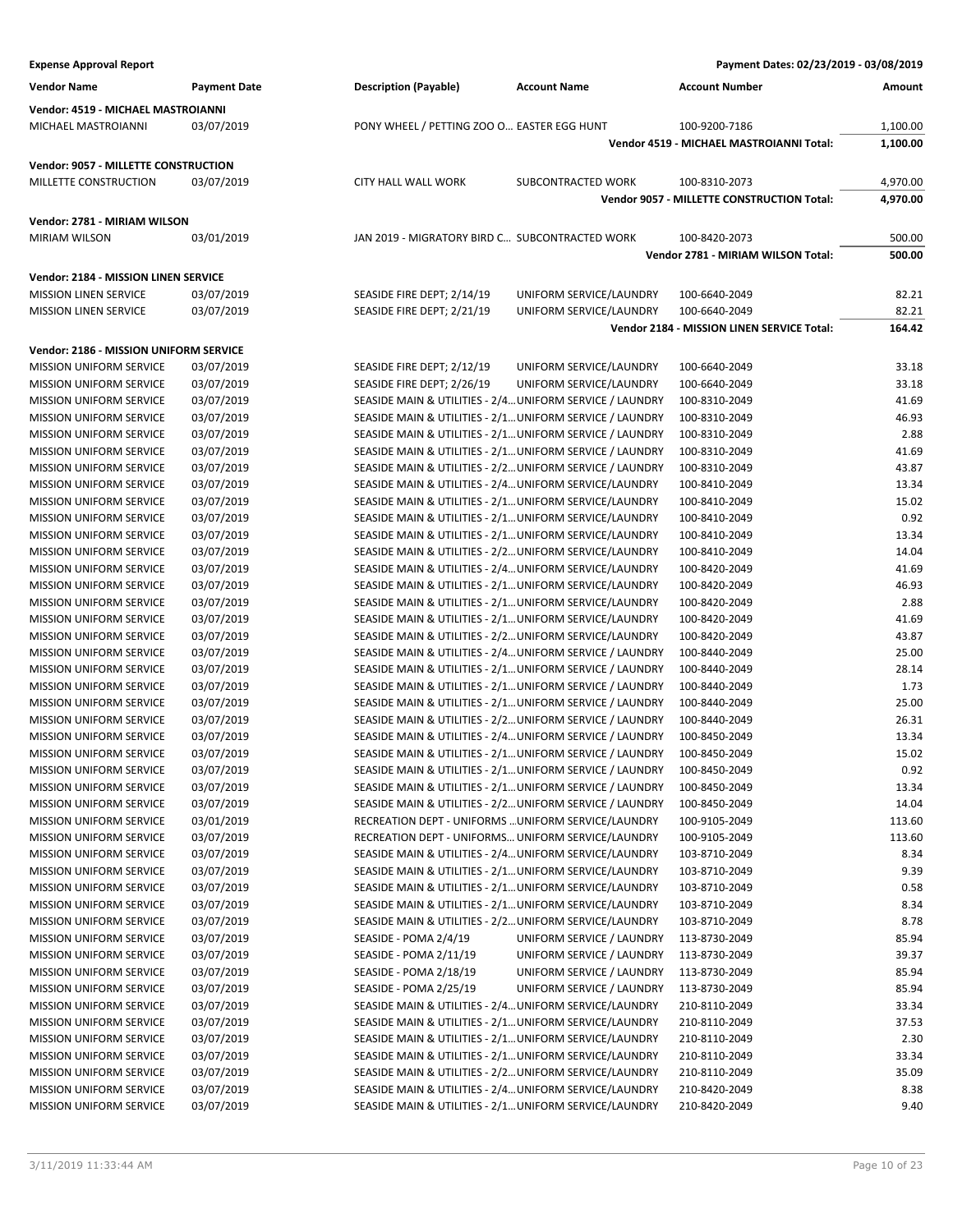**Expense Approval Report** — Payment Dates: 02/23/2019 - 03/08/2019

| Vendor Name | Payment Date | Description (Payable) | Account Name | Account Number | Amount |
|---|---|---|---|---|---|
| **Vendor: 4519 - MICHAEL MASTROIANNI** | | | | | |
| MICHAEL MASTROIANNI | 03/07/2019 | PONY WHEEL / PETTING ZOO O… | EASTER EGG HUNT | 100-9200-7186 | 1,100.00 |
| | | | | **Vendor 4519 - MICHAEL MASTROIANNI Total:** | **1,100.00** |
| **Vendor: 9057 - MILLETTE CONSTRUCTION** | | | | | |
| MILLETTE CONSTRUCTION | 03/07/2019 | CITY HALL WALL WORK | SUBCONTRACTED WORK | 100-8310-2073 | 4,970.00 |
| | | | | **Vendor 9057 - MILLETTE CONSTRUCTION Total:** | **4,970.00** |
| **Vendor: 2781 - MIRIAM WILSON** | | | | | |
| MIRIAM WILSON | 03/01/2019 | JAN 2019 - MIGRATORY BIRD C… | SUBCONTRACTED WORK | 100-8420-2073 | 500.00 |
| | | | | **Vendor 2781 - MIRIAM WILSON Total:** | **500.00** |
| **Vendor: 2184 - MISSION LINEN SERVICE** | | | | | |
| MISSION LINEN SERVICE | 03/07/2019 | SEASIDE FIRE DEPT; 2/14/19 | UNIFORM SERVICE/LAUNDRY | 100-6640-2049 | 82.21 |
| MISSION LINEN SERVICE | 03/07/2019 | SEASIDE FIRE DEPT; 2/21/19 | UNIFORM SERVICE/LAUNDRY | 100-6640-2049 | 82.21 |
| | | | | **Vendor 2184 - MISSION LINEN SERVICE Total:** | **164.42** |
| **Vendor: 2186 - MISSION UNIFORM SERVICE** | | | | | |
| MISSION UNIFORM SERVICE | 03/07/2019 | SEASIDE FIRE DEPT; 2/12/19 | UNIFORM SERVICE/LAUNDRY | 100-6640-2049 | 33.18 |
| MISSION UNIFORM SERVICE | 03/07/2019 | SEASIDE FIRE DEPT; 2/26/19 | UNIFORM SERVICE/LAUNDRY | 100-6640-2049 | 33.18 |
| MISSION UNIFORM SERVICE | 03/07/2019 | SEASIDE MAIN & UTILITIES - 2/4… | UNIFORM SERVICE / LAUNDRY | 100-8310-2049 | 41.69 |
| MISSION UNIFORM SERVICE | 03/07/2019 | SEASIDE MAIN & UTILITIES - 2/1… | UNIFORM SERVICE / LAUNDRY | 100-8310-2049 | 46.93 |
| MISSION UNIFORM SERVICE | 03/07/2019 | SEASIDE MAIN & UTILITIES - 2/1… | UNIFORM SERVICE / LAUNDRY | 100-8310-2049 | 2.88 |
| MISSION UNIFORM SERVICE | 03/07/2019 | SEASIDE MAIN & UTILITIES - 2/1… | UNIFORM SERVICE / LAUNDRY | 100-8310-2049 | 41.69 |
| MISSION UNIFORM SERVICE | 03/07/2019 | SEASIDE MAIN & UTILITIES - 2/2… | UNIFORM SERVICE / LAUNDRY | 100-8310-2049 | 43.87 |
| MISSION UNIFORM SERVICE | 03/07/2019 | SEASIDE MAIN & UTILITIES - 2/4… | UNIFORM SERVICE/LAUNDRY | 100-8410-2049 | 13.34 |
| MISSION UNIFORM SERVICE | 03/07/2019 | SEASIDE MAIN & UTILITIES - 2/1… | UNIFORM SERVICE/LAUNDRY | 100-8410-2049 | 15.02 |
| MISSION UNIFORM SERVICE | 03/07/2019 | SEASIDE MAIN & UTILITIES - 2/1… | UNIFORM SERVICE/LAUNDRY | 100-8410-2049 | 0.92 |
| MISSION UNIFORM SERVICE | 03/07/2019 | SEASIDE MAIN & UTILITIES - 2/1… | UNIFORM SERVICE/LAUNDRY | 100-8410-2049 | 13.34 |
| MISSION UNIFORM SERVICE | 03/07/2019 | SEASIDE MAIN & UTILITIES - 2/2… | UNIFORM SERVICE/LAUNDRY | 100-8410-2049 | 14.04 |
| MISSION UNIFORM SERVICE | 03/07/2019 | SEASIDE MAIN & UTILITIES - 2/4… | UNIFORM SERVICE/LAUNDRY | 100-8420-2049 | 41.69 |
| MISSION UNIFORM SERVICE | 03/07/2019 | SEASIDE MAIN & UTILITIES - 2/1… | UNIFORM SERVICE/LAUNDRY | 100-8420-2049 | 46.93 |
| MISSION UNIFORM SERVICE | 03/07/2019 | SEASIDE MAIN & UTILITIES - 2/1… | UNIFORM SERVICE/LAUNDRY | 100-8420-2049 | 2.88 |
| MISSION UNIFORM SERVICE | 03/07/2019 | SEASIDE MAIN & UTILITIES - 2/1… | UNIFORM SERVICE/LAUNDRY | 100-8420-2049 | 41.69 |
| MISSION UNIFORM SERVICE | 03/07/2019 | SEASIDE MAIN & UTILITIES - 2/2… | UNIFORM SERVICE/LAUNDRY | 100-8420-2049 | 43.87 |
| MISSION UNIFORM SERVICE | 03/07/2019 | SEASIDE MAIN & UTILITIES - 2/4… | UNIFORM SERVICE / LAUNDRY | 100-8440-2049 | 25.00 |
| MISSION UNIFORM SERVICE | 03/07/2019 | SEASIDE MAIN & UTILITIES - 2/1… | UNIFORM SERVICE / LAUNDRY | 100-8440-2049 | 28.14 |
| MISSION UNIFORM SERVICE | 03/07/2019 | SEASIDE MAIN & UTILITIES - 2/1… | UNIFORM SERVICE / LAUNDRY | 100-8440-2049 | 1.73 |
| MISSION UNIFORM SERVICE | 03/07/2019 | SEASIDE MAIN & UTILITIES - 2/1… | UNIFORM SERVICE / LAUNDRY | 100-8440-2049 | 25.00 |
| MISSION UNIFORM SERVICE | 03/07/2019 | SEASIDE MAIN & UTILITIES - 2/2… | UNIFORM SERVICE / LAUNDRY | 100-8440-2049 | 26.31 |
| MISSION UNIFORM SERVICE | 03/07/2019 | SEASIDE MAIN & UTILITIES - 2/4… | UNIFORM SERVICE / LAUNDRY | 100-8450-2049 | 13.34 |
| MISSION UNIFORM SERVICE | 03/07/2019 | SEASIDE MAIN & UTILITIES - 2/1… | UNIFORM SERVICE / LAUNDRY | 100-8450-2049 | 15.02 |
| MISSION UNIFORM SERVICE | 03/07/2019 | SEASIDE MAIN & UTILITIES - 2/1… | UNIFORM SERVICE / LAUNDRY | 100-8450-2049 | 0.92 |
| MISSION UNIFORM SERVICE | 03/07/2019 | SEASIDE MAIN & UTILITIES - 2/1… | UNIFORM SERVICE / LAUNDRY | 100-8450-2049 | 13.34 |
| MISSION UNIFORM SERVICE | 03/07/2019 | SEASIDE MAIN & UTILITIES - 2/2… | UNIFORM SERVICE / LAUNDRY | 100-8450-2049 | 14.04 |
| MISSION UNIFORM SERVICE | 03/01/2019 | RECREATION DEPT - UNIFORMS … | UNIFORM SERVICE/LAUNDRY | 100-9105-2049 | 113.60 |
| MISSION UNIFORM SERVICE | 03/07/2019 | RECREATION DEPT - UNIFORMS… | UNIFORM SERVICE/LAUNDRY | 100-9105-2049 | 113.60 |
| MISSION UNIFORM SERVICE | 03/07/2019 | SEASIDE MAIN & UTILITIES - 2/4… | UNIFORM SERVICE/LAUNDRY | 103-8710-2049 | 8.34 |
| MISSION UNIFORM SERVICE | 03/07/2019 | SEASIDE MAIN & UTILITIES - 2/1… | UNIFORM SERVICE/LAUNDRY | 103-8710-2049 | 9.39 |
| MISSION UNIFORM SERVICE | 03/07/2019 | SEASIDE MAIN & UTILITIES - 2/1… | UNIFORM SERVICE/LAUNDRY | 103-8710-2049 | 0.58 |
| MISSION UNIFORM SERVICE | 03/07/2019 | SEASIDE MAIN & UTILITIES - 2/1… | UNIFORM SERVICE/LAUNDRY | 103-8710-2049 | 8.34 |
| MISSION UNIFORM SERVICE | 03/07/2019 | SEASIDE MAIN & UTILITIES - 2/2… | UNIFORM SERVICE/LAUNDRY | 103-8710-2049 | 8.78 |
| MISSION UNIFORM SERVICE | 03/07/2019 | SEASIDE - POMA 2/4/19 | UNIFORM SERVICE / LAUNDRY | 113-8730-2049 | 85.94 |
| MISSION UNIFORM SERVICE | 03/07/2019 | SEASIDE - POMA 2/11/19 | UNIFORM SERVICE / LAUNDRY | 113-8730-2049 | 39.37 |
| MISSION UNIFORM SERVICE | 03/07/2019 | SEASIDE - POMA 2/18/19 | UNIFORM SERVICE / LAUNDRY | 113-8730-2049 | 85.94 |
| MISSION UNIFORM SERVICE | 03/07/2019 | SEASIDE - POMA 2/25/19 | UNIFORM SERVICE / LAUNDRY | 113-8730-2049 | 85.94 |
| MISSION UNIFORM SERVICE | 03/07/2019 | SEASIDE MAIN & UTILITIES - 2/4… | UNIFORM SERVICE/LAUNDRY | 210-8110-2049 | 33.34 |
| MISSION UNIFORM SERVICE | 03/07/2019 | SEASIDE MAIN & UTILITIES - 2/1… | UNIFORM SERVICE/LAUNDRY | 210-8110-2049 | 37.53 |
| MISSION UNIFORM SERVICE | 03/07/2019 | SEASIDE MAIN & UTILITIES - 2/1… | UNIFORM SERVICE/LAUNDRY | 210-8110-2049 | 2.30 |
| MISSION UNIFORM SERVICE | 03/07/2019 | SEASIDE MAIN & UTILITIES - 2/1… | UNIFORM SERVICE/LAUNDRY | 210-8110-2049 | 33.34 |
| MISSION UNIFORM SERVICE | 03/07/2019 | SEASIDE MAIN & UTILITIES - 2/2… | UNIFORM SERVICE/LAUNDRY | 210-8110-2049 | 35.09 |
| MISSION UNIFORM SERVICE | 03/07/2019 | SEASIDE MAIN & UTILITIES - 2/4… | UNIFORM SERVICE/LAUNDRY | 210-8420-2049 | 8.38 |
| MISSION UNIFORM SERVICE | 03/07/2019 | SEASIDE MAIN & UTILITIES - 2/1… | UNIFORM SERVICE/LAUNDRY | 210-8420-2049 | 9.40 |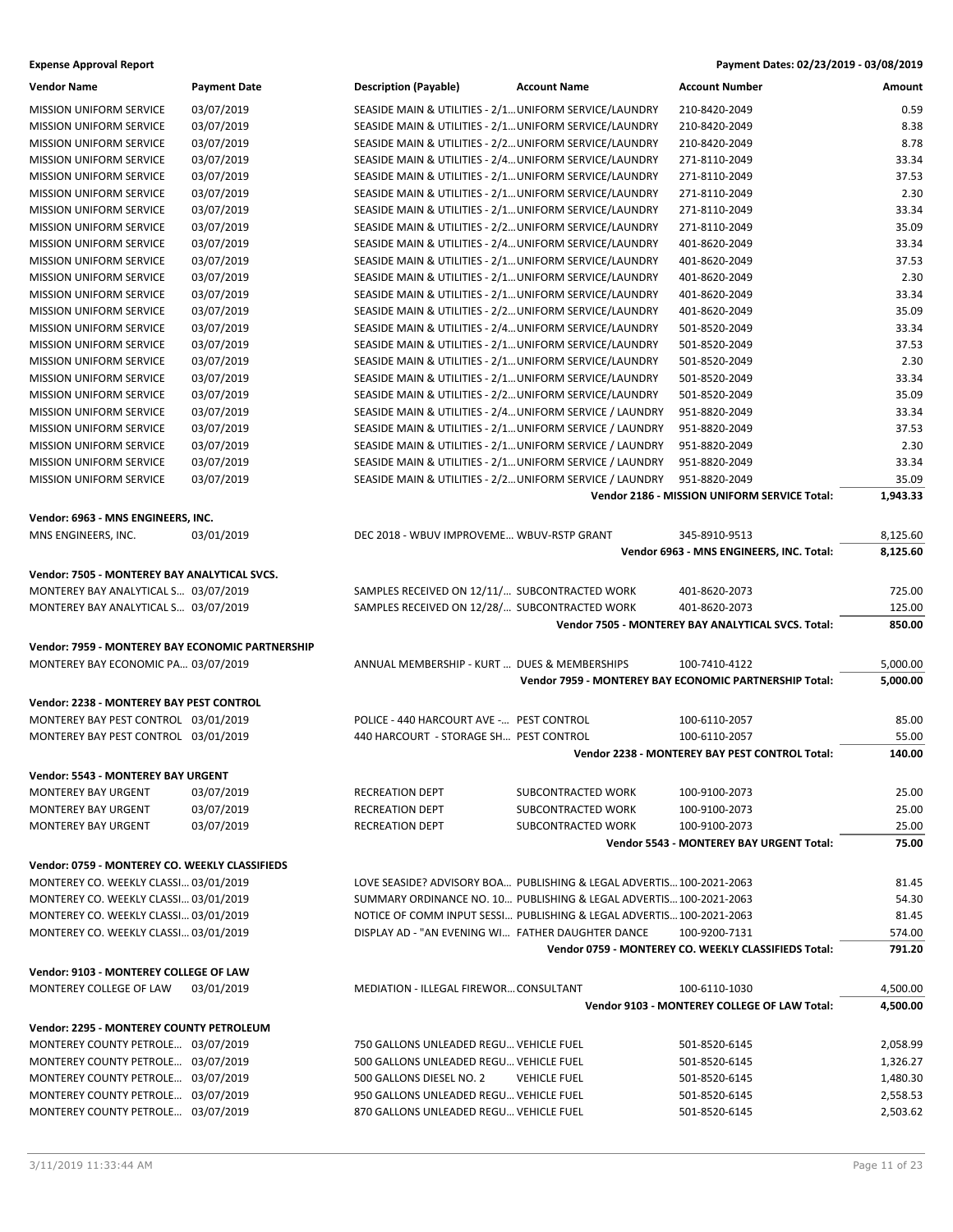**Expense Approval Report** — Payment Dates: 02/23/2019 - 03/08/2019

| Vendor Name | Payment Date | Description (Payable) | Account Name | Account Number | Amount |
|---|---|---|---|---|---|
| MISSION UNIFORM SERVICE | 03/07/2019 | SEASIDE MAIN & UTILITIES - 2/1… | UNIFORM SERVICE/LAUNDRY | 210-8420-2049 | 0.59 |
| MISSION UNIFORM SERVICE | 03/07/2019 | SEASIDE MAIN & UTILITIES - 2/1… | UNIFORM SERVICE/LAUNDRY | 210-8420-2049 | 8.38 |
| MISSION UNIFORM SERVICE | 03/07/2019 | SEASIDE MAIN & UTILITIES - 2/2… | UNIFORM SERVICE/LAUNDRY | 210-8420-2049 | 8.78 |
| MISSION UNIFORM SERVICE | 03/07/2019 | SEASIDE MAIN & UTILITIES - 2/4… | UNIFORM SERVICE/LAUNDRY | 271-8110-2049 | 33.34 |
| MISSION UNIFORM SERVICE | 03/07/2019 | SEASIDE MAIN & UTILITIES - 2/1… | UNIFORM SERVICE/LAUNDRY | 271-8110-2049 | 37.53 |
| MISSION UNIFORM SERVICE | 03/07/2019 | SEASIDE MAIN & UTILITIES - 2/1… | UNIFORM SERVICE/LAUNDRY | 271-8110-2049 | 2.30 |
| MISSION UNIFORM SERVICE | 03/07/2019 | SEASIDE MAIN & UTILITIES - 2/1… | UNIFORM SERVICE/LAUNDRY | 271-8110-2049 | 33.34 |
| MISSION UNIFORM SERVICE | 03/07/2019 | SEASIDE MAIN & UTILITIES - 2/2… | UNIFORM SERVICE/LAUNDRY | 271-8110-2049 | 35.09 |
| MISSION UNIFORM SERVICE | 03/07/2019 | SEASIDE MAIN & UTILITIES - 2/4… | UNIFORM SERVICE/LAUNDRY | 401-8620-2049 | 33.34 |
| MISSION UNIFORM SERVICE | 03/07/2019 | SEASIDE MAIN & UTILITIES - 2/1… | UNIFORM SERVICE/LAUNDRY | 401-8620-2049 | 37.53 |
| MISSION UNIFORM SERVICE | 03/07/2019 | SEASIDE MAIN & UTILITIES - 2/1… | UNIFORM SERVICE/LAUNDRY | 401-8620-2049 | 2.30 |
| MISSION UNIFORM SERVICE | 03/07/2019 | SEASIDE MAIN & UTILITIES - 2/1… | UNIFORM SERVICE/LAUNDRY | 401-8620-2049 | 33.34 |
| MISSION UNIFORM SERVICE | 03/07/2019 | SEASIDE MAIN & UTILITIES - 2/2… | UNIFORM SERVICE/LAUNDRY | 401-8620-2049 | 35.09 |
| MISSION UNIFORM SERVICE | 03/07/2019 | SEASIDE MAIN & UTILITIES - 2/4… | UNIFORM SERVICE/LAUNDRY | 501-8520-2049 | 33.34 |
| MISSION UNIFORM SERVICE | 03/07/2019 | SEASIDE MAIN & UTILITIES - 2/1… | UNIFORM SERVICE/LAUNDRY | 501-8520-2049 | 37.53 |
| MISSION UNIFORM SERVICE | 03/07/2019 | SEASIDE MAIN & UTILITIES - 2/1… | UNIFORM SERVICE/LAUNDRY | 501-8520-2049 | 2.30 |
| MISSION UNIFORM SERVICE | 03/07/2019 | SEASIDE MAIN & UTILITIES - 2/1… | UNIFORM SERVICE/LAUNDRY | 501-8520-2049 | 33.34 |
| MISSION UNIFORM SERVICE | 03/07/2019 | SEASIDE MAIN & UTILITIES - 2/2… | UNIFORM SERVICE/LAUNDRY | 501-8520-2049 | 35.09 |
| MISSION UNIFORM SERVICE | 03/07/2019 | SEASIDE MAIN & UTILITIES - 2/4… | UNIFORM SERVICE / LAUNDRY | 951-8820-2049 | 33.34 |
| MISSION UNIFORM SERVICE | 03/07/2019 | SEASIDE MAIN & UTILITIES - 2/1… | UNIFORM SERVICE / LAUNDRY | 951-8820-2049 | 37.53 |
| MISSION UNIFORM SERVICE | 03/07/2019 | SEASIDE MAIN & UTILITIES - 2/1… | UNIFORM SERVICE / LAUNDRY | 951-8820-2049 | 2.30 |
| MISSION UNIFORM SERVICE | 03/07/2019 | SEASIDE MAIN & UTILITIES - 2/1… | UNIFORM SERVICE / LAUNDRY | 951-8820-2049 | 33.34 |
| MISSION UNIFORM SERVICE | 03/07/2019 | SEASIDE MAIN & UTILITIES - 2/2… | UNIFORM SERVICE / LAUNDRY | 951-8820-2049 | 35.09 |
| | | | | **Vendor 2186 - MISSION UNIFORM SERVICE Total:** | **1,943.33** |
| **Vendor: 6963 - MNS ENGINEERS, INC.** | | | | | |
| MNS ENGINEERS, INC. | 03/01/2019 | DEC 2018 - WBUV IMPROVEME… | WBUV-RSTP GRANT | 345-8910-9513 | 8,125.60 |
| | | | | **Vendor 6963 - MNS ENGINEERS, INC. Total:** | **8,125.60** |
| **Vendor: 7505 - MONTEREY BAY ANALYTICAL SVCS.** | | | | | |
| MONTEREY BAY ANALYTICAL S… | 03/07/2019 | SAMPLES RECEIVED ON 12/11/… | SUBCONTRACTED WORK | 401-8620-2073 | 725.00 |
| MONTEREY BAY ANALYTICAL S… | 03/07/2019 | SAMPLES RECEIVED ON 12/28/… | SUBCONTRACTED WORK | 401-8620-2073 | 125.00 |
| | | | | **Vendor 7505 - MONTEREY BAY ANALYTICAL SVCS. Total:** | **850.00** |
| **Vendor: 7959 - MONTEREY BAY ECONOMIC PARTNERSHIP** | | | | | |
| MONTEREY BAY ECONOMIC PA… | 03/07/2019 | ANNUAL MEMBERSHIP - KURT … | DUES & MEMBERSHIPS | 100-7410-4122 | 5,000.00 |
| | | | | **Vendor 7959 - MONTEREY BAY ECONOMIC PARTNERSHIP Total:** | **5,000.00** |
| **Vendor: 2238 - MONTEREY BAY PEST CONTROL** | | | | | |
| MONTEREY BAY PEST CONTROL | 03/01/2019 | POLICE - 440 HARCOURT AVE -… | PEST CONTROL | 100-6110-2057 | 85.00 |
| MONTEREY BAY PEST CONTROL | 03/01/2019 | 440 HARCOURT - STORAGE SH… | PEST CONTROL | 100-6110-2057 | 55.00 |
| | | | | **Vendor 2238 - MONTEREY BAY PEST CONTROL Total:** | **140.00** |
| **Vendor: 5543 - MONTEREY BAY URGENT** | | | | | |
| MONTEREY BAY URGENT | 03/07/2019 | RECREATION DEPT | SUBCONTRACTED WORK | 100-9100-2073 | 25.00 |
| MONTEREY BAY URGENT | 03/07/2019 | RECREATION DEPT | SUBCONTRACTED WORK | 100-9100-2073 | 25.00 |
| MONTEREY BAY URGENT | 03/07/2019 | RECREATION DEPT | SUBCONTRACTED WORK | 100-9100-2073 | 25.00 |
| | | | | **Vendor 5543 - MONTEREY BAY URGENT Total:** | **75.00** |
| **Vendor: 0759 - MONTEREY CO. WEEKLY CLASSIFIEDS** | | | | | |
| MONTEREY CO. WEEKLY CLASSI… | 03/01/2019 | LOVE SEASIDE? ADVISORY BOA… | PUBLISHING & LEGAL ADVERTIS… | 100-2021-2063 | 81.45 |
| MONTEREY CO. WEEKLY CLASSI… | 03/01/2019 | SUMMARY ORDINANCE NO. 10… | PUBLISHING & LEGAL ADVERTIS… | 100-2021-2063 | 54.30 |
| MONTEREY CO. WEEKLY CLASSI… | 03/01/2019 | NOTICE OF COMM INPUT SESSI… | PUBLISHING & LEGAL ADVERTIS… | 100-2021-2063 | 81.45 |
| MONTEREY CO. WEEKLY CLASSI… | 03/01/2019 | DISPLAY AD - "AN EVENING WI… | FATHER DAUGHTER DANCE | 100-9200-7131 | 574.00 |
| | | | | **Vendor 0759 - MONTEREY CO. WEEKLY CLASSIFIEDS Total:** | **791.20** |
| **Vendor: 9103 - MONTEREY COLLEGE OF LAW** | | | | | |
| MONTEREY COLLEGE OF LAW | 03/01/2019 | MEDIATION - ILLEGAL FIREWOR… | CONSULTANT | 100-6110-1030 | 4,500.00 |
| | | | | **Vendor 9103 - MONTEREY COLLEGE OF LAW Total:** | **4,500.00** |
| **Vendor: 2295 - MONTEREY COUNTY PETROLEUM** | | | | | |
| MONTEREY COUNTY PETROLE… | 03/07/2019 | 750 GALLONS UNLEADED REGU… | VEHICLE FUEL | 501-8520-6145 | 2,058.99 |
| MONTEREY COUNTY PETROLE… | 03/07/2019 | 500 GALLONS UNLEADED REGU… | VEHICLE FUEL | 501-8520-6145 | 1,326.27 |
| MONTEREY COUNTY PETROLE… | 03/07/2019 | 500 GALLONS DIESEL NO. 2 | VEHICLE FUEL | 501-8520-6145 | 1,480.30 |
| MONTEREY COUNTY PETROLE… | 03/07/2019 | 950 GALLONS UNLEADED REGU… | VEHICLE FUEL | 501-8520-6145 | 2,558.53 |
| MONTEREY COUNTY PETROLE… | 03/07/2019 | 870 GALLONS UNLEADED REGU… | VEHICLE FUEL | 501-8520-6145 | 2,503.62 |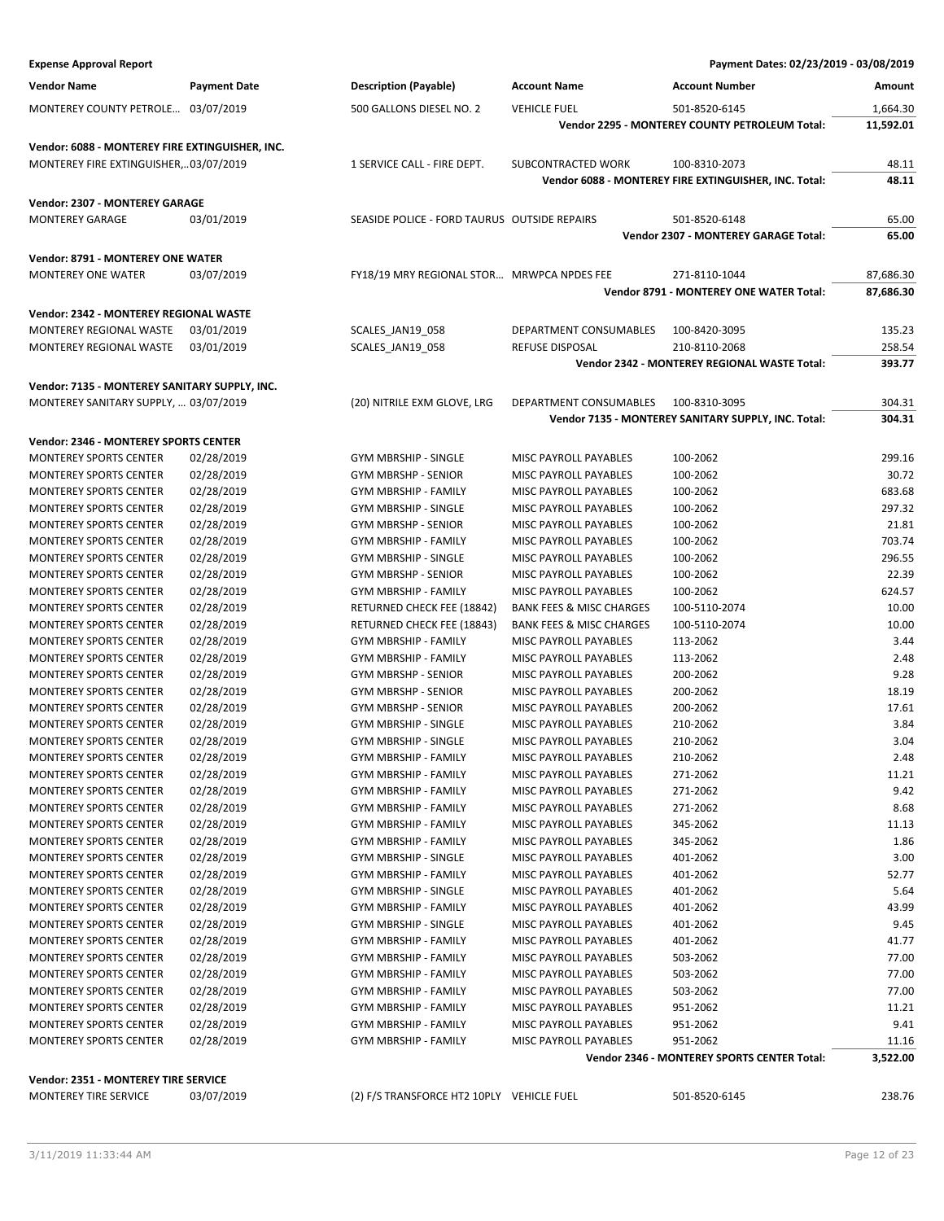**Expense Approval Report** — Payment Dates: 02/23/2019 - 03/08/2019

| Vendor Name | Payment Date | Description (Payable) | Account Name | Account Number | Amount |
|---|---|---|---|---|---|
| MONTEREY COUNTY PETROLE… | 03/07/2019 | 500 GALLONS DIESEL NO. 2 | VEHICLE FUEL | 501-8520-6145 | 1,664.30 |
| | | | | **Vendor 2295 - MONTEREY COUNTY PETROLEUM Total:** | **11,592.01** |
| **Vendor: 6088 - MONTEREY FIRE EXTINGUISHER, INC.** | | | | | |
| MONTEREY FIRE EXTINGUISHER,… | 03/07/2019 | 1 SERVICE CALL - FIRE DEPT. | SUBCONTRACTED WORK | 100-8310-2073 | 48.11 |
| | | | | **Vendor 6088 - MONTEREY FIRE EXTINGUISHER, INC. Total:** | **48.11** |
| **Vendor: 2307 - MONTEREY GARAGE** | | | | | |
| MONTEREY GARAGE | 03/01/2019 | SEASIDE POLICE - FORD TAURUS | OUTSIDE REPAIRS | 501-8520-6148 | 65.00 |
| | | | | **Vendor 2307 - MONTEREY GARAGE Total:** | **65.00** |
| **Vendor: 8791 - MONTEREY ONE WATER** | | | | | |
| MONTEREY ONE WATER | 03/07/2019 | FY18/19 MRY REGIONAL STOR… | MRWPCA NPDES FEE | 271-8110-1044 | 87,686.30 |
| | | | | **Vendor 8791 - MONTEREY ONE WATER Total:** | **87,686.30** |
| **Vendor: 2342 - MONTEREY REGIONAL WASTE** | | | | | |
| MONTEREY REGIONAL WASTE | 03/01/2019 | SCALES_JAN19_058 | DEPARTMENT CONSUMABLES | 100-8420-3095 | 135.23 |
| MONTEREY REGIONAL WASTE | 03/01/2019 | SCALES_JAN19_058 | REFUSE DISPOSAL | 210-8110-2068 | 258.54 |
| | | | | **Vendor 2342 - MONTEREY REGIONAL WASTE Total:** | **393.77** |
| **Vendor: 7135 - MONTEREY SANITARY SUPPLY, INC.** | | | | | |
| MONTEREY SANITARY SUPPLY, … | 03/07/2019 | (20) NITRILE EXM GLOVE, LRG | DEPARTMENT CONSUMABLES | 100-8310-3095 | 304.31 |
| | | | | **Vendor 7135 - MONTEREY SANITARY SUPPLY, INC. Total:** | **304.31** |
| **Vendor: 2346 - MONTEREY SPORTS CENTER** | | | | | |
| MONTEREY SPORTS CENTER | 02/28/2019 | GYM MBRSHIP - SINGLE | MISC PAYROLL PAYABLES | 100-2062 | 299.16 |
| MONTEREY SPORTS CENTER | 02/28/2019 | GYM MBRSHP - SENIOR | MISC PAYROLL PAYABLES | 100-2062 | 30.72 |
| MONTEREY SPORTS CENTER | 02/28/2019 | GYM MBRSHIP - FAMILY | MISC PAYROLL PAYABLES | 100-2062 | 683.68 |
| MONTEREY SPORTS CENTER | 02/28/2019 | GYM MBRSHIP - SINGLE | MISC PAYROLL PAYABLES | 100-2062 | 297.32 |
| MONTEREY SPORTS CENTER | 02/28/2019 | GYM MBRSHP - SENIOR | MISC PAYROLL PAYABLES | 100-2062 | 21.81 |
| MONTEREY SPORTS CENTER | 02/28/2019 | GYM MBRSHIP - FAMILY | MISC PAYROLL PAYABLES | 100-2062 | 703.74 |
| MONTEREY SPORTS CENTER | 02/28/2019 | GYM MBRSHIP - SINGLE | MISC PAYROLL PAYABLES | 100-2062 | 296.55 |
| MONTEREY SPORTS CENTER | 02/28/2019 | GYM MBRSHP - SENIOR | MISC PAYROLL PAYABLES | 100-2062 | 22.39 |
| MONTEREY SPORTS CENTER | 02/28/2019 | GYM MBRSHIP - FAMILY | MISC PAYROLL PAYABLES | 100-2062 | 624.57 |
| MONTEREY SPORTS CENTER | 02/28/2019 | RETURNED CHECK FEE (18842) | BANK FEES & MISC CHARGES | 100-5110-2074 | 10.00 |
| MONTEREY SPORTS CENTER | 02/28/2019 | RETURNED CHECK FEE (18843) | BANK FEES & MISC CHARGES | 100-5110-2074 | 10.00 |
| MONTEREY SPORTS CENTER | 02/28/2019 | GYM MBRSHIP - FAMILY | MISC PAYROLL PAYABLES | 113-2062 | 3.44 |
| MONTEREY SPORTS CENTER | 02/28/2019 | GYM MBRSHIP - FAMILY | MISC PAYROLL PAYABLES | 113-2062 | 2.48 |
| MONTEREY SPORTS CENTER | 02/28/2019 | GYM MBRSHP - SENIOR | MISC PAYROLL PAYABLES | 200-2062 | 9.28 |
| MONTEREY SPORTS CENTER | 02/28/2019 | GYM MBRSHP - SENIOR | MISC PAYROLL PAYABLES | 200-2062 | 18.19 |
| MONTEREY SPORTS CENTER | 02/28/2019 | GYM MBRSHP - SENIOR | MISC PAYROLL PAYABLES | 200-2062 | 17.61 |
| MONTEREY SPORTS CENTER | 02/28/2019 | GYM MBRSHIP - SINGLE | MISC PAYROLL PAYABLES | 210-2062 | 3.84 |
| MONTEREY SPORTS CENTER | 02/28/2019 | GYM MBRSHIP - SINGLE | MISC PAYROLL PAYABLES | 210-2062 | 3.04 |
| MONTEREY SPORTS CENTER | 02/28/2019 | GYM MBRSHIP - FAMILY | MISC PAYROLL PAYABLES | 210-2062 | 2.48 |
| MONTEREY SPORTS CENTER | 02/28/2019 | GYM MBRSHIP - FAMILY | MISC PAYROLL PAYABLES | 271-2062 | 11.21 |
| MONTEREY SPORTS CENTER | 02/28/2019 | GYM MBRSHIP - FAMILY | MISC PAYROLL PAYABLES | 271-2062 | 9.42 |
| MONTEREY SPORTS CENTER | 02/28/2019 | GYM MBRSHIP - FAMILY | MISC PAYROLL PAYABLES | 271-2062 | 8.68 |
| MONTEREY SPORTS CENTER | 02/28/2019 | GYM MBRSHIP - FAMILY | MISC PAYROLL PAYABLES | 345-2062 | 11.13 |
| MONTEREY SPORTS CENTER | 02/28/2019 | GYM MBRSHIP - FAMILY | MISC PAYROLL PAYABLES | 345-2062 | 1.86 |
| MONTEREY SPORTS CENTER | 02/28/2019 | GYM MBRSHIP - SINGLE | MISC PAYROLL PAYABLES | 401-2062 | 3.00 |
| MONTEREY SPORTS CENTER | 02/28/2019 | GYM MBRSHIP - FAMILY | MISC PAYROLL PAYABLES | 401-2062 | 52.77 |
| MONTEREY SPORTS CENTER | 02/28/2019 | GYM MBRSHIP - SINGLE | MISC PAYROLL PAYABLES | 401-2062 | 5.64 |
| MONTEREY SPORTS CENTER | 02/28/2019 | GYM MBRSHIP - FAMILY | MISC PAYROLL PAYABLES | 401-2062 | 43.99 |
| MONTEREY SPORTS CENTER | 02/28/2019 | GYM MBRSHIP - SINGLE | MISC PAYROLL PAYABLES | 401-2062 | 9.45 |
| MONTEREY SPORTS CENTER | 02/28/2019 | GYM MBRSHIP - FAMILY | MISC PAYROLL PAYABLES | 401-2062 | 41.77 |
| MONTEREY SPORTS CENTER | 02/28/2019 | GYM MBRSHIP - FAMILY | MISC PAYROLL PAYABLES | 503-2062 | 77.00 |
| MONTEREY SPORTS CENTER | 02/28/2019 | GYM MBRSHIP - FAMILY | MISC PAYROLL PAYABLES | 503-2062 | 77.00 |
| MONTEREY SPORTS CENTER | 02/28/2019 | GYM MBRSHIP - FAMILY | MISC PAYROLL PAYABLES | 503-2062 | 77.00 |
| MONTEREY SPORTS CENTER | 02/28/2019 | GYM MBRSHIP - FAMILY | MISC PAYROLL PAYABLES | 951-2062 | 11.21 |
| MONTEREY SPORTS CENTER | 02/28/2019 | GYM MBRSHIP - FAMILY | MISC PAYROLL PAYABLES | 951-2062 | 9.41 |
| MONTEREY SPORTS CENTER | 02/28/2019 | GYM MBRSHIP - FAMILY | MISC PAYROLL PAYABLES | 951-2062 | 11.16 |
| | | | | **Vendor 2346 - MONTEREY SPORTS CENTER Total:** | **3,522.00** |
| **Vendor: 2351 - MONTEREY TIRE SERVICE** | | | | | |
| MONTEREY TIRE SERVICE | 03/07/2019 | (2) F/S TRANSFORCE HT2 10PLY | VEHICLE FUEL | 501-8520-6145 | 238.76 |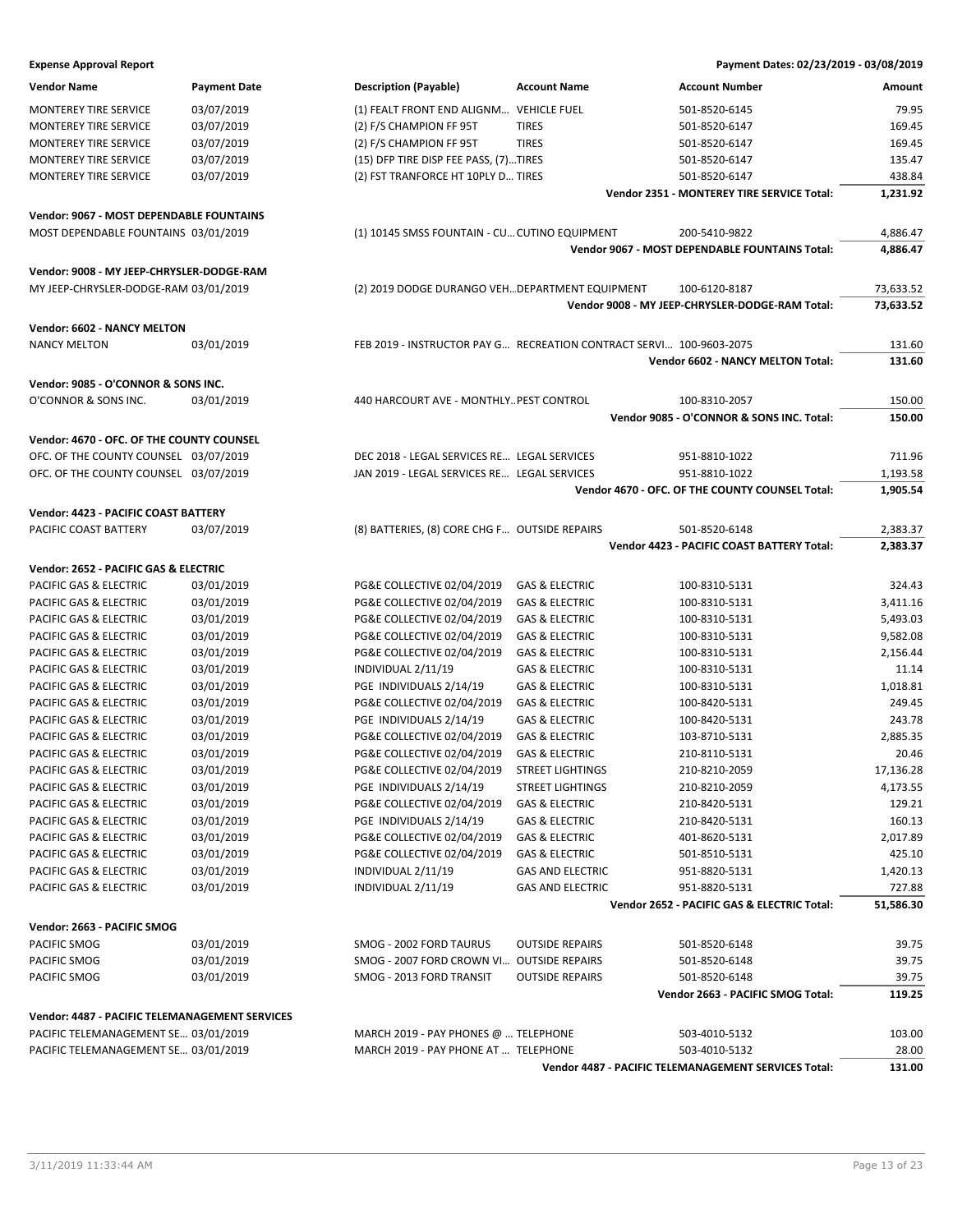**Expense Approval Report** | **Payment Dates: 02/23/2019 - 03/08/2019**

| Vendor Name | Payment Date | Description (Payable) | Account Name | Account Number | Amount |
|---|---|---|---|---|---|
| MONTEREY TIRE SERVICE | 03/07/2019 | (1) FEALT FRONT END ALIGNM... | VEHICLE FUEL | 501-8520-6145 | 79.95 |
| MONTEREY TIRE SERVICE | 03/07/2019 | (2) F/S CHAMPION FF 95T | TIRES | 501-8520-6147 | 169.45 |
| MONTEREY TIRE SERVICE | 03/07/2019 | (2) F/S CHAMPION FF 95T | TIRES | 501-8520-6147 | 169.45 |
| MONTEREY TIRE SERVICE | 03/07/2019 | (15) DFP TIRE DISP FEE PASS, (7)... | TIRES | 501-8520-6147 | 135.47 |
| MONTEREY TIRE SERVICE | 03/07/2019 | (2) FST TRANFORCE HT 10PLY D... | TIRES | 501-8520-6147 | 438.84 |
| | | | | **Vendor 2351 - MONTEREY TIRE SERVICE Total:** | **1,231.92** |
| **Vendor: 9067 - MOST DEPENDABLE FOUNTAINS** | | | | | |
| MOST DEPENDABLE FOUNTAINS | 03/01/2019 | (1) 10145 SMSS FOUNTAIN - CU... | CUTINO EQUIPMENT | 200-5410-9822 | 4,886.47 |
| | | | | **Vendor 9067 - MOST DEPENDABLE FOUNTAINS Total:** | **4,886.47** |
| **Vendor: 9008 - MY JEEP-CHRYSLER-DODGE-RAM** | | | | | |
| MY JEEP-CHRYSLER-DODGE-RAM | 03/01/2019 | (2) 2019 DODGE DURANGO VEH... | DEPARTMENT EQUIPMENT | 100-6120-8187 | 73,633.52 |
| | | | | **Vendor 9008 - MY JEEP-CHRYSLER-DODGE-RAM Total:** | **73,633.52** |
| **Vendor: 6602 - NANCY MELTON** | | | | | |
| NANCY MELTON | 03/01/2019 | FEB 2019 - INSTRUCTOR PAY G... | RECREATION CONTRACT SERVI... | 100-9603-2075 | 131.60 |
| | | | | **Vendor 6602 - NANCY MELTON Total:** | **131.60** |
| **Vendor: 9085 - O'CONNOR & SONS INC.** | | | | | |
| O'CONNOR & SONS INC. | 03/01/2019 | 440 HARCOURT AVE - MONTHLY... | PEST CONTROL | 100-8310-2057 | 150.00 |
| | | | | **Vendor 9085 - O'CONNOR & SONS INC. Total:** | **150.00** |
| **Vendor: 4670 - OFC. OF THE COUNTY COUNSEL** | | | | | |
| OFC. OF THE COUNTY COUNSEL | 03/07/2019 | DEC 2018 - LEGAL SERVICES RE... | LEGAL SERVICES | 951-8810-1022 | 711.96 |
| OFC. OF THE COUNTY COUNSEL | 03/07/2019 | JAN 2019 - LEGAL SERVICES RE... | LEGAL SERVICES | 951-8810-1022 | 1,193.58 |
| | | | | **Vendor 4670 - OFC. OF THE COUNTY COUNSEL Total:** | **1,905.54** |
| **Vendor: 4423 - PACIFIC COAST BATTERY** | | | | | |
| PACIFIC COAST BATTERY | 03/07/2019 | (8) BATTERIES, (8) CORE CHG F... | OUTSIDE REPAIRS | 501-8520-6148 | 2,383.37 |
| | | | | **Vendor 4423 - PACIFIC COAST BATTERY Total:** | **2,383.37** |
| **Vendor: 2652 - PACIFIC GAS & ELECTRIC** | | | | | |
| PACIFIC GAS & ELECTRIC | 03/01/2019 | PG&E COLLECTIVE 02/04/2019 | GAS & ELECTRIC | 100-8310-5131 | 324.43 |
| PACIFIC GAS & ELECTRIC | 03/01/2019 | PG&E COLLECTIVE 02/04/2019 | GAS & ELECTRIC | 100-8310-5131 | 3,411.16 |
| PACIFIC GAS & ELECTRIC | 03/01/2019 | PG&E COLLECTIVE 02/04/2019 | GAS & ELECTRIC | 100-8310-5131 | 5,493.03 |
| PACIFIC GAS & ELECTRIC | 03/01/2019 | PG&E COLLECTIVE 02/04/2019 | GAS & ELECTRIC | 100-8310-5131 | 9,582.08 |
| PACIFIC GAS & ELECTRIC | 03/01/2019 | PG&E COLLECTIVE 02/04/2019 | GAS & ELECTRIC | 100-8310-5131 | 2,156.44 |
| PACIFIC GAS & ELECTRIC | 03/01/2019 | INDIVIDUAL 2/11/19 | GAS & ELECTRIC | 100-8310-5131 | 11.14 |
| PACIFIC GAS & ELECTRIC | 03/01/2019 | PGE INDIVIDUALS 2/14/19 | GAS & ELECTRIC | 100-8310-5131 | 1,018.81 |
| PACIFIC GAS & ELECTRIC | 03/01/2019 | PG&E COLLECTIVE 02/04/2019 | GAS & ELECTRIC | 100-8420-5131 | 249.45 |
| PACIFIC GAS & ELECTRIC | 03/01/2019 | PGE INDIVIDUALS 2/14/19 | GAS & ELECTRIC | 100-8420-5131 | 243.78 |
| PACIFIC GAS & ELECTRIC | 03/01/2019 | PG&E COLLECTIVE 02/04/2019 | GAS & ELECTRIC | 103-8710-5131 | 2,885.35 |
| PACIFIC GAS & ELECTRIC | 03/01/2019 | PG&E COLLECTIVE 02/04/2019 | GAS & ELECTRIC | 210-8110-5131 | 20.46 |
| PACIFIC GAS & ELECTRIC | 03/01/2019 | PG&E COLLECTIVE 02/04/2019 | STREET LIGHTINGS | 210-8210-2059 | 17,136.28 |
| PACIFIC GAS & ELECTRIC | 03/01/2019 | PGE INDIVIDUALS 2/14/19 | STREET LIGHTINGS | 210-8210-2059 | 4,173.55 |
| PACIFIC GAS & ELECTRIC | 03/01/2019 | PG&E COLLECTIVE 02/04/2019 | GAS & ELECTRIC | 210-8420-5131 | 129.21 |
| PACIFIC GAS & ELECTRIC | 03/01/2019 | PGE INDIVIDUALS 2/14/19 | GAS & ELECTRIC | 210-8420-5131 | 160.13 |
| PACIFIC GAS & ELECTRIC | 03/01/2019 | PG&E COLLECTIVE 02/04/2019 | GAS & ELECTRIC | 401-8620-5131 | 2,017.89 |
| PACIFIC GAS & ELECTRIC | 03/01/2019 | PG&E COLLECTIVE 02/04/2019 | GAS & ELECTRIC | 501-8510-5131 | 425.10 |
| PACIFIC GAS & ELECTRIC | 03/01/2019 | INDIVIDUAL 2/11/19 | GAS AND ELECTRIC | 951-8820-5131 | 1,420.13 |
| PACIFIC GAS & ELECTRIC | 03/01/2019 | INDIVIDUAL 2/11/19 | GAS AND ELECTRIC | 951-8820-5131 | 727.88 |
| | | | | **Vendor 2652 - PACIFIC GAS & ELECTRIC Total:** | **51,586.30** |
| **Vendor: 2663 - PACIFIC SMOG** | | | | | |
| PACIFIC SMOG | 03/01/2019 | SMOG - 2002 FORD TAURUS | OUTSIDE REPAIRS | 501-8520-6148 | 39.75 |
| PACIFIC SMOG | 03/01/2019 | SMOG - 2007 FORD CROWN VI... | OUTSIDE REPAIRS | 501-8520-6148 | 39.75 |
| PACIFIC SMOG | 03/01/2019 | SMOG - 2013 FORD TRANSIT | OUTSIDE REPAIRS | 501-8520-6148 | 39.75 |
| | | | | **Vendor 2663 - PACIFIC SMOG Total:** | **119.25** |
| **Vendor: 4487 - PACIFIC TELEMANAGEMENT SERVICES** | | | | | |
| PACIFIC TELEMANAGEMENT SE... | 03/01/2019 | MARCH 2019 - PAY PHONES @ ... | TELEPHONE | 503-4010-5132 | 103.00 |
| PACIFIC TELEMANAGEMENT SE... | 03/01/2019 | MARCH 2019 - PAY PHONE AT ... | TELEPHONE | 503-4010-5132 | 28.00 |
| | | | | **Vendor 4487 - PACIFIC TELEMANAGEMENT SERVICES Total:** | **131.00** |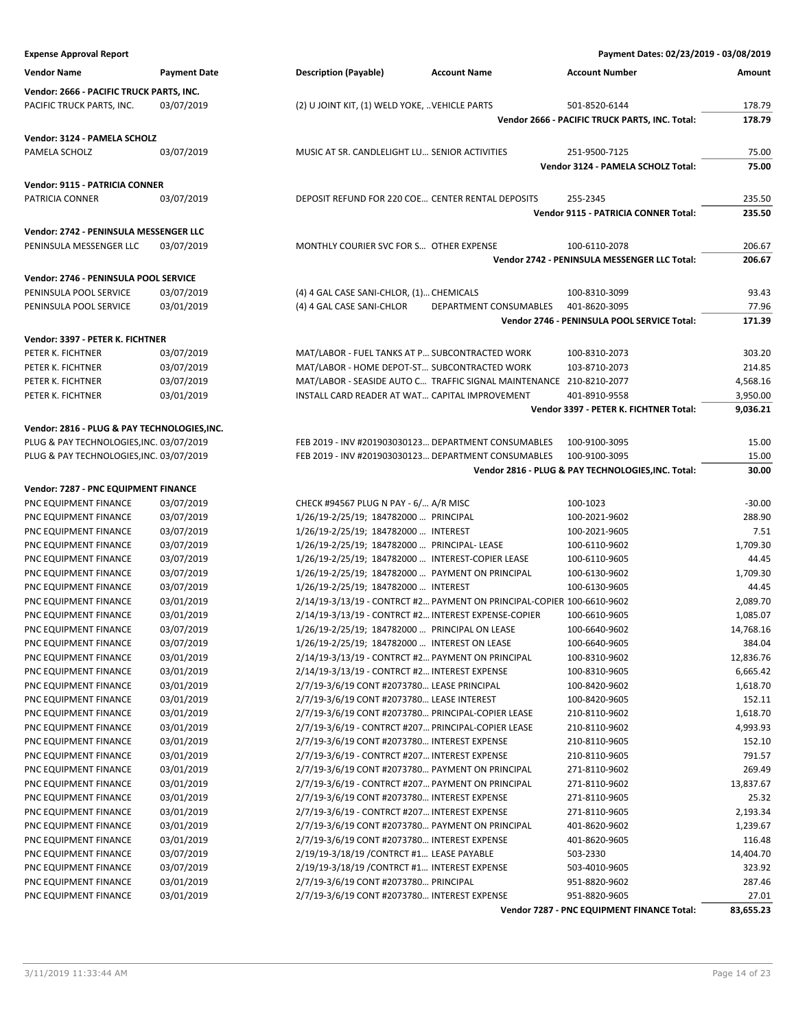**Expense Approval Report** — Payment Dates: 02/23/2019 - 03/08/2019

| Vendor Name | Payment Date | Description (Payable) | Account Name | Account Number | Amount |
|---|---|---|---|---|---|
| **Vendor: 2666 - PACIFIC TRUCK PARTS, INC.** | | | | | |
| PACIFIC TRUCK PARTS, INC. | 03/07/2019 | (2) U JOINT KIT, (1) WELD YOKE, .. | VEHICLE PARTS | 501-8520-6144 | 178.79 |
| | | | | **Vendor 2666 - PACIFIC TRUCK PARTS, INC. Total:** | **178.79** |
| **Vendor: 3124 - PAMELA SCHOLZ** | | | | | |
| PAMELA SCHOLZ | 03/07/2019 | MUSIC AT SR. CANDLELIGHT LU... | SENIOR ACTIVITIES | 251-9500-7125 | 75.00 |
| | | | | **Vendor 3124 - PAMELA SCHOLZ Total:** | **75.00** |
| **Vendor: 9115 - PATRICIA CONNER** | | | | | |
| PATRICIA CONNER | 03/07/2019 | DEPOSIT REFUND FOR 220 COE... | CENTER RENTAL DEPOSITS | 255-2345 | 235.50 |
| | | | | **Vendor 9115 - PATRICIA CONNER Total:** | **235.50** |
| **Vendor: 2742 - PENINSULA MESSENGER LLC** | | | | | |
| PENINSULA MESSENGER LLC | 03/07/2019 | MONTHLY COURIER SVC FOR S... | OTHER EXPENSE | 100-6110-2078 | 206.67 |
| | | | | **Vendor 2742 - PENINSULA MESSENGER LLC Total:** | **206.67** |
| **Vendor: 2746 - PENINSULA POOL SERVICE** | | | | | |
| PENINSULA POOL SERVICE | 03/07/2019 | (4) 4 GAL CASE SANI-CHLOR, (1)... | CHEMICALS | 100-8310-3099 | 93.43 |
| PENINSULA POOL SERVICE | 03/01/2019 | (4) 4 GAL CASE SANI-CHLOR | DEPARTMENT CONSUMABLES | 401-8620-3095 | 77.96 |
| | | | | **Vendor 2746 - PENINSULA POOL SERVICE Total:** | **171.39** |
| **Vendor: 3397 - PETER K. FICHTNER** | | | | | |
| PETER K. FICHTNER | 03/07/2019 | MAT/LABOR - FUEL TANKS AT P... | SUBCONTRACTED WORK | 100-8310-2073 | 303.20 |
| PETER K. FICHTNER | 03/07/2019 | MAT/LABOR - HOME DEPOT-ST... | SUBCONTRACTED WORK | 103-8710-2073 | 214.85 |
| PETER K. FICHTNER | 03/07/2019 | MAT/LABOR - SEASIDE AUTO C... | TRAFFIC SIGNAL MAINTENANCE | 210-8210-2077 | 4,568.16 |
| PETER K. FICHTNER | 03/01/2019 | INSTALL CARD READER AT WAT... | CAPITAL IMPROVEMENT | 401-8910-9558 | 3,950.00 |
| | | | | **Vendor 3397 - PETER K. FICHTNER Total:** | **9,036.21** |
| **Vendor: 2816 - PLUG & PAY TECHNOLOGIES,INC.** | | | | | |
| PLUG & PAY TECHNOLOGIES,INC. | 03/07/2019 | FEB 2019 - INV #201903030123... | DEPARTMENT CONSUMABLES | 100-9100-3095 | 15.00 |
| PLUG & PAY TECHNOLOGIES,INC. | 03/07/2019 | FEB 2019 - INV #201903030123... | DEPARTMENT CONSUMABLES | 100-9100-3095 | 15.00 |
| | | | | **Vendor 2816 - PLUG & PAY TECHNOLOGIES,INC. Total:** | **30.00** |
| **Vendor: 7287 - PNC EQUIPMENT FINANCE** | | | | | |
| PNC EQUIPMENT FINANCE | 03/07/2019 | CHECK #94567 PLUG N PAY - 6/... | A/R MISC | 100-1023 | -30.00 |
| PNC EQUIPMENT FINANCE | 03/07/2019 | 1/26/19-2/25/19; 184782000 ... | PRINCIPAL | 100-2021-9602 | 288.90 |
| PNC EQUIPMENT FINANCE | 03/07/2019 | 1/26/19-2/25/19; 184782000 ... | INTEREST | 100-2021-9605 | 7.51 |
| PNC EQUIPMENT FINANCE | 03/07/2019 | 1/26/19-2/25/19; 184782000 ... | PRINCIPAL- LEASE | 100-6110-9602 | 1,709.30 |
| PNC EQUIPMENT FINANCE | 03/07/2019 | 1/26/19-2/25/19; 184782000 ... | INTEREST-COPIER LEASE | 100-6110-9605 | 44.45 |
| PNC EQUIPMENT FINANCE | 03/07/2019 | 1/26/19-2/25/19; 184782000 ... | PAYMENT ON PRINCIPAL | 100-6130-9602 | 1,709.30 |
| PNC EQUIPMENT FINANCE | 03/07/2019 | 1/26/19-2/25/19; 184782000 ... | INTEREST | 100-6130-9605 | 44.45 |
| PNC EQUIPMENT FINANCE | 03/01/2019 | 2/14/19-3/13/19 - CONTRCT #2... | PAYMENT ON PRINCIPAL-COPIER | 100-6610-9602 | 2,089.70 |
| PNC EQUIPMENT FINANCE | 03/01/2019 | 2/14/19-3/13/19 - CONTRCT #2... | INTEREST EXPENSE-COPIER | 100-6610-9605 | 1,085.07 |
| PNC EQUIPMENT FINANCE | 03/07/2019 | 1/26/19-2/25/19; 184782000 ... | PRINCIPAL ON LEASE | 100-6640-9602 | 14,768.16 |
| PNC EQUIPMENT FINANCE | 03/07/2019 | 1/26/19-2/25/19; 184782000 ... | INTEREST ON LEASE | 100-6640-9605 | 384.04 |
| PNC EQUIPMENT FINANCE | 03/01/2019 | 2/14/19-3/13/19 - CONTRCT #2... | PAYMENT ON PRINCIPAL | 100-8310-9602 | 12,836.76 |
| PNC EQUIPMENT FINANCE | 03/01/2019 | 2/14/19-3/13/19 - CONTRCT #2... | INTEREST EXPENSE | 100-8310-9605 | 6,665.42 |
| PNC EQUIPMENT FINANCE | 03/01/2019 | 2/7/19-3/6/19 CONT #2073780... | LEASE PRINCIPAL | 100-8420-9602 | 1,618.70 |
| PNC EQUIPMENT FINANCE | 03/01/2019 | 2/7/19-3/6/19 CONT #2073780... | LEASE INTEREST | 100-8420-9605 | 152.11 |
| PNC EQUIPMENT FINANCE | 03/01/2019 | 2/7/19-3/6/19 CONT #2073780... | PRINCIPAL-COPIER LEASE | 210-8110-9602 | 1,618.70 |
| PNC EQUIPMENT FINANCE | 03/01/2019 | 2/7/19-3/6/19 - CONTRCT #207... | PRINCIPAL-COPIER LEASE | 210-8110-9602 | 4,993.93 |
| PNC EQUIPMENT FINANCE | 03/01/2019 | 2/7/19-3/6/19 CONT #2073780... | INTEREST EXPENSE | 210-8110-9605 | 152.10 |
| PNC EQUIPMENT FINANCE | 03/01/2019 | 2/7/19-3/6/19 - CONTRCT #207... | INTEREST EXPENSE | 210-8110-9605 | 791.57 |
| PNC EQUIPMENT FINANCE | 03/01/2019 | 2/7/19-3/6/19 CONT #2073780... | PAYMENT ON PRINCIPAL | 271-8110-9602 | 269.49 |
| PNC EQUIPMENT FINANCE | 03/01/2019 | 2/7/19-3/6/19 - CONTRCT #207... | PAYMENT ON PRINCIPAL | 271-8110-9602 | 13,837.67 |
| PNC EQUIPMENT FINANCE | 03/01/2019 | 2/7/19-3/6/19 CONT #2073780... | INTEREST EXPENSE | 271-8110-9605 | 25.32 |
| PNC EQUIPMENT FINANCE | 03/01/2019 | 2/7/19-3/6/19 - CONTRCT #207... | INTEREST EXPENSE | 271-8110-9605 | 2,193.34 |
| PNC EQUIPMENT FINANCE | 03/01/2019 | 2/7/19-3/6/19 CONT #2073780... | PAYMENT ON PRINCIPAL | 401-8620-9602 | 1,239.67 |
| PNC EQUIPMENT FINANCE | 03/01/2019 | 2/7/19-3/6/19 CONT #2073780... | INTEREST EXPENSE | 401-8620-9605 | 116.48 |
| PNC EQUIPMENT FINANCE | 03/07/2019 | 2/19/19-3/18/19 /CONTRCT #1... | LEASE PAYABLE | 503-2330 | 14,404.70 |
| PNC EQUIPMENT FINANCE | 03/07/2019 | 2/19/19-3/18/19 /CONTRCT #1... | INTEREST EXPENSE | 503-4010-9605 | 323.92 |
| PNC EQUIPMENT FINANCE | 03/01/2019 | 2/7/19-3/6/19 CONT #2073780... | PRINCIPAL | 951-8820-9602 | 287.46 |
| PNC EQUIPMENT FINANCE | 03/01/2019 | 2/7/19-3/6/19 CONT #2073780... | INTEREST EXPENSE | 951-8820-9605 | 27.01 |
| | | | | **Vendor 7287 - PNC EQUIPMENT FINANCE Total:** | **83,655.23** |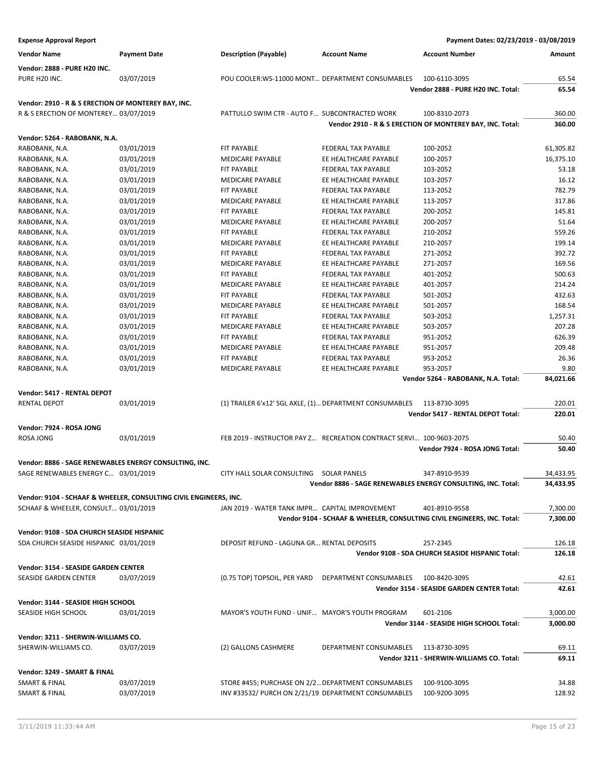**Expense Approval Report** — Payment Dates: 02/23/2019 - 03/08/2019

| Vendor Name | Payment Date | Description (Payable) | Account Name | Account Number | Amount |
|---|---|---|---|---|---|
| **Vendor: 2888 - PURE H20 INC.** | | | | | |
| PURE H20 INC. | 03/07/2019 | POU COOLER:WS-11000 MONT... | DEPARTMENT CONSUMABLES | 100-6110-3095 | 65.54 |
| | | | | **Vendor 2888 - PURE H20 INC. Total:** | **65.54** |
| **Vendor: 2910 - R & S ERECTION OF MONTEREY BAY, INC.** | | | | | |
| R & S ERECTION OF MONTEREY... | 03/07/2019 | PATTULLO SWIM CTR - AUTO F... | SUBCONTRACTED WORK | 100-8310-2073 | 360.00 |
| | | | | **Vendor 2910 - R & S ERECTION OF MONTEREY BAY, INC. Total:** | **360.00** |
| **Vendor: 5264 - RABOBANK, N.A.** | | | | | |
| RABOBANK, N.A. | 03/01/2019 | FIT PAYABLE | FEDERAL TAX PAYABLE | 100-2052 | 61,305.82 |
| RABOBANK, N.A. | 03/01/2019 | MEDICARE PAYABLE | EE HEALTHCARE PAYABLE | 100-2057 | 16,375.10 |
| RABOBANK, N.A. | 03/01/2019 | FIT PAYABLE | FEDERAL TAX PAYABLE | 103-2052 | 53.18 |
| RABOBANK, N.A. | 03/01/2019 | MEDICARE PAYABLE | EE HEALTHCARE PAYABLE | 103-2057 | 16.12 |
| RABOBANK, N.A. | 03/01/2019 | FIT PAYABLE | FEDERAL TAX PAYABLE | 113-2052 | 782.79 |
| RABOBANK, N.A. | 03/01/2019 | MEDICARE PAYABLE | EE HEALTHCARE PAYABLE | 113-2057 | 317.86 |
| RABOBANK, N.A. | 03/01/2019 | FIT PAYABLE | FEDERAL TAX PAYABLE | 200-2052 | 145.81 |
| RABOBANK, N.A. | 03/01/2019 | MEDICARE PAYABLE | EE HEALTHCARE PAYABLE | 200-2057 | 51.64 |
| RABOBANK, N.A. | 03/01/2019 | FIT PAYABLE | FEDERAL TAX PAYABLE | 210-2052 | 559.26 |
| RABOBANK, N.A. | 03/01/2019 | MEDICARE PAYABLE | EE HEALTHCARE PAYABLE | 210-2057 | 199.14 |
| RABOBANK, N.A. | 03/01/2019 | FIT PAYABLE | FEDERAL TAX PAYABLE | 271-2052 | 392.72 |
| RABOBANK, N.A. | 03/01/2019 | MEDICARE PAYABLE | EE HEALTHCARE PAYABLE | 271-2057 | 169.56 |
| RABOBANK, N.A. | 03/01/2019 | FIT PAYABLE | FEDERAL TAX PAYABLE | 401-2052 | 500.63 |
| RABOBANK, N.A. | 03/01/2019 | MEDICARE PAYABLE | EE HEALTHCARE PAYABLE | 401-2057 | 214.24 |
| RABOBANK, N.A. | 03/01/2019 | FIT PAYABLE | FEDERAL TAX PAYABLE | 501-2052 | 432.63 |
| RABOBANK, N.A. | 03/01/2019 | MEDICARE PAYABLE | EE HEALTHCARE PAYABLE | 501-2057 | 168.54 |
| RABOBANK, N.A. | 03/01/2019 | FIT PAYABLE | FEDERAL TAX PAYABLE | 503-2052 | 1,257.31 |
| RABOBANK, N.A. | 03/01/2019 | MEDICARE PAYABLE | EE HEALTHCARE PAYABLE | 503-2057 | 207.28 |
| RABOBANK, N.A. | 03/01/2019 | FIT PAYABLE | FEDERAL TAX PAYABLE | 951-2052 | 626.39 |
| RABOBANK, N.A. | 03/01/2019 | MEDICARE PAYABLE | EE HEALTHCARE PAYABLE | 951-2057 | 209.48 |
| RABOBANK, N.A. | 03/01/2019 | FIT PAYABLE | FEDERAL TAX PAYABLE | 953-2052 | 26.36 |
| RABOBANK, N.A. | 03/01/2019 | MEDICARE PAYABLE | EE HEALTHCARE PAYABLE | 953-2057 | 9.80 |
| | | | | **Vendor 5264 - RABOBANK, N.A. Total:** | **84,021.66** |
| **Vendor: 5417 - RENTAL DEPOT** | | | | | |
| RENTAL DEPOT | 03/01/2019 | (1) TRAILER 6'x12' SGL AXLE, (1)... | DEPARTMENT CONSUMABLES | 113-8730-3095 | 220.01 |
| | | | | **Vendor 5417 - RENTAL DEPOT Total:** | **220.01** |
| **Vendor: 7924 - ROSA JONG** | | | | | |
| ROSA JONG | 03/01/2019 | FEB 2019 - INSTRUCTOR PAY Z... | RECREATION CONTRACT SERVI... | 100-9603-2075 | 50.40 |
| | | | | **Vendor 7924 - ROSA JONG Total:** | **50.40** |
| **Vendor: 8886 - SAGE RENEWABLES ENERGY CONSULTING, INC.** | | | | | |
| SAGE RENEWABLES ENERGY C... | 03/01/2019 | CITY HALL SOLAR CONSULTING | SOLAR PANELS | 347-8910-9539 | 34,433.95 |
| | | | | **Vendor 8886 - SAGE RENEWABLES ENERGY CONSULTING, INC. Total:** | **34,433.95** |
| **Vendor: 9104 - SCHAAF & WHEELER, CONSULTING CIVIL ENGINEERS, INC.** | | | | | |
| SCHAAF & WHEELER, CONSULT... | 03/01/2019 | JAN 2019 - WATER TANK IMPR... | CAPITAL IMPROVEMENT | 401-8910-9558 | 7,300.00 |
| | | | | **Vendor 9104 - SCHAAF & WHEELER, CONSULTING CIVIL ENGINEERS, INC. Total:** | **7,300.00** |
| **Vendor: 9108 - SDA CHURCH SEASIDE HISPANIC** | | | | | |
| SDA CHURCH SEASIDE HISPANIC | 03/01/2019 | DEPOSIT REFUND - LAGUNA GR... | RENTAL DEPOSITS | 257-2345 | 126.18 |
| | | | | **Vendor 9108 - SDA CHURCH SEASIDE HISPANIC Total:** | **126.18** |
| **Vendor: 3154 - SEASIDE GARDEN CENTER** | | | | | |
| SEASIDE GARDEN CENTER | 03/07/2019 | (0.75 TOP) TOPSOIL, PER YARD | DEPARTMENT CONSUMABLES | 100-8420-3095 | 42.61 |
| | | | | **Vendor 3154 - SEASIDE GARDEN CENTER Total:** | **42.61** |
| **Vendor: 3144 - SEASIDE HIGH SCHOOL** | | | | | |
| SEASIDE HIGH SCHOOL | 03/01/2019 | MAYOR'S YOUTH FUND - UNIF... | MAYOR'S YOUTH PROGRAM | 601-2106 | 3,000.00 |
| | | | | **Vendor 3144 - SEASIDE HIGH SCHOOL Total:** | **3,000.00** |
| **Vendor: 3211 - SHERWIN-WILLIAMS CO.** | | | | | |
| SHERWIN-WILLIAMS CO. | 03/07/2019 | (2) GALLONS CASHMERE | DEPARTMENT CONSUMABLES | 113-8730-3095 | 69.11 |
| | | | | **Vendor 3211 - SHERWIN-WILLIAMS CO. Total:** | **69.11** |
| **Vendor: 3249 - SMART & FINAL** | | | | | |
| SMART & FINAL | 03/07/2019 | STORE #455; PURCHASE ON 2/2... | DEPARTMENT CONSUMABLES | 100-9100-3095 | 34.88 |
| SMART & FINAL | 03/07/2019 | INV #33532/ PURCH ON 2/21/19 | DEPARTMENT CONSUMABLES | 100-9200-3095 | 128.92 |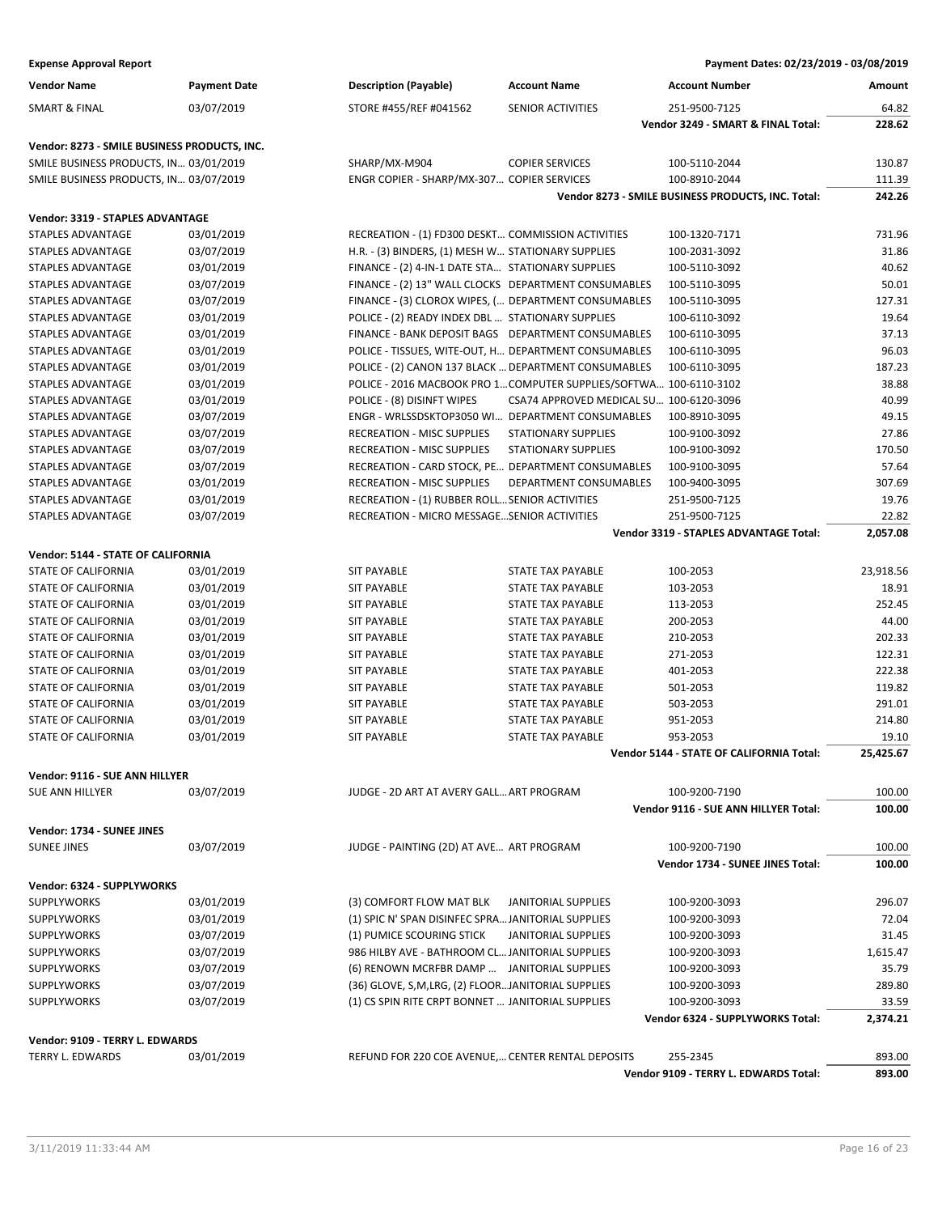**Expense Approval Report** — Payment Dates: 02/23/2019 - 03/08/2019

| Vendor Name | Payment Date | Description (Payable) | Account Name | Account Number | Amount |
|---|---|---|---|---|---|
| SMART & FINAL | 03/07/2019 | STORE #455/REF #041562 | SENIOR ACTIVITIES | 251-9500-7125 | 64.82 |
| | | | | **Vendor 3249 - SMART & FINAL Total:** | **228.62** |
| **Vendor: 8273 - SMILE BUSINESS PRODUCTS, INC.** | | | | | |
| SMILE BUSINESS PRODUCTS, IN... | 03/01/2019 | SHARP/MX-M904 | COPIER SERVICES | 100-5110-2044 | 130.87 |
| SMILE BUSINESS PRODUCTS, IN... | 03/07/2019 | ENGR COPIER - SHARP/MX-307... | COPIER SERVICES | 100-8910-2044 | 111.39 |
| | | | | **Vendor 8273 - SMILE BUSINESS PRODUCTS, INC. Total:** | **242.26** |
| **Vendor: 3319 - STAPLES ADVANTAGE** | | | | | |
| STAPLES ADVANTAGE | 03/01/2019 | RECREATION - (1) FD300 DESKT... | COMMISSION ACTIVITIES | 100-1320-7171 | 731.96 |
| STAPLES ADVANTAGE | 03/07/2019 | H.R. - (3) BINDERS, (1) MESH W... | STATIONARY SUPPLIES | 100-2031-3092 | 31.86 |
| STAPLES ADVANTAGE | 03/01/2019 | FINANCE - (2) 4-IN-1 DATE STA... | STATIONARY SUPPLIES | 100-5110-3092 | 40.62 |
| STAPLES ADVANTAGE | 03/07/2019 | FINANCE - (2) 13" WALL CLOCKS | DEPARTMENT CONSUMABLES | 100-5110-3095 | 50.01 |
| STAPLES ADVANTAGE | 03/07/2019 | FINANCE - (3) CLOROX WIPES, (... | DEPARTMENT CONSUMABLES | 100-5110-3095 | 127.31 |
| STAPLES ADVANTAGE | 03/01/2019 | POLICE - (2) READY INDEX DBL ... | STATIONARY SUPPLIES | 100-6110-3092 | 19.64 |
| STAPLES ADVANTAGE | 03/01/2019 | FINANCE - BANK DEPOSIT BAGS | DEPARTMENT CONSUMABLES | 100-6110-3095 | 37.13 |
| STAPLES ADVANTAGE | 03/01/2019 | POLICE - TISSUES, WITE-OUT, H... | DEPARTMENT CONSUMABLES | 100-6110-3095 | 96.03 |
| STAPLES ADVANTAGE | 03/01/2019 | POLICE - (2) CANON 137 BLACK ... | DEPARTMENT CONSUMABLES | 100-6110-3095 | 187.23 |
| STAPLES ADVANTAGE | 03/01/2019 | POLICE - 2016 MACBOOK PRO 1... | COMPUTER SUPPLIES/SOFTWA... | 100-6110-3102 | 38.88 |
| STAPLES ADVANTAGE | 03/01/2019 | POLICE - (8) DISINFT WIPES | CSA74 APPROVED MEDICAL SU... | 100-6120-3096 | 40.99 |
| STAPLES ADVANTAGE | 03/07/2019 | ENGR - WRLSSDSKTOP3050 WI... | DEPARTMENT CONSUMABLES | 100-8910-3095 | 49.15 |
| STAPLES ADVANTAGE | 03/07/2019 | RECREATION - MISC SUPPLIES | STATIONARY SUPPLIES | 100-9100-3092 | 27.86 |
| STAPLES ADVANTAGE | 03/07/2019 | RECREATION - MISC SUPPLIES | STATIONARY SUPPLIES | 100-9100-3092 | 170.50 |
| STAPLES ADVANTAGE | 03/07/2019 | RECREATION - CARD STOCK, PE... | DEPARTMENT CONSUMABLES | 100-9100-3095 | 57.64 |
| STAPLES ADVANTAGE | 03/01/2019 | RECREATION - MISC SUPPLIES | DEPARTMENT CONSUMABLES | 100-9400-3095 | 307.69 |
| STAPLES ADVANTAGE | 03/01/2019 | RECREATION - (1) RUBBER ROLL... | SENIOR ACTIVITIES | 251-9500-7125 | 19.76 |
| STAPLES ADVANTAGE | 03/07/2019 | RECREATION - MICRO MESSAGE... | SENIOR ACTIVITIES | 251-9500-7125 | 22.82 |
| | | | | **Vendor 3319 - STAPLES ADVANTAGE Total:** | **2,057.08** |
| **Vendor: 5144 - STATE OF CALIFORNIA** | | | | | |
| STATE OF CALIFORNIA | 03/01/2019 | SIT PAYABLE | STATE TAX PAYABLE | 100-2053 | 23,918.56 |
| STATE OF CALIFORNIA | 03/01/2019 | SIT PAYABLE | STATE TAX PAYABLE | 103-2053 | 18.91 |
| STATE OF CALIFORNIA | 03/01/2019 | SIT PAYABLE | STATE TAX PAYABLE | 113-2053 | 252.45 |
| STATE OF CALIFORNIA | 03/01/2019 | SIT PAYABLE | STATE TAX PAYABLE | 200-2053 | 44.00 |
| STATE OF CALIFORNIA | 03/01/2019 | SIT PAYABLE | STATE TAX PAYABLE | 210-2053 | 202.33 |
| STATE OF CALIFORNIA | 03/01/2019 | SIT PAYABLE | STATE TAX PAYABLE | 271-2053 | 122.31 |
| STATE OF CALIFORNIA | 03/01/2019 | SIT PAYABLE | STATE TAX PAYABLE | 401-2053 | 222.38 |
| STATE OF CALIFORNIA | 03/01/2019 | SIT PAYABLE | STATE TAX PAYABLE | 501-2053 | 119.82 |
| STATE OF CALIFORNIA | 03/01/2019 | SIT PAYABLE | STATE TAX PAYABLE | 503-2053 | 291.01 |
| STATE OF CALIFORNIA | 03/01/2019 | SIT PAYABLE | STATE TAX PAYABLE | 951-2053 | 214.80 |
| STATE OF CALIFORNIA | 03/01/2019 | SIT PAYABLE | STATE TAX PAYABLE | 953-2053 | 19.10 |
| | | | | **Vendor 5144 - STATE OF CALIFORNIA Total:** | **25,425.67** |
| **Vendor: 9116 - SUE ANN HILLYER** | | | | | |
| SUE ANN HILLYER | 03/07/2019 | JUDGE - 2D ART AT AVERY GALL... | ART PROGRAM | 100-9200-7190 | 100.00 |
| | | | | **Vendor 9116 - SUE ANN HILLYER Total:** | **100.00** |
| **Vendor: 1734 - SUNEE JINES** | | | | | |
| SUNEE JINES | 03/07/2019 | JUDGE - PAINTING (2D) AT AVE... | ART PROGRAM | 100-9200-7190 | 100.00 |
| | | | | **Vendor 1734 - SUNEE JINES Total:** | **100.00** |
| **Vendor: 6324 - SUPPLYWORKS** | | | | | |
| SUPPLYWORKS | 03/01/2019 | (3) COMFORT FLOW MAT BLK | JANITORIAL SUPPLIES | 100-9200-3093 | 296.07 |
| SUPPLYWORKS | 03/01/2019 | (1) SPIC N' SPAN DISINFEC SPRA... | JANITORIAL SUPPLIES | 100-9200-3093 | 72.04 |
| SUPPLYWORKS | 03/07/2019 | (1) PUMICE SCOURING STICK | JANITORIAL SUPPLIES | 100-9200-3093 | 31.45 |
| SUPPLYWORKS | 03/07/2019 | 986 HILBY AVE - BATHROOM CL... | JANITORIAL SUPPLIES | 100-9200-3093 | 1,615.47 |
| SUPPLYWORKS | 03/07/2019 | (6) RENOWN MCRFBR DAMP ... | JANITORIAL SUPPLIES | 100-9200-3093 | 35.79 |
| SUPPLYWORKS | 03/07/2019 | (36) GLOVE, S,M,LRG, (2) FLOOR... | JANITORIAL SUPPLIES | 100-9200-3093 | 289.80 |
| SUPPLYWORKS | 03/07/2019 | (1) CS SPIN RITE CRPT BONNET ... | JANITORIAL SUPPLIES | 100-9200-3093 | 33.59 |
| | | | | **Vendor 6324 - SUPPLYWORKS Total:** | **2,374.21** |
| **Vendor: 9109 - TERRY L. EDWARDS** | | | | | |
| TERRY L. EDWARDS | 03/01/2019 | REFUND FOR 220 COE AVENUE,... | CENTER RENTAL DEPOSITS | 255-2345 | 893.00 |
| | | | | **Vendor 9109 - TERRY L. EDWARDS Total:** | **893.00** |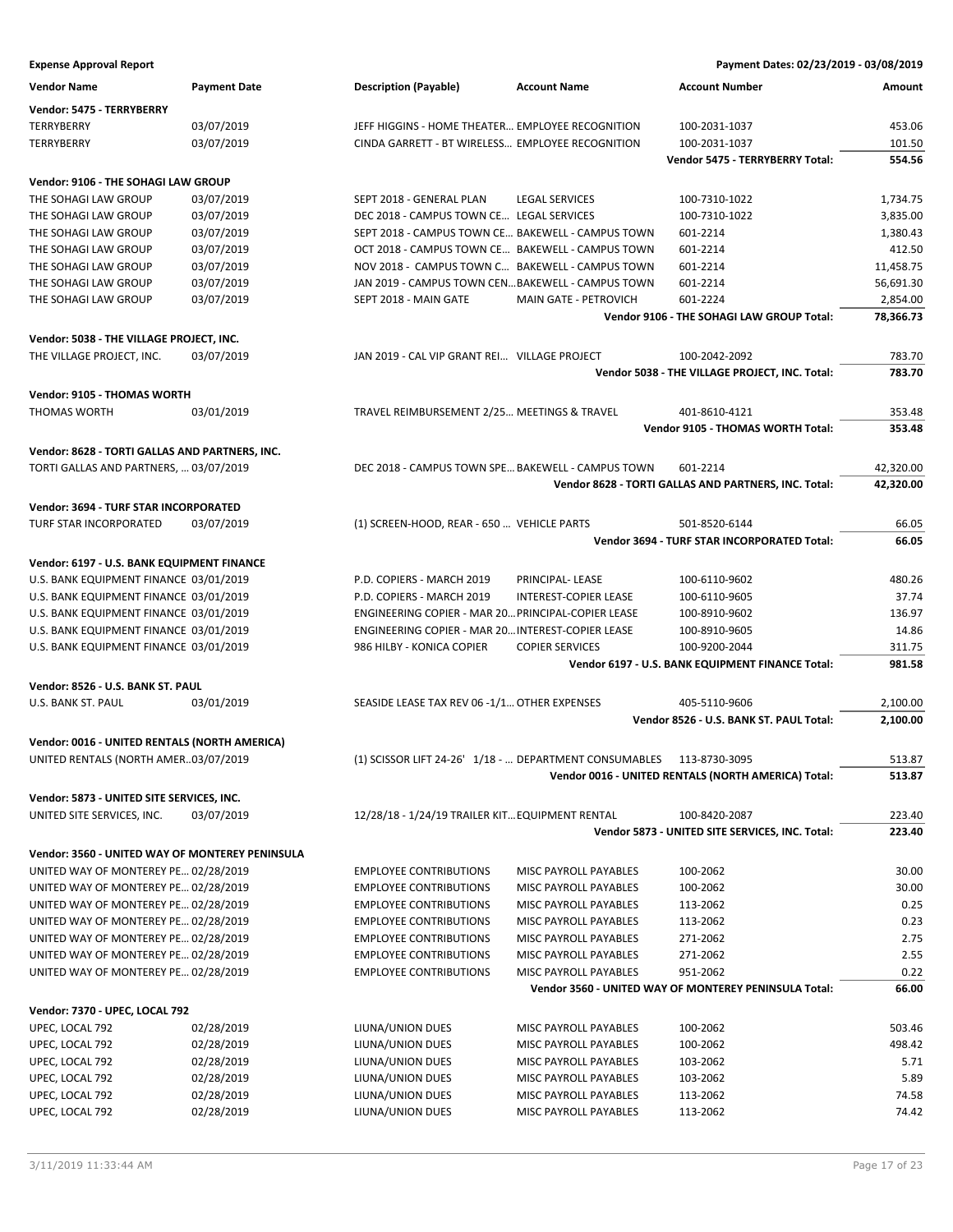**Expense Approval Report** — Payment Dates: 02/23/2019 - 03/08/2019

| Vendor Name | Payment Date | Description (Payable) | Account Name | Account Number | Amount |
|---|---|---|---|---|---|
| **Vendor: 5475 - TERRYBERRY** | | | | | |
| TERRYBERRY | 03/07/2019 | JEFF HIGGINS - HOME THEATER… | EMPLOYEE RECOGNITION | 100-2031-1037 | 453.06 |
| TERRYBERRY | 03/07/2019 | CINDA GARRETT - BT WIRELESS… | EMPLOYEE RECOGNITION | 100-2031-1037 | 101.50 |
| | | | | **Vendor 5475 - TERRYBERRY Total:** | **554.56** |
| **Vendor: 9106 - THE SOHAGI LAW GROUP** | | | | | |
| THE SOHAGI LAW GROUP | 03/07/2019 | SEPT 2018 - GENERAL PLAN | LEGAL SERVICES | 100-7310-1022 | 1,734.75 |
| THE SOHAGI LAW GROUP | 03/07/2019 | DEC 2018 - CAMPUS TOWN CE… | LEGAL SERVICES | 100-7310-1022 | 3,835.00 |
| THE SOHAGI LAW GROUP | 03/07/2019 | SEPT 2018 - CAMPUS TOWN CE… | BAKEWELL - CAMPUS TOWN | 601-2214 | 1,380.43 |
| THE SOHAGI LAW GROUP | 03/07/2019 | OCT 2018 - CAMPUS TOWN CE… | BAKEWELL - CAMPUS TOWN | 601-2214 | 412.50 |
| THE SOHAGI LAW GROUP | 03/07/2019 | NOV 2018 - CAMPUS TOWN C… | BAKEWELL - CAMPUS TOWN | 601-2214 | 11,458.75 |
| THE SOHAGI LAW GROUP | 03/07/2019 | JAN 2019 - CAMPUS TOWN CEN… | BAKEWELL - CAMPUS TOWN | 601-2214 | 56,691.30 |
| THE SOHAGI LAW GROUP | 03/07/2019 | SEPT 2018 - MAIN GATE | MAIN GATE - PETROVICH | 601-2224 | 2,854.00 |
| | | | | **Vendor 9106 - THE SOHAGI LAW GROUP Total:** | **78,366.73** |
| **Vendor: 5038 - THE VILLAGE PROJECT, INC.** | | | | | |
| THE VILLAGE PROJECT, INC. | 03/07/2019 | JAN 2019 - CAL VIP GRANT REI… | VILLAGE PROJECT | 100-2042-2092 | 783.70 |
| | | | | **Vendor 5038 - THE VILLAGE PROJECT, INC. Total:** | **783.70** |
| **Vendor: 9105 - THOMAS WORTH** | | | | | |
| THOMAS WORTH | 03/01/2019 | TRAVEL REIMBURSEMENT 2/25… | MEETINGS & TRAVEL | 401-8610-4121 | 353.48 |
| | | | | **Vendor 9105 - THOMAS WORTH Total:** | **353.48** |
| **Vendor: 8628 - TORTI GALLAS AND PARTNERS, INC.** | | | | | |
| TORTI GALLAS AND PARTNERS, … | 03/07/2019 | DEC 2018 - CAMPUS TOWN SPE… | BAKEWELL - CAMPUS TOWN | 601-2214 | 42,320.00 |
| | | | | **Vendor 8628 - TORTI GALLAS AND PARTNERS, INC. Total:** | **42,320.00** |
| **Vendor: 3694 - TURF STAR INCORPORATED** | | | | | |
| TURF STAR INCORPORATED | 03/07/2019 | (1) SCREEN-HOOD, REAR - 650 … | VEHICLE PARTS | 501-8520-6144 | 66.05 |
| | | | | **Vendor 3694 - TURF STAR INCORPORATED Total:** | **66.05** |
| **Vendor: 6197 - U.S. BANK EQUIPMENT FINANCE** | | | | | |
| U.S. BANK EQUIPMENT FINANCE | 03/01/2019 | P.D. COPIERS - MARCH 2019 | PRINCIPAL- LEASE | 100-6110-9602 | 480.26 |
| U.S. BANK EQUIPMENT FINANCE | 03/01/2019 | P.D. COPIERS - MARCH 2019 | INTEREST-COPIER LEASE | 100-6110-9605 | 37.74 |
| U.S. BANK EQUIPMENT FINANCE | 03/01/2019 | ENGINEERING COPIER - MAR 20… | PRINCIPAL-COPIER LEASE | 100-8910-9602 | 136.97 |
| U.S. BANK EQUIPMENT FINANCE | 03/01/2019 | ENGINEERING COPIER - MAR 20… | INTEREST-COPIER LEASE | 100-8910-9605 | 14.86 |
| U.S. BANK EQUIPMENT FINANCE | 03/01/2019 | 986 HILBY - KONICA COPIER | COPIER SERVICES | 100-9200-2044 | 311.75 |
| | | | | **Vendor 6197 - U.S. BANK EQUIPMENT FINANCE Total:** | **981.58** |
| **Vendor: 8526 - U.S. BANK ST. PAUL** | | | | | |
| U.S. BANK ST. PAUL | 03/01/2019 | SEASIDE LEASE TAX REV 06 -1/1… | OTHER EXPENSES | 405-5110-9606 | 2,100.00 |
| | | | | **Vendor 8526 - U.S. BANK ST. PAUL Total:** | **2,100.00** |
| **Vendor: 0016 - UNITED RENTALS (NORTH AMERICA)** | | | | | |
| UNITED RENTALS (NORTH AMER… | 03/07/2019 | (1) SCISSOR LIFT 24-26' 1/18 - … | DEPARTMENT CONSUMABLES | 113-8730-3095 | 513.87 |
| | | | | **Vendor 0016 - UNITED RENTALS (NORTH AMERICA) Total:** | **513.87** |
| **Vendor: 5873 - UNITED SITE SERVICES, INC.** | | | | | |
| UNITED SITE SERVICES, INC. | 03/07/2019 | 12/28/18 - 1/24/19 TRAILER KIT… | EQUIPMENT RENTAL | 100-8420-2087 | 223.40 |
| | | | | **Vendor 5873 - UNITED SITE SERVICES, INC. Total:** | **223.40** |
| **Vendor: 3560 - UNITED WAY OF MONTEREY PENINSULA** | | | | | |
| UNITED WAY OF MONTEREY PE… | 02/28/2019 | EMPLOYEE CONTRIBUTIONS | MISC PAYROLL PAYABLES | 100-2062 | 30.00 |
| UNITED WAY OF MONTEREY PE… | 02/28/2019 | EMPLOYEE CONTRIBUTIONS | MISC PAYROLL PAYABLES | 100-2062 | 30.00 |
| UNITED WAY OF MONTEREY PE… | 02/28/2019 | EMPLOYEE CONTRIBUTIONS | MISC PAYROLL PAYABLES | 113-2062 | 0.25 |
| UNITED WAY OF MONTEREY PE… | 02/28/2019 | EMPLOYEE CONTRIBUTIONS | MISC PAYROLL PAYABLES | 113-2062 | 0.23 |
| UNITED WAY OF MONTEREY PE… | 02/28/2019 | EMPLOYEE CONTRIBUTIONS | MISC PAYROLL PAYABLES | 271-2062 | 2.75 |
| UNITED WAY OF MONTEREY PE… | 02/28/2019 | EMPLOYEE CONTRIBUTIONS | MISC PAYROLL PAYABLES | 271-2062 | 2.55 |
| UNITED WAY OF MONTEREY PE… | 02/28/2019 | EMPLOYEE CONTRIBUTIONS | MISC PAYROLL PAYABLES | 951-2062 | 0.22 |
| | | | | **Vendor 3560 - UNITED WAY OF MONTEREY PENINSULA Total:** | **66.00** |
| **Vendor: 7370 - UPEC, LOCAL 792** | | | | | |
| UPEC, LOCAL 792 | 02/28/2019 | LIUNA/UNION DUES | MISC PAYROLL PAYABLES | 100-2062 | 503.46 |
| UPEC, LOCAL 792 | 02/28/2019 | LIUNA/UNION DUES | MISC PAYROLL PAYABLES | 100-2062 | 498.42 |
| UPEC, LOCAL 792 | 02/28/2019 | LIUNA/UNION DUES | MISC PAYROLL PAYABLES | 103-2062 | 5.71 |
| UPEC, LOCAL 792 | 02/28/2019 | LIUNA/UNION DUES | MISC PAYROLL PAYABLES | 103-2062 | 5.89 |
| UPEC, LOCAL 792 | 02/28/2019 | LIUNA/UNION DUES | MISC PAYROLL PAYABLES | 113-2062 | 74.58 |
| UPEC, LOCAL 792 | 02/28/2019 | LIUNA/UNION DUES | MISC PAYROLL PAYABLES | 113-2062 | 74.42 |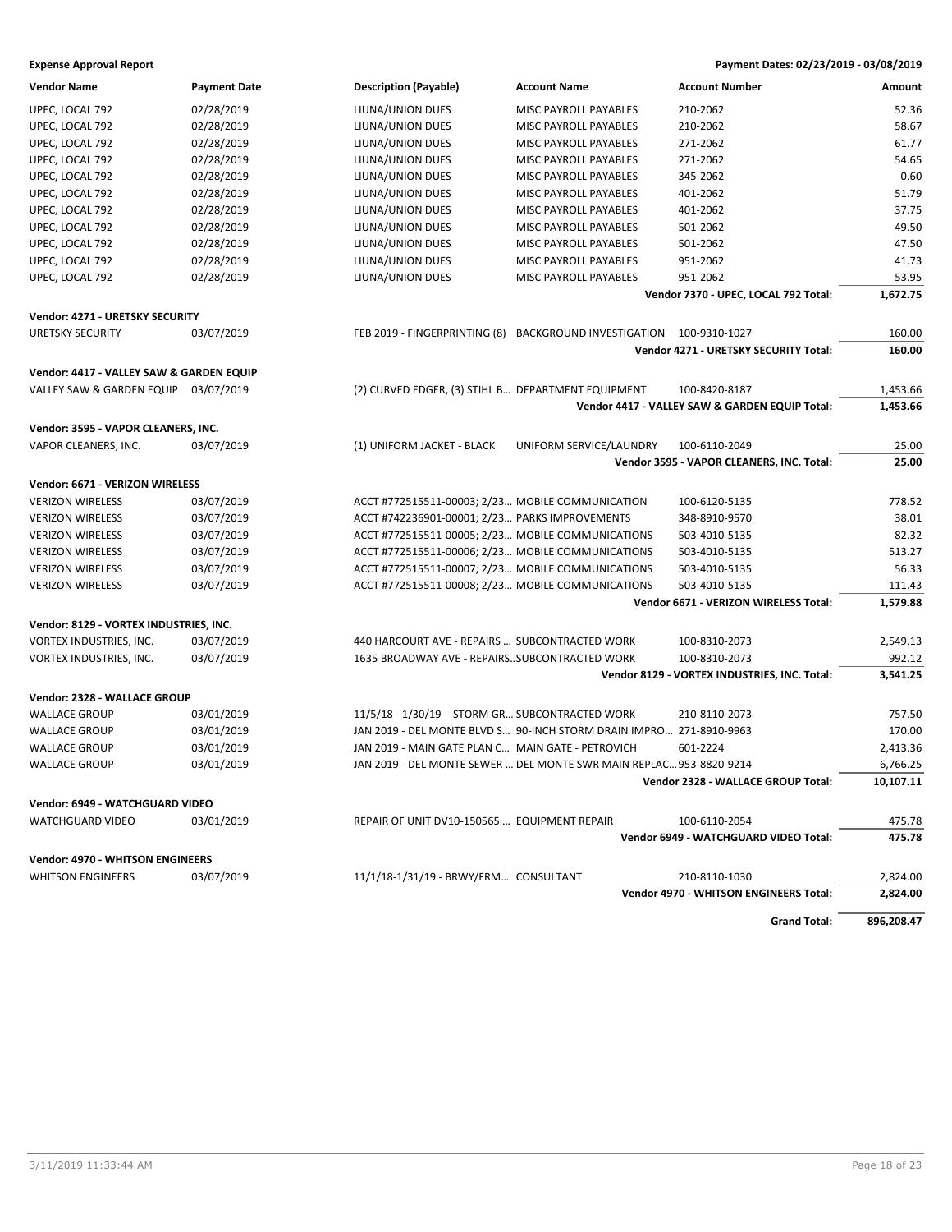**Expense Approval Report** — Payment Dates: 02/23/2019 - 03/08/2019

| Vendor Name | Payment Date | Description (Payable) | Account Name | Account Number | Amount |
|---|---|---|---|---|---|
| UPEC, LOCAL 792 | 02/28/2019 | LIUNA/UNION DUES | MISC PAYROLL PAYABLES | 210-2062 | 52.36 |
| UPEC, LOCAL 792 | 02/28/2019 | LIUNA/UNION DUES | MISC PAYROLL PAYABLES | 210-2062 | 58.67 |
| UPEC, LOCAL 792 | 02/28/2019 | LIUNA/UNION DUES | MISC PAYROLL PAYABLES | 271-2062 | 61.77 |
| UPEC, LOCAL 792 | 02/28/2019 | LIUNA/UNION DUES | MISC PAYROLL PAYABLES | 271-2062 | 54.65 |
| UPEC, LOCAL 792 | 02/28/2019 | LIUNA/UNION DUES | MISC PAYROLL PAYABLES | 345-2062 | 0.60 |
| UPEC, LOCAL 792 | 02/28/2019 | LIUNA/UNION DUES | MISC PAYROLL PAYABLES | 401-2062 | 51.79 |
| UPEC, LOCAL 792 | 02/28/2019 | LIUNA/UNION DUES | MISC PAYROLL PAYABLES | 401-2062 | 37.75 |
| UPEC, LOCAL 792 | 02/28/2019 | LIUNA/UNION DUES | MISC PAYROLL PAYABLES | 501-2062 | 49.50 |
| UPEC, LOCAL 792 | 02/28/2019 | LIUNA/UNION DUES | MISC PAYROLL PAYABLES | 501-2062 | 47.50 |
| UPEC, LOCAL 792 | 02/28/2019 | LIUNA/UNION DUES | MISC PAYROLL PAYABLES | 951-2062 | 41.73 |
| UPEC, LOCAL 792 | 02/28/2019 | LIUNA/UNION DUES | MISC PAYROLL PAYABLES | 951-2062 | 53.95 |
| | | | | **Vendor 7370 - UPEC, LOCAL 792 Total:** | **1,672.75** |
| **Vendor: 4271 - URETSKY SECURITY** | | | | | |
| URETSKY SECURITY | 03/07/2019 | FEB 2019 - FINGERPRINTING (8) | BACKGROUND INVESTIGATION | 100-9310-1027 | 160.00 |
| | | | | **Vendor 4271 - URETSKY SECURITY Total:** | **160.00** |
| **Vendor: 4417 - VALLEY SAW & GARDEN EQUIP** | | | | | |
| VALLEY SAW & GARDEN EQUIP | 03/07/2019 | (2) CURVED EDGER, (3) STIHL B... | DEPARTMENT EQUIPMENT | 100-8420-8187 | 1,453.66 |
| | | | | **Vendor 4417 - VALLEY SAW & GARDEN EQUIP Total:** | **1,453.66** |
| **Vendor: 3595 - VAPOR CLEANERS, INC.** | | | | | |
| VAPOR CLEANERS, INC. | 03/07/2019 | (1) UNIFORM JACKET - BLACK | UNIFORM SERVICE/LAUNDRY | 100-6110-2049 | 25.00 |
| | | | | **Vendor 3595 - VAPOR CLEANERS, INC. Total:** | **25.00** |
| **Vendor: 6671 - VERIZON WIRELESS** | | | | | |
| VERIZON WIRELESS | 03/07/2019 | ACCT #772515511-00003; 2/23... | MOBILE COMMUNICATION | 100-6120-5135 | 778.52 |
| VERIZON WIRELESS | 03/07/2019 | ACCT #742236901-00001; 2/23... | PARKS IMPROVEMENTS | 348-8910-9570 | 38.01 |
| VERIZON WIRELESS | 03/07/2019 | ACCT #772515511-00005; 2/23... | MOBILE COMMUNICATIONS | 503-4010-5135 | 82.32 |
| VERIZON WIRELESS | 03/07/2019 | ACCT #772515511-00006; 2/23... | MOBILE COMMUNICATIONS | 503-4010-5135 | 513.27 |
| VERIZON WIRELESS | 03/07/2019 | ACCT #772515511-00007; 2/23... | MOBILE COMMUNICATIONS | 503-4010-5135 | 56.33 |
| VERIZON WIRELESS | 03/07/2019 | ACCT #772515511-00008; 2/23... | MOBILE COMMUNICATIONS | 503-4010-5135 | 111.43 |
| | | | | **Vendor 6671 - VERIZON WIRELESS Total:** | **1,579.88** |
| **Vendor: 8129 - VORTEX INDUSTRIES, INC.** | | | | | |
| VORTEX INDUSTRIES, INC. | 03/07/2019 | 440 HARCOURT AVE - REPAIRS ... | SUBCONTRACTED WORK | 100-8310-2073 | 2,549.13 |
| VORTEX INDUSTRIES, INC. | 03/07/2019 | 1635 BROADWAY AVE - REPAIRS... | SUBCONTRACTED WORK | 100-8310-2073 | 992.12 |
| | | | | **Vendor 8129 - VORTEX INDUSTRIES, INC. Total:** | **3,541.25** |
| **Vendor: 2328 - WALLACE GROUP** | | | | | |
| WALLACE GROUP | 03/01/2019 | 11/5/18 - 1/30/19 - STORM GR... | SUBCONTRACTED WORK | 210-8110-2073 | 757.50 |
| WALLACE GROUP | 03/01/2019 | JAN 2019 - DEL MONTE BLVD S... | 90-INCH STORM DRAIN IMPRO... | 271-8910-9963 | 170.00 |
| WALLACE GROUP | 03/01/2019 | JAN 2019 - MAIN GATE PLAN C... | MAIN GATE - PETROVICH | 601-2224 | 2,413.36 |
| WALLACE GROUP | 03/01/2019 | JAN 2019 - DEL MONTE SEWER ... | DEL MONTE SWR MAIN REPLAC... | 953-8820-9214 | 6,766.25 |
| | | | | **Vendor 2328 - WALLACE GROUP Total:** | **10,107.11** |
| **Vendor: 6949 - WATCHGUARD VIDEO** | | | | | |
| WATCHGUARD VIDEO | 03/01/2019 | REPAIR OF UNIT DV10-150565 ... | EQUIPMENT REPAIR | 100-6110-2054 | 475.78 |
| | | | | **Vendor 6949 - WATCHGUARD VIDEO Total:** | **475.78** |
| **Vendor: 4970 - WHITSON ENGINEERS** | | | | | |
| WHITSON ENGINEERS | 03/07/2019 | 11/1/18-1/31/19 - BRWY/FRM... | CONSULTANT | 210-8110-1030 | 2,824.00 |
| | | | | **Vendor 4970 - WHITSON ENGINEERS Total:** | **2,824.00** |
| | | | | **Grand Total:** | **896,208.47** |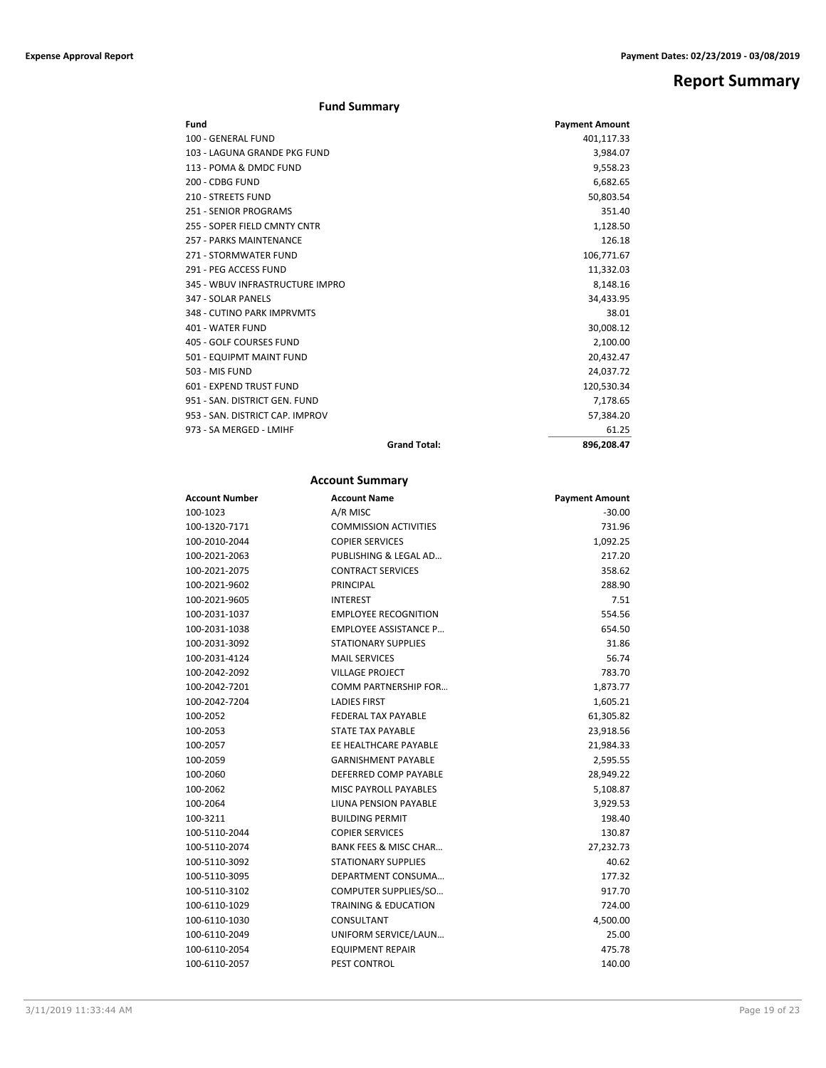# Report Summary

## Fund Summary

| Fund | | Payment Amount |
|---|---|---|
| 100 - GENERAL FUND | | 401,117.33 |
| 103 - LAGUNA GRANDE PKG FUND | | 3,984.07 |
| 113 - POMA & DMDC FUND | | 9,558.23 |
| 200 - CDBG FUND | | 6,682.65 |
| 210 - STREETS FUND | | 50,803.54 |
| 251 - SENIOR PROGRAMS | | 351.40 |
| 255 - SOPER FIELD CMNTY CNTR | | 1,128.50 |
| 257 - PARKS MAINTENANCE | | 126.18 |
| 271 - STORMWATER FUND | | 106,771.67 |
| 291 - PEG ACCESS FUND | | 11,332.03 |
| 345 - WBUV INFRASTRUCTURE IMPRO | | 8,148.16 |
| 347 - SOLAR PANELS | | 34,433.95 |
| 348 - CUTINO PARK IMPRVMTS | | 38.01 |
| 401 - WATER FUND | | 30,008.12 |
| 405 - GOLF COURSES FUND | | 2,100.00 |
| 501 - EQUIPMT MAINT FUND | | 20,432.47 |
| 503 - MIS FUND | | 24,037.72 |
| 601 - EXPEND TRUST FUND | | 120,530.34 |
| 951 - SAN. DISTRICT GEN. FUND | | 7,178.65 |
| 953 - SAN. DISTRICT CAP. IMPROV | | 57,384.20 |
| 973 - SA MERGED - LMIHF | | 61.25 |
| | **Grand Total:** | **896,208.47** |

## Account Summary

| Account Number | Account Name | Payment Amount |
|---|---|---|
| 100-1023 | A/R MISC | -30.00 |
| 100-1320-7171 | COMMISSION ACTIVITIES | 731.96 |
| 100-2010-2044 | COPIER SERVICES | 1,092.25 |
| 100-2021-2063 | PUBLISHING & LEGAL AD… | 217.20 |
| 100-2021-2075 | CONTRACT SERVICES | 358.62 |
| 100-2021-9602 | PRINCIPAL | 288.90 |
| 100-2021-9605 | INTEREST | 7.51 |
| 100-2031-1037 | EMPLOYEE RECOGNITION | 554.56 |
| 100-2031-1038 | EMPLOYEE ASSISTANCE P… | 654.50 |
| 100-2031-3092 | STATIONARY SUPPLIES | 31.86 |
| 100-2031-4124 | MAIL SERVICES | 56.74 |
| 100-2042-2092 | VILLAGE PROJECT | 783.70 |
| 100-2042-7201 | COMM PARTNERSHIP FOR… | 1,873.77 |
| 100-2042-7204 | LADIES FIRST | 1,605.21 |
| 100-2052 | FEDERAL TAX PAYABLE | 61,305.82 |
| 100-2053 | STATE TAX PAYABLE | 23,918.56 |
| 100-2057 | EE HEALTHCARE PAYABLE | 21,984.33 |
| 100-2059 | GARNISHMENT PAYABLE | 2,595.55 |
| 100-2060 | DEFERRED COMP PAYABLE | 28,949.22 |
| 100-2062 | MISC PAYROLL PAYABLES | 5,108.87 |
| 100-2064 | LIUNA PENSION PAYABLE | 3,929.53 |
| 100-3211 | BUILDING PERMIT | 198.40 |
| 100-5110-2044 | COPIER SERVICES | 130.87 |
| 100-5110-2074 | BANK FEES & MISC CHAR… | 27,232.73 |
| 100-5110-3092 | STATIONARY SUPPLIES | 40.62 |
| 100-5110-3095 | DEPARTMENT CONSUMA… | 177.32 |
| 100-5110-3102 | COMPUTER SUPPLIES/SO… | 917.70 |
| 100-6110-1029 | TRAINING & EDUCATION | 724.00 |
| 100-6110-1030 | CONSULTANT | 4,500.00 |
| 100-6110-2049 | UNIFORM SERVICE/LAUN… | 25.00 |
| 100-6110-2054 | EQUIPMENT REPAIR | 475.78 |
| 100-6110-2057 | PEST CONTROL | 140.00 |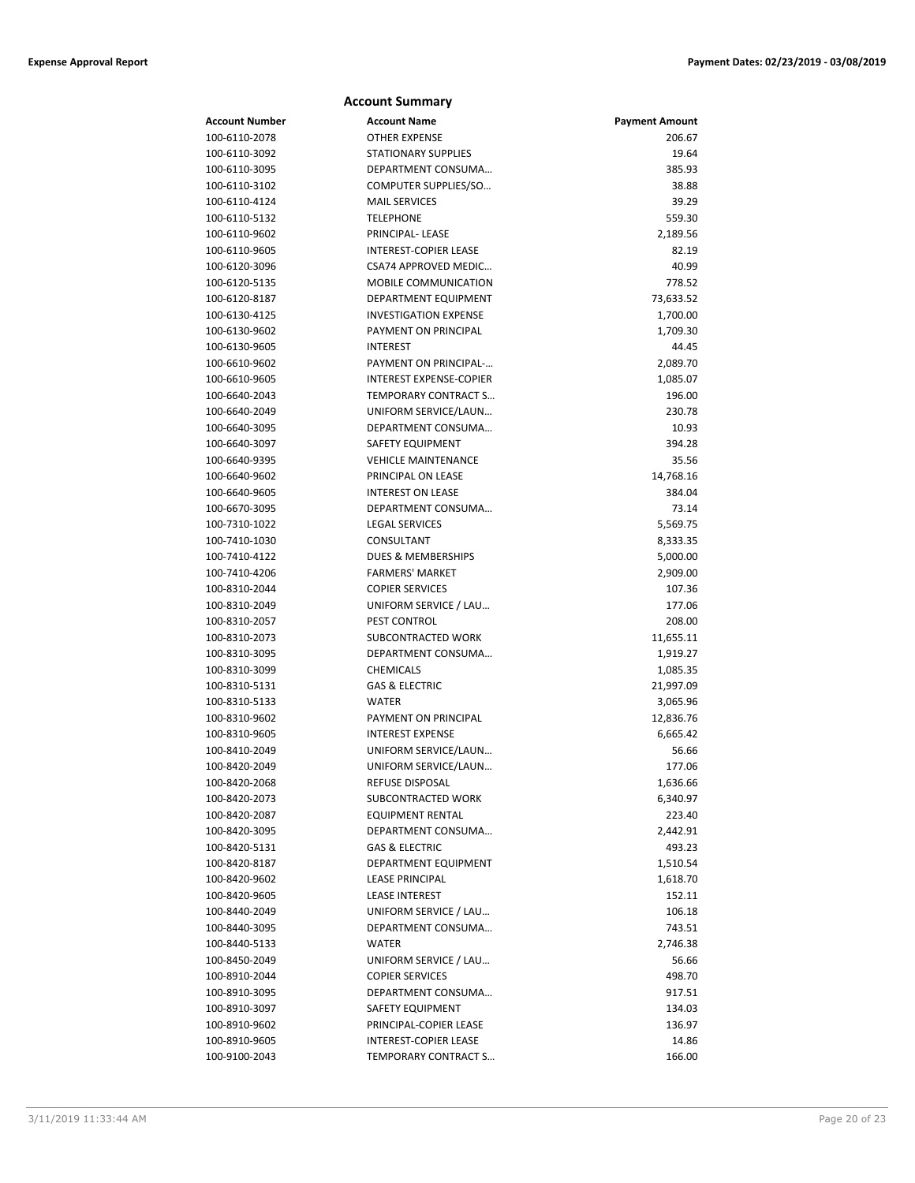## Account Summary

| Account Number | Account Name | Payment Amount |
|---|---|---|
| 100-6110-2078 | OTHER EXPENSE | 206.67 |
| 100-6110-3092 | STATIONARY SUPPLIES | 19.64 |
| 100-6110-3095 | DEPARTMENT CONSUMA… | 385.93 |
| 100-6110-3102 | COMPUTER SUPPLIES/SO… | 38.88 |
| 100-6110-4124 | MAIL SERVICES | 39.29 |
| 100-6110-5132 | TELEPHONE | 559.30 |
| 100-6110-9602 | PRINCIPAL- LEASE | 2,189.56 |
| 100-6110-9605 | INTEREST-COPIER LEASE | 82.19 |
| 100-6120-3096 | CSA74 APPROVED MEDIC… | 40.99 |
| 100-6120-5135 | MOBILE COMMUNICATION | 778.52 |
| 100-6120-8187 | DEPARTMENT EQUIPMENT | 73,633.52 |
| 100-6130-4125 | INVESTIGATION EXPENSE | 1,700.00 |
| 100-6130-9602 | PAYMENT ON PRINCIPAL | 1,709.30 |
| 100-6130-9605 | INTEREST | 44.45 |
| 100-6610-9602 | PAYMENT ON PRINCIPAL-… | 2,089.70 |
| 100-6610-9605 | INTEREST EXPENSE-COPIER | 1,085.07 |
| 100-6640-2043 | TEMPORARY CONTRACT S… | 196.00 |
| 100-6640-2049 | UNIFORM SERVICE/LAUN… | 230.78 |
| 100-6640-3095 | DEPARTMENT CONSUMA… | 10.93 |
| 100-6640-3097 | SAFETY EQUIPMENT | 394.28 |
| 100-6640-9395 | VEHICLE MAINTENANCE | 35.56 |
| 100-6640-9602 | PRINCIPAL ON LEASE | 14,768.16 |
| 100-6640-9605 | INTEREST ON LEASE | 384.04 |
| 100-6670-3095 | DEPARTMENT CONSUMA… | 73.14 |
| 100-7310-1022 | LEGAL SERVICES | 5,569.75 |
| 100-7410-1030 | CONSULTANT | 8,333.35 |
| 100-7410-4122 | DUES & MEMBERSHIPS | 5,000.00 |
| 100-7410-4206 | FARMERS' MARKET | 2,909.00 |
| 100-8310-2044 | COPIER SERVICES | 107.36 |
| 100-8310-2049 | UNIFORM SERVICE / LAU… | 177.06 |
| 100-8310-2057 | PEST CONTROL | 208.00 |
| 100-8310-2073 | SUBCONTRACTED WORK | 11,655.11 |
| 100-8310-3095 | DEPARTMENT CONSUMA… | 1,919.27 |
| 100-8310-3099 | CHEMICALS | 1,085.35 |
| 100-8310-5131 | GAS & ELECTRIC | 21,997.09 |
| 100-8310-5133 | WATER | 3,065.96 |
| 100-8310-9602 | PAYMENT ON PRINCIPAL | 12,836.76 |
| 100-8310-9605 | INTEREST EXPENSE | 6,665.42 |
| 100-8410-2049 | UNIFORM SERVICE/LAUN… | 56.66 |
| 100-8420-2049 | UNIFORM SERVICE/LAUN… | 177.06 |
| 100-8420-2068 | REFUSE DISPOSAL | 1,636.66 |
| 100-8420-2073 | SUBCONTRACTED WORK | 6,340.97 |
| 100-8420-2087 | EQUIPMENT RENTAL | 223.40 |
| 100-8420-3095 | DEPARTMENT CONSUMA… | 2,442.91 |
| 100-8420-5131 | GAS & ELECTRIC | 493.23 |
| 100-8420-8187 | DEPARTMENT EQUIPMENT | 1,510.54 |
| 100-8420-9602 | LEASE PRINCIPAL | 1,618.70 |
| 100-8420-9605 | LEASE INTEREST | 152.11 |
| 100-8440-2049 | UNIFORM SERVICE / LAU… | 106.18 |
| 100-8440-3095 | DEPARTMENT CONSUMA… | 743.51 |
| 100-8440-5133 | WATER | 2,746.38 |
| 100-8450-2049 | UNIFORM SERVICE / LAU… | 56.66 |
| 100-8910-2044 | COPIER SERVICES | 498.70 |
| 100-8910-3095 | DEPARTMENT CONSUMA… | 917.51 |
| 100-8910-3097 | SAFETY EQUIPMENT | 134.03 |
| 100-8910-9602 | PRINCIPAL-COPIER LEASE | 136.97 |
| 100-8910-9605 | INTEREST-COPIER LEASE | 14.86 |
| 100-9100-2043 | TEMPORARY CONTRACT S… | 166.00 |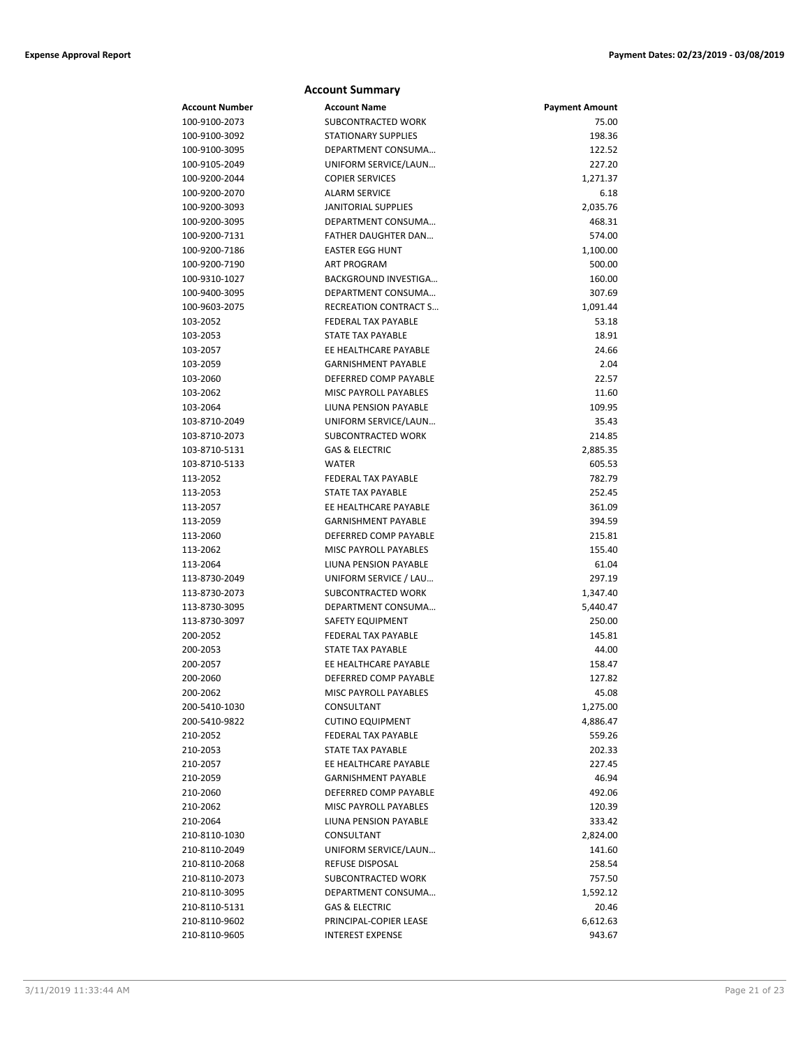## Account Summary

| Account Number | Account Name | Payment Amount |
|---|---|---|
| 100-9100-2073 | SUBCONTRACTED WORK | 75.00 |
| 100-9100-3092 | STATIONARY SUPPLIES | 198.36 |
| 100-9100-3095 | DEPARTMENT CONSUMA… | 122.52 |
| 100-9105-2049 | UNIFORM SERVICE/LAUN… | 227.20 |
| 100-9200-2044 | COPIER SERVICES | 1,271.37 |
| 100-9200-2070 | ALARM SERVICE | 6.18 |
| 100-9200-3093 | JANITORIAL SUPPLIES | 2,035.76 |
| 100-9200-3095 | DEPARTMENT CONSUMA… | 468.31 |
| 100-9200-7131 | FATHER DAUGHTER DAN… | 574.00 |
| 100-9200-7186 | EASTER EGG HUNT | 1,100.00 |
| 100-9200-7190 | ART PROGRAM | 500.00 |
| 100-9310-1027 | BACKGROUND INVESTIGA… | 160.00 |
| 100-9400-3095 | DEPARTMENT CONSUMA… | 307.69 |
| 100-9603-2075 | RECREATION CONTRACT S… | 1,091.44 |
| 103-2052 | FEDERAL TAX PAYABLE | 53.18 |
| 103-2053 | STATE TAX PAYABLE | 18.91 |
| 103-2057 | EE HEALTHCARE PAYABLE | 24.66 |
| 103-2059 | GARNISHMENT PAYABLE | 2.04 |
| 103-2060 | DEFERRED COMP PAYABLE | 22.57 |
| 103-2062 | MISC PAYROLL PAYABLES | 11.60 |
| 103-2064 | LIUNA PENSION PAYABLE | 109.95 |
| 103-8710-2049 | UNIFORM SERVICE/LAUN… | 35.43 |
| 103-8710-2073 | SUBCONTRACTED WORK | 214.85 |
| 103-8710-5131 | GAS & ELECTRIC | 2,885.35 |
| 103-8710-5133 | WATER | 605.53 |
| 113-2052 | FEDERAL TAX PAYABLE | 782.79 |
| 113-2053 | STATE TAX PAYABLE | 252.45 |
| 113-2057 | EE HEALTHCARE PAYABLE | 361.09 |
| 113-2059 | GARNISHMENT PAYABLE | 394.59 |
| 113-2060 | DEFERRED COMP PAYABLE | 215.81 |
| 113-2062 | MISC PAYROLL PAYABLES | 155.40 |
| 113-2064 | LIUNA PENSION PAYABLE | 61.04 |
| 113-8730-2049 | UNIFORM SERVICE / LAU… | 297.19 |
| 113-8730-2073 | SUBCONTRACTED WORK | 1,347.40 |
| 113-8730-3095 | DEPARTMENT CONSUMA… | 5,440.47 |
| 113-8730-3097 | SAFETY EQUIPMENT | 250.00 |
| 200-2052 | FEDERAL TAX PAYABLE | 145.81 |
| 200-2053 | STATE TAX PAYABLE | 44.00 |
| 200-2057 | EE HEALTHCARE PAYABLE | 158.47 |
| 200-2060 | DEFERRED COMP PAYABLE | 127.82 |
| 200-2062 | MISC PAYROLL PAYABLES | 45.08 |
| 200-5410-1030 | CONSULTANT | 1,275.00 |
| 200-5410-9822 | CUTINO EQUIPMENT | 4,886.47 |
| 210-2052 | FEDERAL TAX PAYABLE | 559.26 |
| 210-2053 | STATE TAX PAYABLE | 202.33 |
| 210-2057 | EE HEALTHCARE PAYABLE | 227.45 |
| 210-2059 | GARNISHMENT PAYABLE | 46.94 |
| 210-2060 | DEFERRED COMP PAYABLE | 492.06 |
| 210-2062 | MISC PAYROLL PAYABLES | 120.39 |
| 210-2064 | LIUNA PENSION PAYABLE | 333.42 |
| 210-8110-1030 | CONSULTANT | 2,824.00 |
| 210-8110-2049 | UNIFORM SERVICE/LAUN… | 141.60 |
| 210-8110-2068 | REFUSE DISPOSAL | 258.54 |
| 210-8110-2073 | SUBCONTRACTED WORK | 757.50 |
| 210-8110-3095 | DEPARTMENT CONSUMA… | 1,592.12 |
| 210-8110-5131 | GAS & ELECTRIC | 20.46 |
| 210-8110-9602 | PRINCIPAL-COPIER LEASE | 6,612.63 |
| 210-8110-9605 | INTEREST EXPENSE | 943.67 |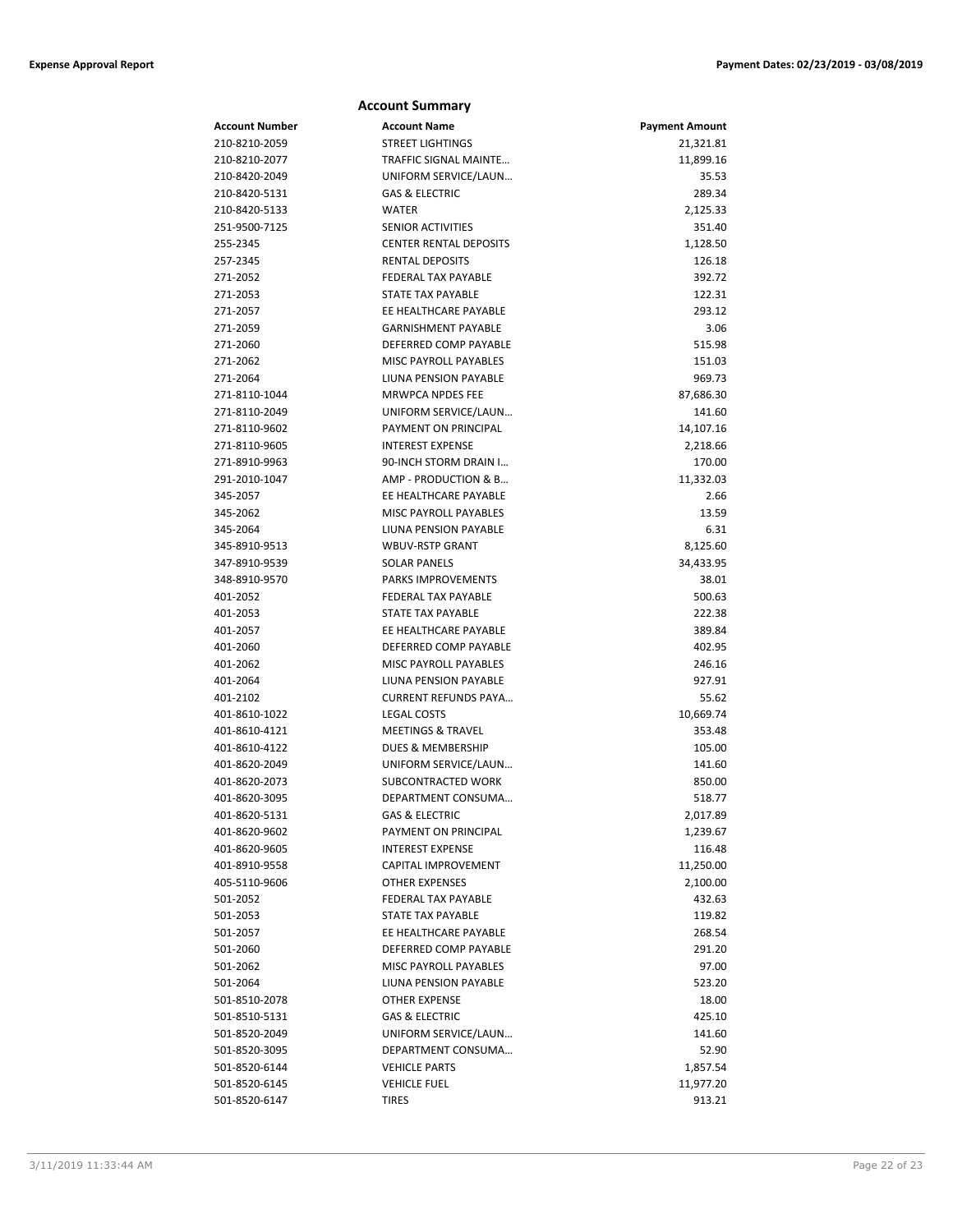## Account Summary

| Account Number | Account Name | Payment Amount |
|---|---|---|
| 210-8210-2059 | STREET LIGHTINGS | 21,321.81 |
| 210-8210-2077 | TRAFFIC SIGNAL MAINTE… | 11,899.16 |
| 210-8420-2049 | UNIFORM SERVICE/LAUN… | 35.53 |
| 210-8420-5131 | GAS & ELECTRIC | 289.34 |
| 210-8420-5133 | WATER | 2,125.33 |
| 251-9500-7125 | SENIOR ACTIVITIES | 351.40 |
| 255-2345 | CENTER RENTAL DEPOSITS | 1,128.50 |
| 257-2345 | RENTAL DEPOSITS | 126.18 |
| 271-2052 | FEDERAL TAX PAYABLE | 392.72 |
| 271-2053 | STATE TAX PAYABLE | 122.31 |
| 271-2057 | EE HEALTHCARE PAYABLE | 293.12 |
| 271-2059 | GARNISHMENT PAYABLE | 3.06 |
| 271-2060 | DEFERRED COMP PAYABLE | 515.98 |
| 271-2062 | MISC PAYROLL PAYABLES | 151.03 |
| 271-2064 | LIUNA PENSION PAYABLE | 969.73 |
| 271-8110-1044 | MRWPCA NPDES FEE | 87,686.30 |
| 271-8110-2049 | UNIFORM SERVICE/LAUN… | 141.60 |
| 271-8110-9602 | PAYMENT ON PRINCIPAL | 14,107.16 |
| 271-8110-9605 | INTEREST EXPENSE | 2,218.66 |
| 271-8910-9963 | 90-INCH STORM DRAIN I… | 170.00 |
| 291-2010-1047 | AMP - PRODUCTION & B… | 11,332.03 |
| 345-2057 | EE HEALTHCARE PAYABLE | 2.66 |
| 345-2062 | MISC PAYROLL PAYABLES | 13.59 |
| 345-2064 | LIUNA PENSION PAYABLE | 6.31 |
| 345-8910-9513 | WBUV-RSTP GRANT | 8,125.60 |
| 347-8910-9539 | SOLAR PANELS | 34,433.95 |
| 348-8910-9570 | PARKS IMPROVEMENTS | 38.01 |
| 401-2052 | FEDERAL TAX PAYABLE | 500.63 |
| 401-2053 | STATE TAX PAYABLE | 222.38 |
| 401-2057 | EE HEALTHCARE PAYABLE | 389.84 |
| 401-2060 | DEFERRED COMP PAYABLE | 402.95 |
| 401-2062 | MISC PAYROLL PAYABLES | 246.16 |
| 401-2064 | LIUNA PENSION PAYABLE | 927.91 |
| 401-2102 | CURRENT REFUNDS PAYA… | 55.62 |
| 401-8610-1022 | LEGAL COSTS | 10,669.74 |
| 401-8610-4121 | MEETINGS & TRAVEL | 353.48 |
| 401-8610-4122 | DUES & MEMBERSHIP | 105.00 |
| 401-8620-2049 | UNIFORM SERVICE/LAUN… | 141.60 |
| 401-8620-2073 | SUBCONTRACTED WORK | 850.00 |
| 401-8620-3095 | DEPARTMENT CONSUMA… | 518.77 |
| 401-8620-5131 | GAS & ELECTRIC | 2,017.89 |
| 401-8620-9602 | PAYMENT ON PRINCIPAL | 1,239.67 |
| 401-8620-9605 | INTEREST EXPENSE | 116.48 |
| 401-8910-9558 | CAPITAL IMPROVEMENT | 11,250.00 |
| 405-5110-9606 | OTHER EXPENSES | 2,100.00 |
| 501-2052 | FEDERAL TAX PAYABLE | 432.63 |
| 501-2053 | STATE TAX PAYABLE | 119.82 |
| 501-2057 | EE HEALTHCARE PAYABLE | 268.54 |
| 501-2060 | DEFERRED COMP PAYABLE | 291.20 |
| 501-2062 | MISC PAYROLL PAYABLES | 97.00 |
| 501-2064 | LIUNA PENSION PAYABLE | 523.20 |
| 501-8510-2078 | OTHER EXPENSE | 18.00 |
| 501-8510-5131 | GAS & ELECTRIC | 425.10 |
| 501-8520-2049 | UNIFORM SERVICE/LAUN… | 141.60 |
| 501-8520-3095 | DEPARTMENT CONSUMA… | 52.90 |
| 501-8520-6144 | VEHICLE PARTS | 1,857.54 |
| 501-8520-6145 | VEHICLE FUEL | 11,977.20 |
| 501-8520-6147 | TIRES | 913.21 |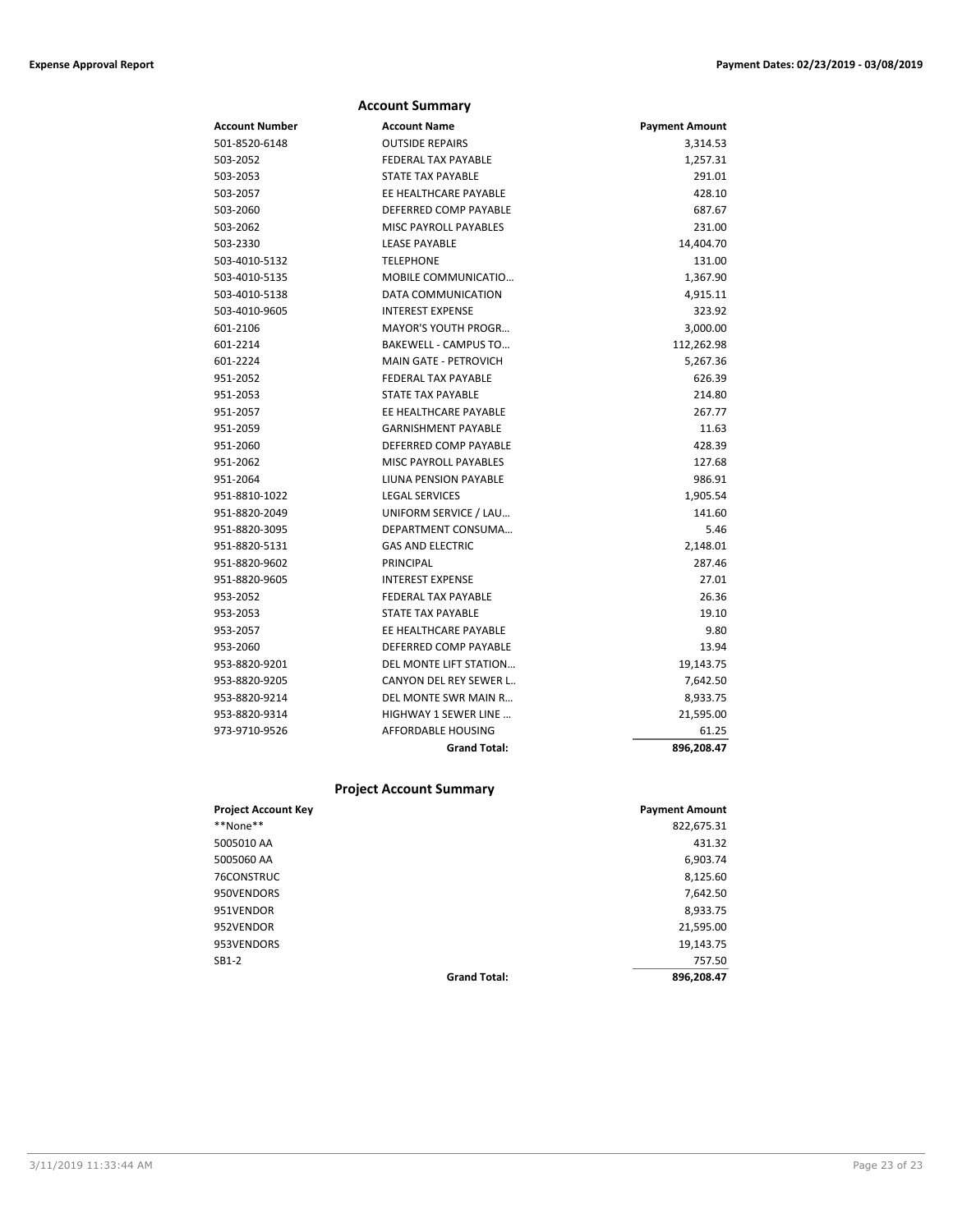## Account Summary

| Account Number | Account Name | Payment Amount |
|---|---|---|
| 501-8520-6148 | OUTSIDE REPAIRS | 3,314.53 |
| 503-2052 | FEDERAL TAX PAYABLE | 1,257.31 |
| 503-2053 | STATE TAX PAYABLE | 291.01 |
| 503-2057 | EE HEALTHCARE PAYABLE | 428.10 |
| 503-2060 | DEFERRED COMP PAYABLE | 687.67 |
| 503-2062 | MISC PAYROLL PAYABLES | 231.00 |
| 503-2330 | LEASE PAYABLE | 14,404.70 |
| 503-4010-5132 | TELEPHONE | 131.00 |
| 503-4010-5135 | MOBILE COMMUNICATIO… | 1,367.90 |
| 503-4010-5138 | DATA COMMUNICATION | 4,915.11 |
| 503-4010-9605 | INTEREST EXPENSE | 323.92 |
| 601-2106 | MAYOR'S YOUTH PROGR… | 3,000.00 |
| 601-2214 | BAKEWELL - CAMPUS TO… | 112,262.98 |
| 601-2224 | MAIN GATE - PETROVICH | 5,267.36 |
| 951-2052 | FEDERAL TAX PAYABLE | 626.39 |
| 951-2053 | STATE TAX PAYABLE | 214.80 |
| 951-2057 | EE HEALTHCARE PAYABLE | 267.77 |
| 951-2059 | GARNISHMENT PAYABLE | 11.63 |
| 951-2060 | DEFERRED COMP PAYABLE | 428.39 |
| 951-2062 | MISC PAYROLL PAYABLES | 127.68 |
| 951-2064 | LIUNA PENSION PAYABLE | 986.91 |
| 951-8810-1022 | LEGAL SERVICES | 1,905.54 |
| 951-8820-2049 | UNIFORM SERVICE / LAU… | 141.60 |
| 951-8820-3095 | DEPARTMENT CONSUMA… | 5.46 |
| 951-8820-5131 | GAS AND ELECTRIC | 2,148.01 |
| 951-8820-9602 | PRINCIPAL | 287.46 |
| 951-8820-9605 | INTEREST EXPENSE | 27.01 |
| 953-2052 | FEDERAL TAX PAYABLE | 26.36 |
| 953-2053 | STATE TAX PAYABLE | 19.10 |
| 953-2057 | EE HEALTHCARE PAYABLE | 9.80 |
| 953-2060 | DEFERRED COMP PAYABLE | 13.94 |
| 953-8820-9201 | DEL MONTE LIFT STATION… | 19,143.75 |
| 953-8820-9205 | CANYON DEL REY SEWER L.. | 7,642.50 |
| 953-8820-9214 | DEL MONTE SWR MAIN R… | 8,933.75 |
| 953-8820-9314 | HIGHWAY 1 SEWER LINE … | 21,595.00 |
| 973-9710-9526 | AFFORDABLE HOUSING | 61.25 |
| | **Grand Total:** | **896,208.47** |

## Project Account Summary

| Project Account Key | | Payment Amount |
|---|---|---|
| **None** | | 822,675.31 |
| 5005010 AA | | 431.32 |
| 5005060 AA | | 6,903.74 |
| 76CONSTRUC | | 8,125.60 |
| 950VENDORS | | 7,642.50 |
| 951VENDOR | | 8,933.75 |
| 952VENDOR | | 21,595.00 |
| 953VENDORS | | 19,143.75 |
| SB1-2 | | 757.50 |
| | **Grand Total:** | **896,208.47** |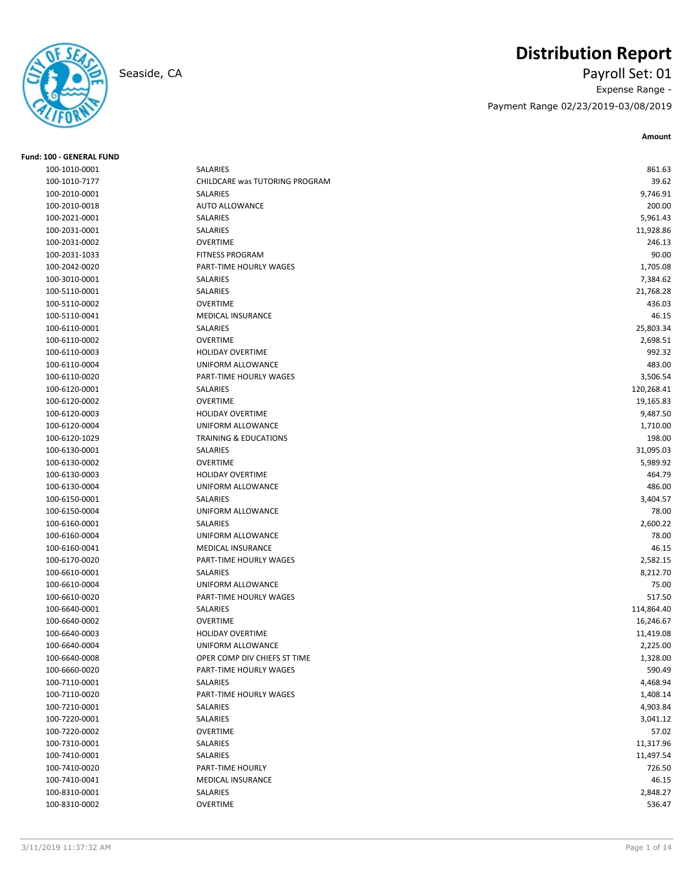# Distribution Report

Seaside, CA

**Payroll Set: 01**

Expense Range -

Payment Range 02/23/2019-03/08/2019

**Fund: 100 - GENERAL FUND**

| Account | Description | Amount |
|---|---|---|
| 100-1010-0001 | SALARIES | 861.63 |
| 100-1010-7177 | CHILDCARE was TUTORING PROGRAM | 39.62 |
| 100-2010-0001 | SALARIES | 9,746.91 |
| 100-2010-0018 | AUTO ALLOWANCE | 200.00 |
| 100-2021-0001 | SALARIES | 5,961.43 |
| 100-2031-0001 | SALARIES | 11,928.86 |
| 100-2031-0002 | OVERTIME | 246.13 |
| 100-2031-1033 | FITNESS PROGRAM | 90.00 |
| 100-2042-0020 | PART-TIME HOURLY WAGES | 1,705.08 |
| 100-3010-0001 | SALARIES | 7,384.62 |
| 100-5110-0001 | SALARIES | 21,768.28 |
| 100-5110-0002 | OVERTIME | 436.03 |
| 100-5110-0041 | MEDICAL INSURANCE | 46.15 |
| 100-6110-0001 | SALARIES | 25,803.34 |
| 100-6110-0002 | OVERTIME | 2,698.51 |
| 100-6110-0003 | HOLIDAY OVERTIME | 992.32 |
| 100-6110-0004 | UNIFORM ALLOWANCE | 483.00 |
| 100-6110-0020 | PART-TIME HOURLY WAGES | 3,506.54 |
| 100-6120-0001 | SALARIES | 120,268.41 |
| 100-6120-0002 | OVERTIME | 19,165.83 |
| 100-6120-0003 | HOLIDAY OVERTIME | 9,487.50 |
| 100-6120-0004 | UNIFORM ALLOWANCE | 1,710.00 |
| 100-6120-1029 | TRAINING & EDUCATIONS | 198.00 |
| 100-6130-0001 | SALARIES | 31,095.03 |
| 100-6130-0002 | OVERTIME | 5,989.92 |
| 100-6130-0003 | HOLIDAY OVERTIME | 464.79 |
| 100-6130-0004 | UNIFORM ALLOWANCE | 486.00 |
| 100-6150-0001 | SALARIES | 3,404.57 |
| 100-6150-0004 | UNIFORM ALLOWANCE | 78.00 |
| 100-6160-0001 | SALARIES | 2,600.22 |
| 100-6160-0004 | UNIFORM ALLOWANCE | 78.00 |
| 100-6160-0041 | MEDICAL INSURANCE | 46.15 |
| 100-6170-0020 | PART-TIME HOURLY WAGES | 2,582.15 |
| 100-6610-0001 | SALARIES | 8,212.70 |
| 100-6610-0004 | UNIFORM ALLOWANCE | 75.00 |
| 100-6610-0020 | PART-TIME HOURLY WAGES | 517.50 |
| 100-6640-0001 | SALARIES | 114,864.40 |
| 100-6640-0002 | OVERTIME | 16,246.67 |
| 100-6640-0003 | HOLIDAY OVERTIME | 11,419.08 |
| 100-6640-0004 | UNIFORM ALLOWANCE | 2,225.00 |
| 100-6640-0008 | OPER COMP DIV CHIEFS ST TIME | 1,328.00 |
| 100-6660-0020 | PART-TIME HOURLY WAGES | 590.49 |
| 100-7110-0001 | SALARIES | 4,468.94 |
| 100-7110-0020 | PART-TIME HOURLY WAGES | 1,408.14 |
| 100-7210-0001 | SALARIES | 4,903.84 |
| 100-7220-0001 | SALARIES | 3,041.12 |
| 100-7220-0002 | OVERTIME | 57.02 |
| 100-7310-0001 | SALARIES | 11,317.96 |
| 100-7410-0001 | SALARIES | 11,497.54 |
| 100-7410-0020 | PART-TIME HOURLY | 726.50 |
| 100-7410-0041 | MEDICAL INSURANCE | 46.15 |
| 100-8310-0001 | SALARIES | 2,848.27 |
| 100-8310-0002 | OVERTIME | 536.47 |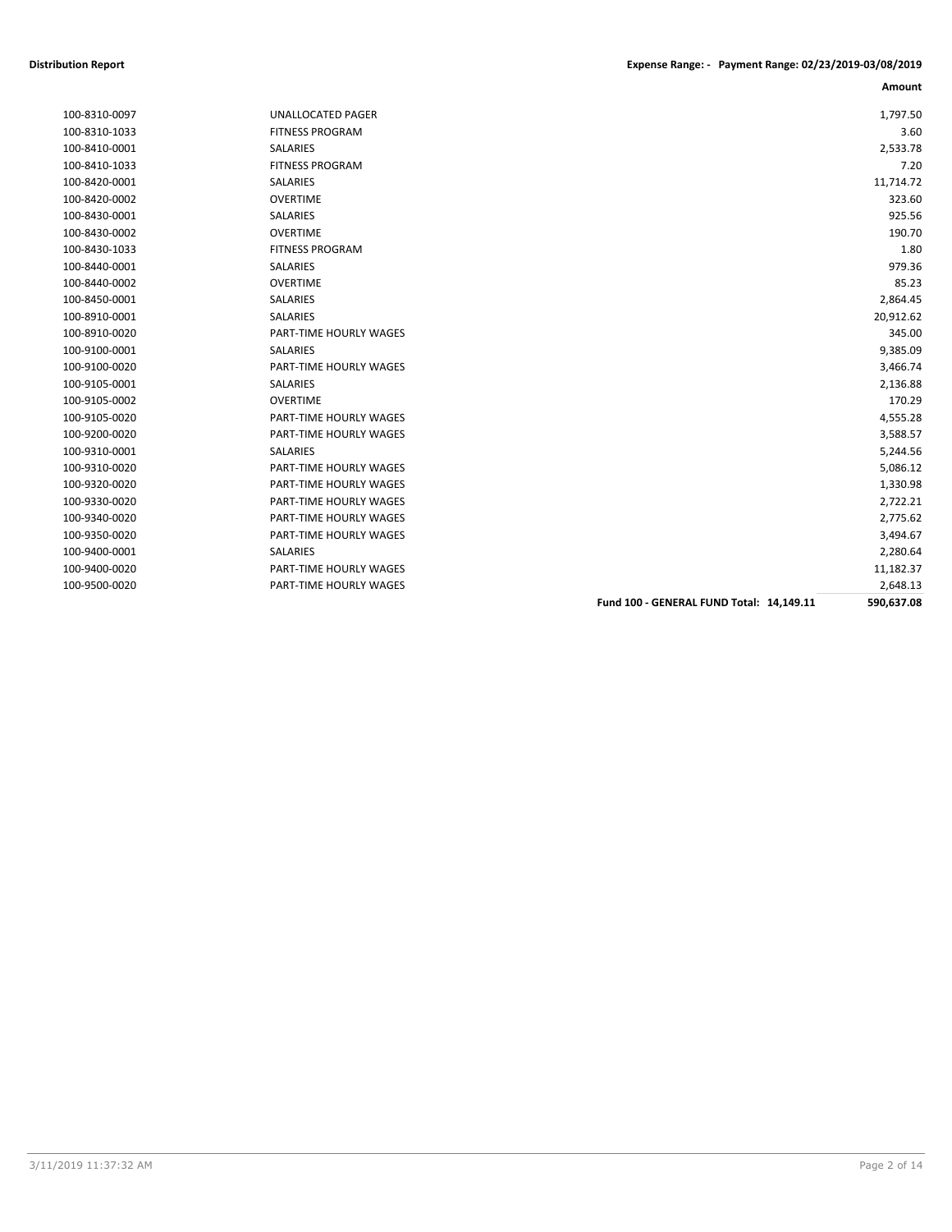**Distribution Report** **Expense Range: - Payment Range: 02/23/2019-03/08/2019**

| | | | Amount |
|---|---|---|---|
| 100-8310-0097 | UNALLOCATED PAGER | | 1,797.50 |
| 100-8310-1033 | FITNESS PROGRAM | | 3.60 |
| 100-8410-0001 | SALARIES | | 2,533.78 |
| 100-8410-1033 | FITNESS PROGRAM | | 7.20 |
| 100-8420-0001 | SALARIES | | 11,714.72 |
| 100-8420-0002 | OVERTIME | | 323.60 |
| 100-8430-0001 | SALARIES | | 925.56 |
| 100-8430-0002 | OVERTIME | | 190.70 |
| 100-8430-1033 | FITNESS PROGRAM | | 1.80 |
| 100-8440-0001 | SALARIES | | 979.36 |
| 100-8440-0002 | OVERTIME | | 85.23 |
| 100-8450-0001 | SALARIES | | 2,864.45 |
| 100-8910-0001 | SALARIES | | 20,912.62 |
| 100-8910-0020 | PART-TIME HOURLY WAGES | | 345.00 |
| 100-9100-0001 | SALARIES | | 9,385.09 |
| 100-9100-0020 | PART-TIME HOURLY WAGES | | 3,466.74 |
| 100-9105-0001 | SALARIES | | 2,136.88 |
| 100-9105-0002 | OVERTIME | | 170.29 |
| 100-9105-0020 | PART-TIME HOURLY WAGES | | 4,555.28 |
| 100-9200-0020 | PART-TIME HOURLY WAGES | | 3,588.57 |
| 100-9310-0001 | SALARIES | | 5,244.56 |
| 100-9310-0020 | PART-TIME HOURLY WAGES | | 5,086.12 |
| 100-9320-0020 | PART-TIME HOURLY WAGES | | 1,330.98 |
| 100-9330-0020 | PART-TIME HOURLY WAGES | | 2,722.21 |
| 100-9340-0020 | PART-TIME HOURLY WAGES | | 2,775.62 |
| 100-9350-0020 | PART-TIME HOURLY WAGES | | 3,494.67 |
| 100-9400-0001 | SALARIES | | 2,280.64 |
| 100-9400-0020 | PART-TIME HOURLY WAGES | | 11,182.37 |
| 100-9500-0020 | PART-TIME HOURLY WAGES | | 2,648.13 |
| | | **Fund 100 - GENERAL FUND Total: 14,149.11** | **590,637.08** |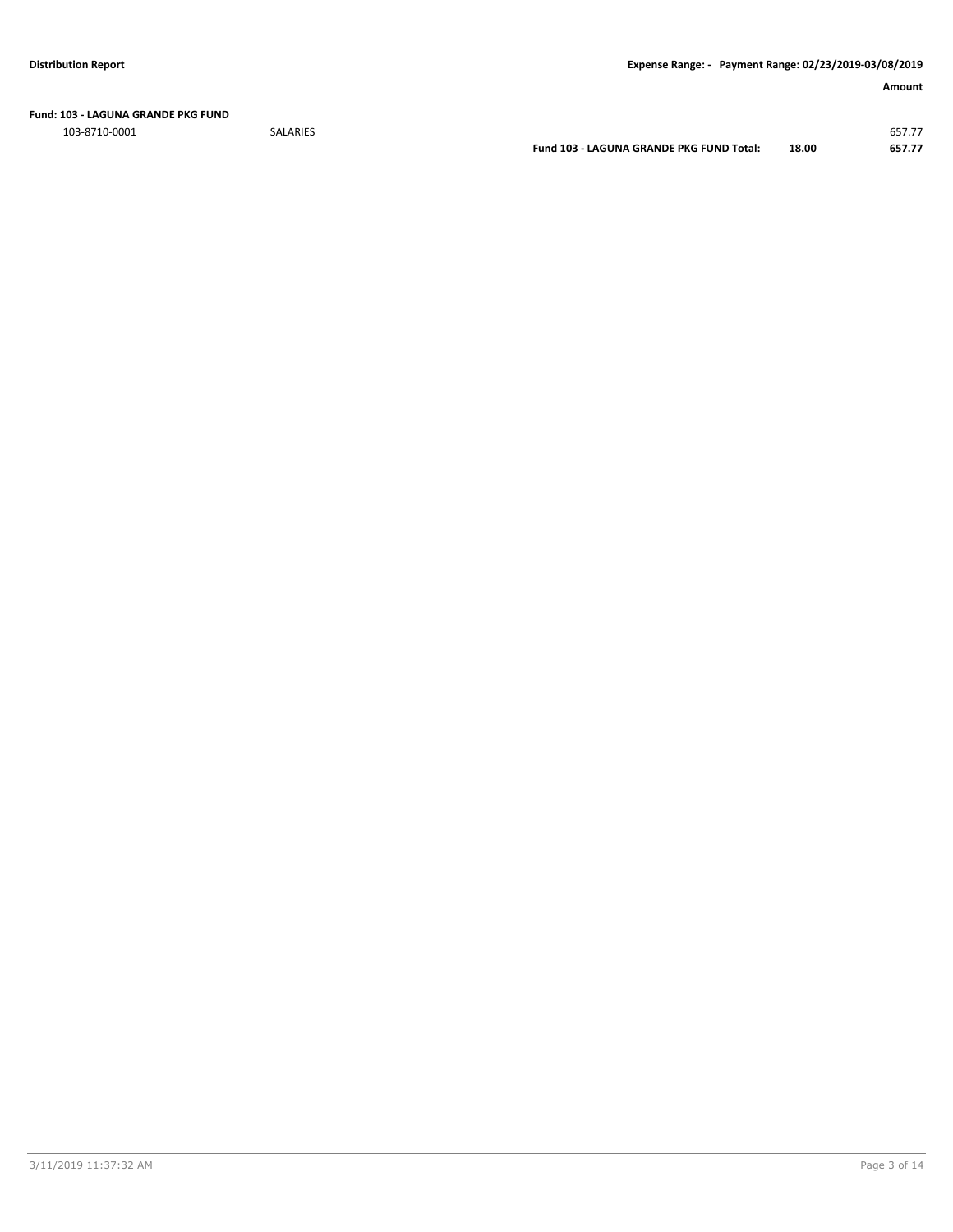**Distribution Report** | **Expense Range: - Payment Range: 02/23/2019-03/08/2019**

| | | | | Amount |
|---|---|---|---|---|
| **Fund: 103 - LAGUNA GRANDE PKG FUND** | | | | |
| 103-8710-0001 | SALARIES | | | 657.77 |
| | | **Fund 103 - LAGUNA GRANDE PKG FUND Total:** | **18.00** | **657.77** |

3/11/2019 11:37:32 AM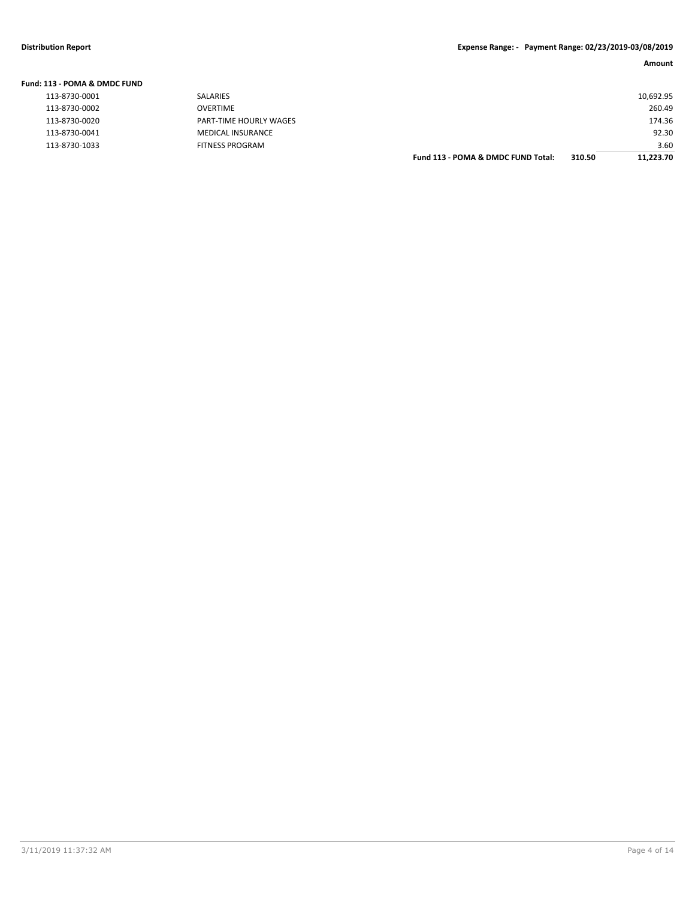| | | | Amount |
|---|---|---|---|
| **Fund: 113 - POMA & DMDC FUND** | | | |
| 113-8730-0001 | SALARIES | | 10,692.95 |
| 113-8730-0002 | OVERTIME | | 260.49 |
| 113-8730-0020 | PART-TIME HOURLY WAGES | | 174.36 |
| 113-8730-0041 | MEDICAL INSURANCE | | 92.30 |
| 113-8730-1033 | FITNESS PROGRAM | | 3.60 |
| | **Fund 113 - POMA & DMDC FUND Total:** | **310.50** | **11,223.70** |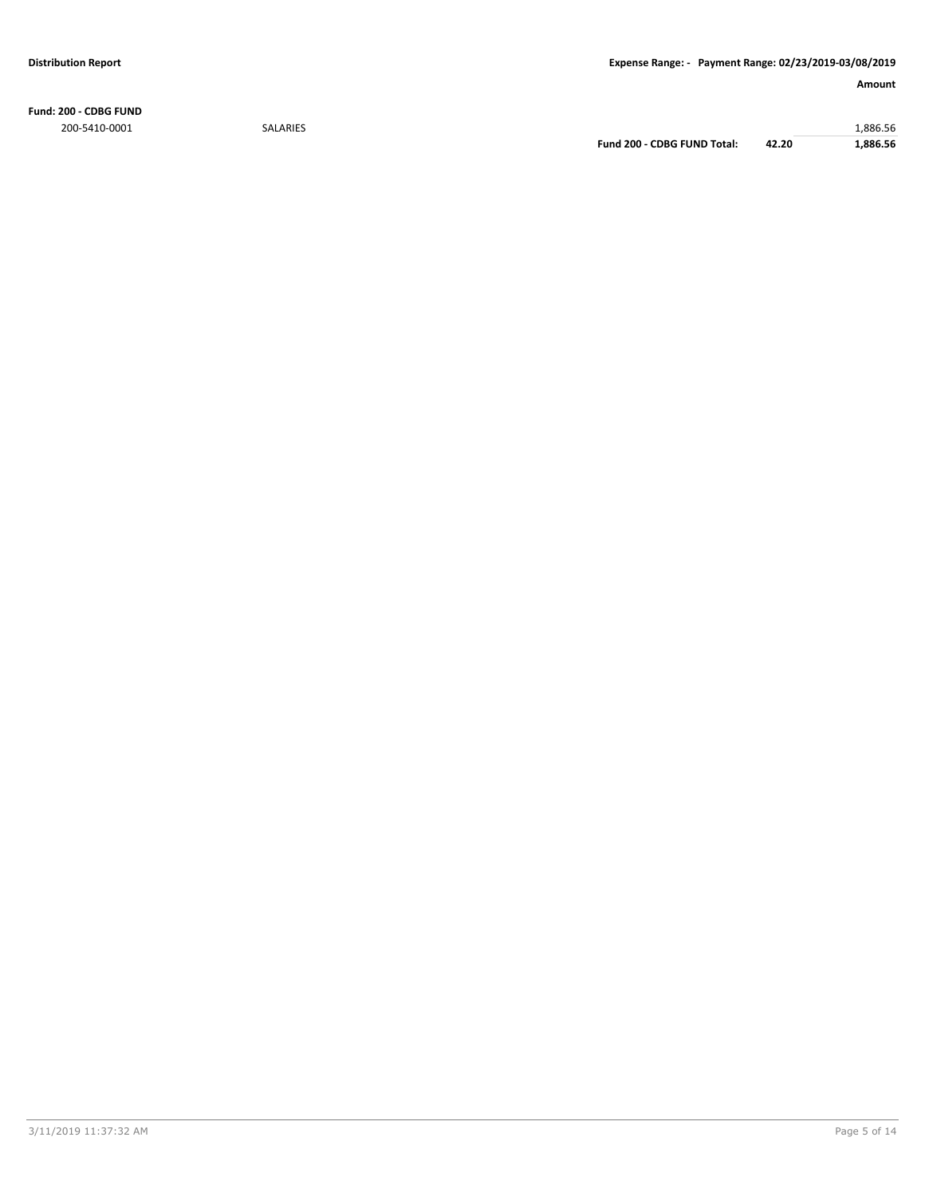**Distribution Report**

**Expense Range: - Payment Range: 02/23/2019-03/08/2019**

| | | | | Amount |
|---|---|---|---|---|
| **Fund: 200 - CDBG FUND** | | | | |
| 200-5410-0001 | SALARIES | | | 1,886.56 |
| | | **Fund 200 - CDBG FUND Total:** | **42.20** | **1,886.56** |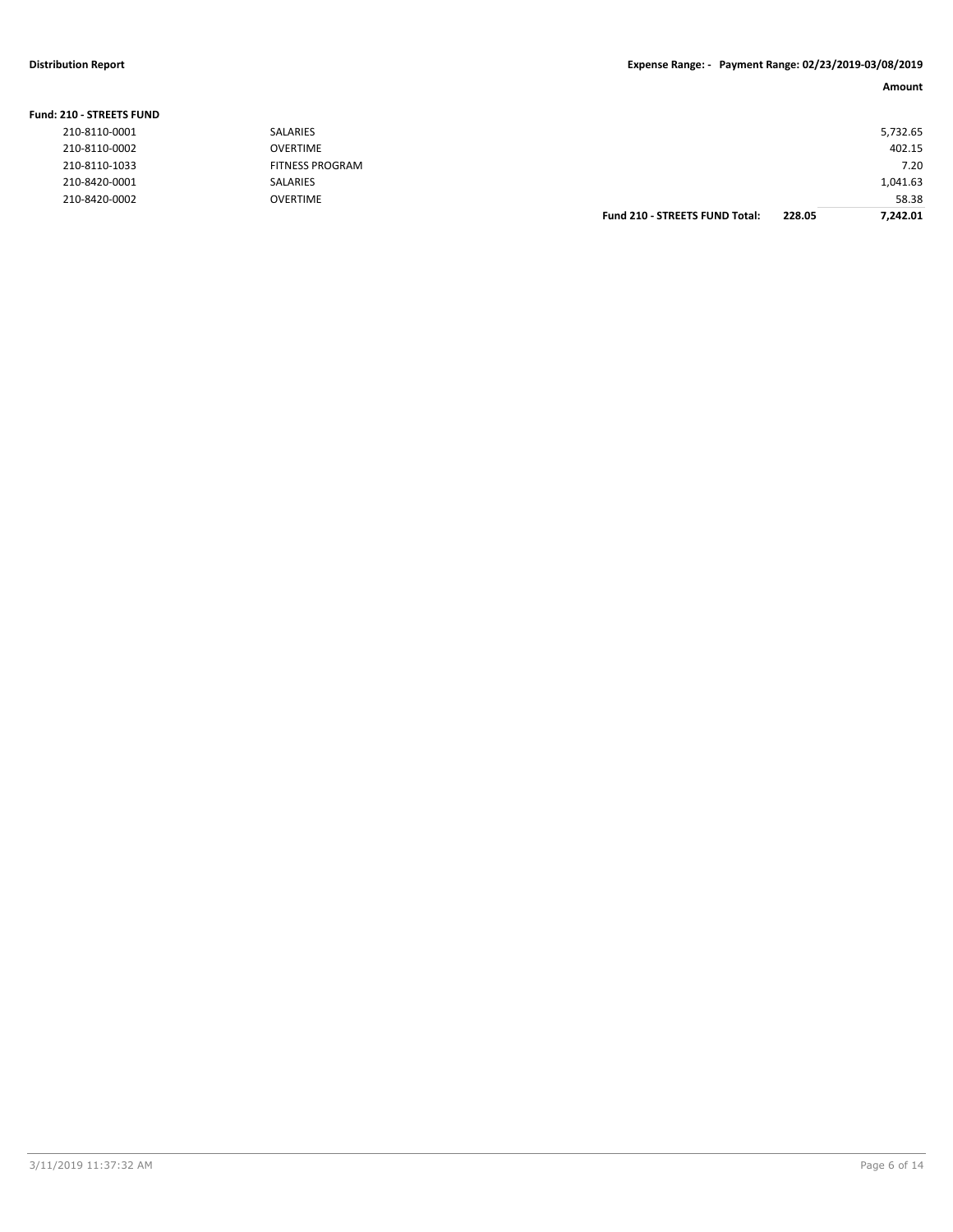**Distribution Report** **Expense Range: - Payment Range: 02/23/2019-03/08/2019**

| | | | | Amount |
|---|---|---|---|---|
| **Fund: 210 - STREETS FUND** | | | | |
| 210-8110-0001 | SALARIES | | | 5,732.65 |
| 210-8110-0002 | OVERTIME | | | 402.15 |
| 210-8110-1033 | FITNESS PROGRAM | | | 7.20 |
| 210-8420-0001 | SALARIES | | | 1,041.63 |
| 210-8420-0002 | OVERTIME | | | 58.38 |
| | | **Fund 210 - STREETS FUND Total:** | **228.05** | **7,242.01** |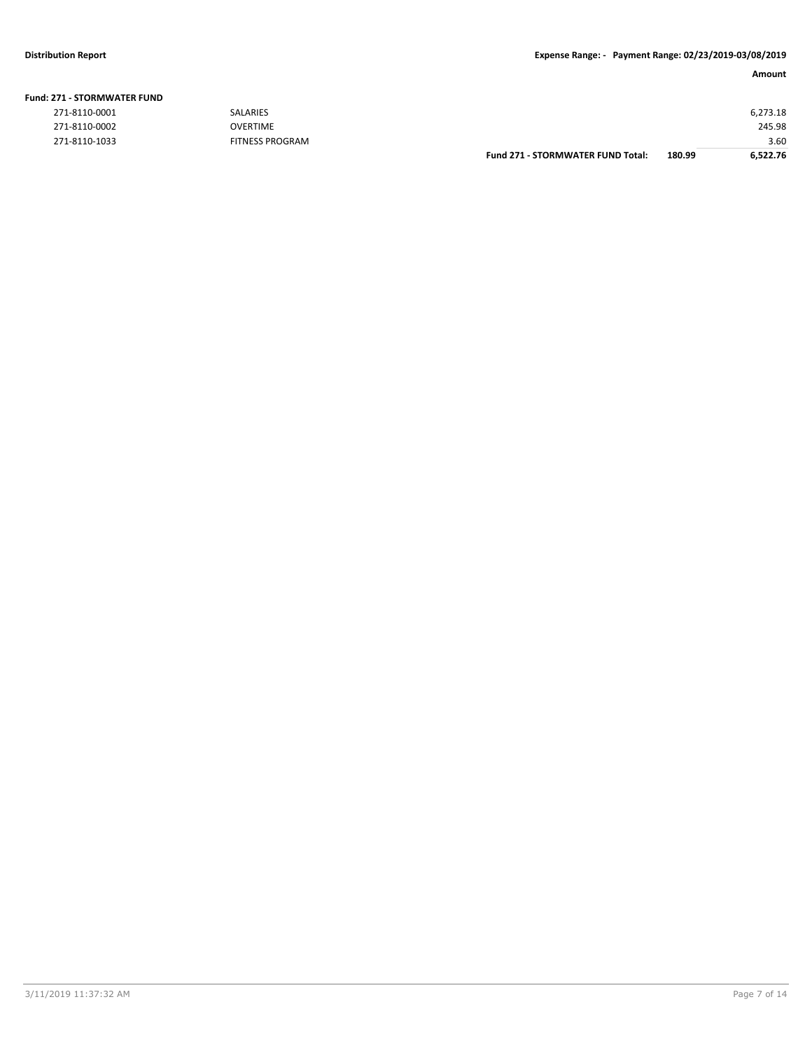**Distribution Report** | **Expense Range: - Payment Range: 02/23/2019-03/08/2019**

**Fund: 271 - STORMWATER FUND**

| | | | | **Amount** |
|---|---|---|---|---|
| 271-8110-0001 | SALARIES | | | 6,273.18 |
| 271-8110-0002 | OVERTIME | | | 245.98 |
| 271-8110-1033 | FITNESS PROGRAM | | | 3.60 |
| | | **Fund 271 - STORMWATER FUND Total:** | **180.99** | **6,522.76** |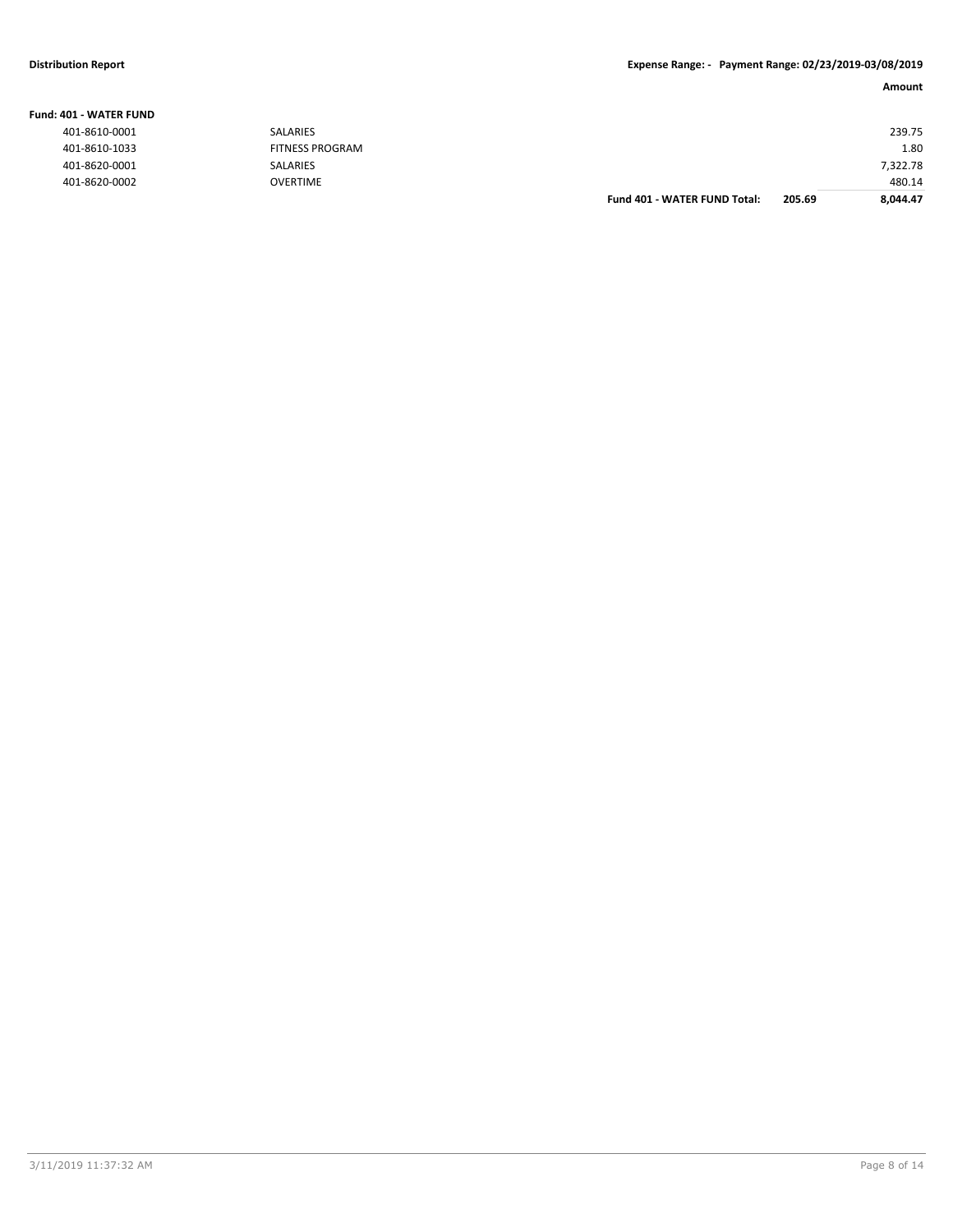**Distribution Report** | **Expense Range: - Payment Range: 02/23/2019-03/08/2019**

**Fund: 401 - WATER FUND**

| Account | Description | | | Amount |
|---|---|---|---|---|
| 401-8610-0001 | SALARIES | | | 239.75 |
| 401-8610-1033 | FITNESS PROGRAM | | | 1.80 |
| 401-8620-0001 | SALARIES | | | 7,322.78 |
| 401-8620-0002 | OVERTIME | | | 480.14 |
| | | **Fund 401 - WATER FUND Total:** | **205.69** | **8,044.47** |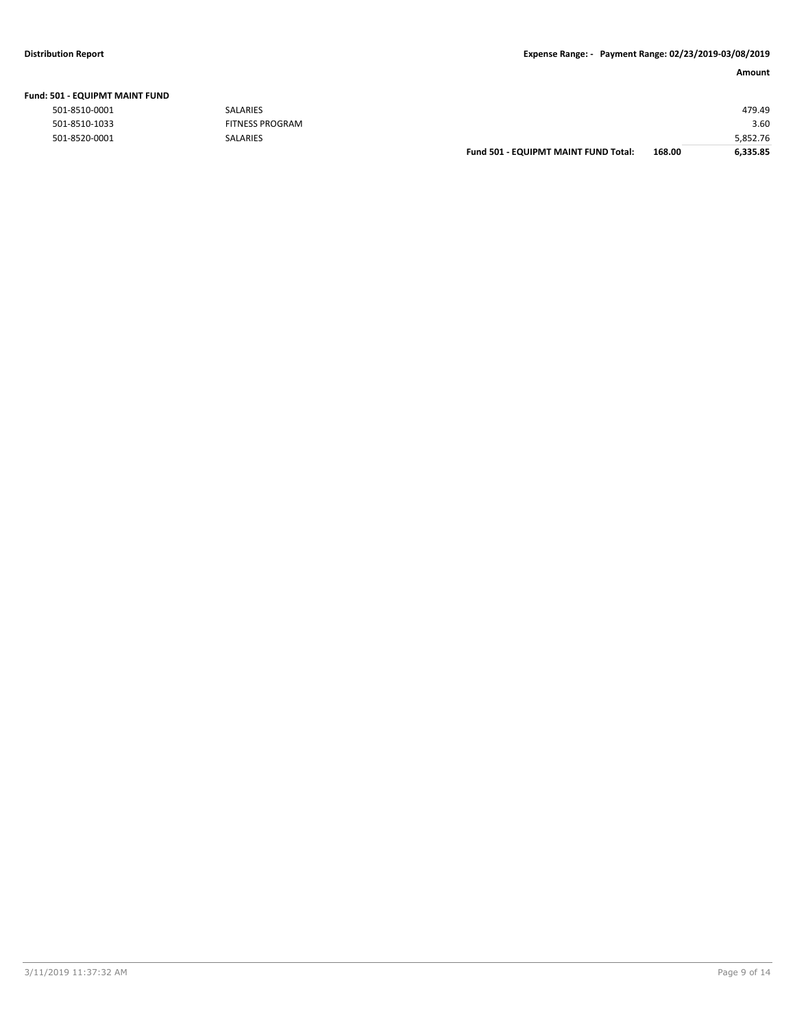| | | | Amount |
|---|---|---|---|
| **Fund: 501 - EQUIPMT MAINT FUND** | | | |
| 501-8510-0001 | SALARIES | | 479.49 |
| 501-8510-1033 | FITNESS PROGRAM | | 3.60 |
| 501-8520-0001 | SALARIES | | 5,852.76 |
| | **Fund 501 - EQUIPMT MAINT FUND Total:** | **168.00** | **6,335.85** |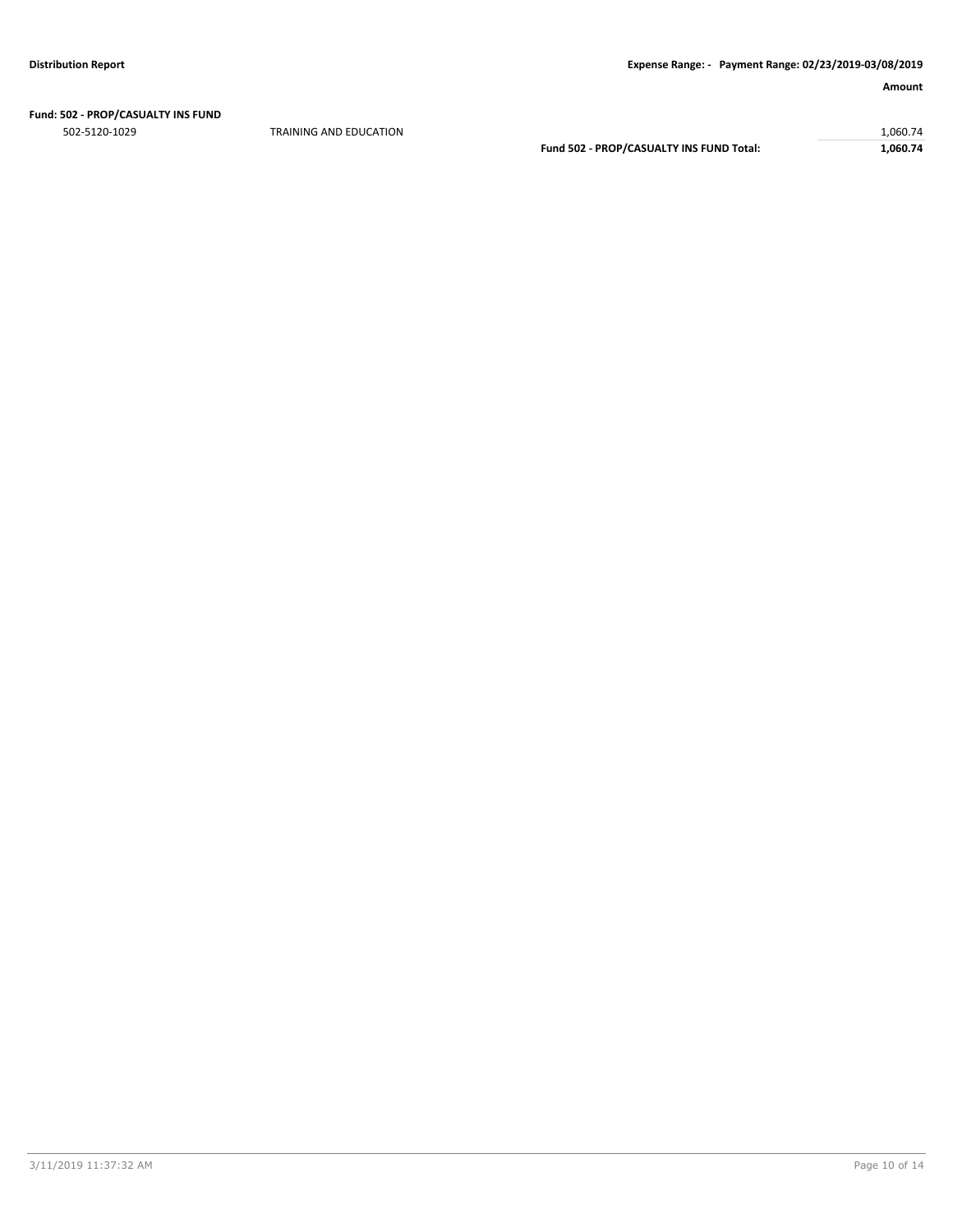**Fund: 502 - PROP/CASUALTY INS FUND**

| | | Amount |
|---|---|---|
| 502-5120-1029 | TRAINING AND EDUCATION | 1,060.74 |
| | **Fund 502 - PROP/CASUALTY INS FUND Total:** | **1,060.74** |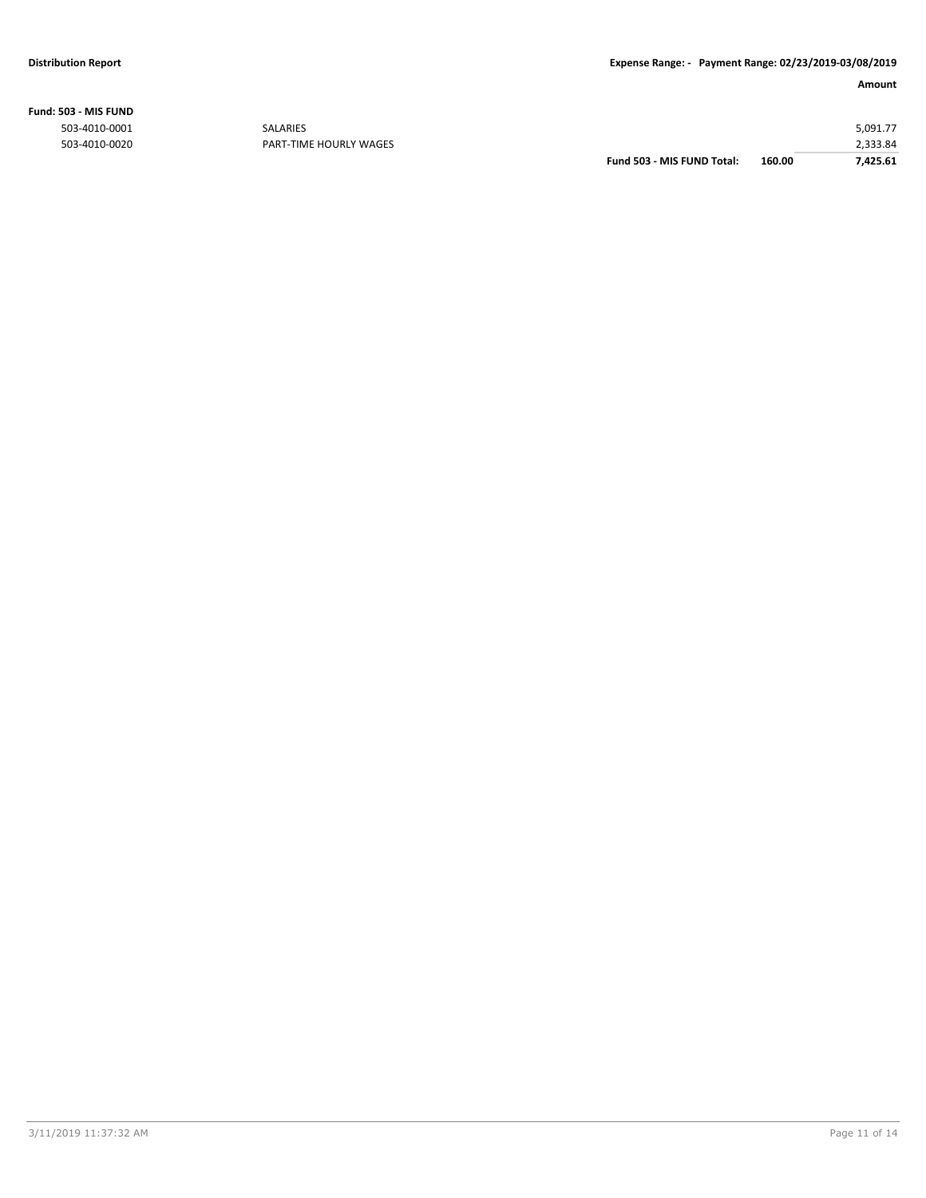**Distribution Report** | **Expense Range: - Payment Range: 02/23/2019-03/08/2019**

| | | | | **Amount** |
|---|---|---|---|---|
| **Fund: 503 - MIS FUND** | | | | |
| 503-4010-0001 | SALARIES | | | 5,091.77 |
| 503-4010-0020 | PART-TIME HOURLY WAGES | | | 2,333.84 |
| | | **Fund 503 - MIS FUND Total:** | **160.00** | **7,425.61** |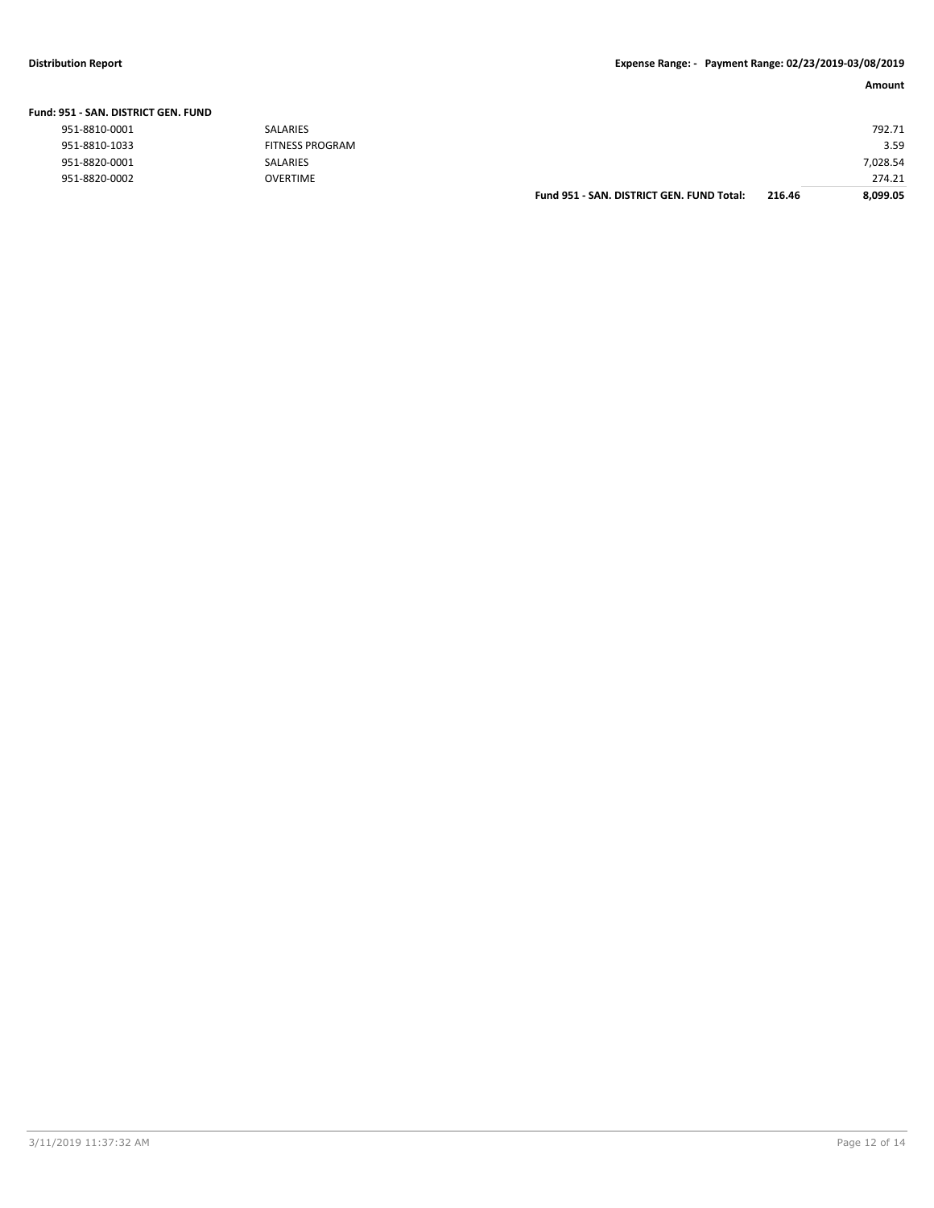**Distribution Report** **Expense Range: - Payment Range: 02/23/2019-03/08/2019**

| | | | | Amount |
|---|---|---|---|---|
| **Fund: 951 - SAN. DISTRICT GEN. FUND** | | | | |
| 951-8810-0001 | SALARIES | | | 792.71 |
| 951-8810-1033 | FITNESS PROGRAM | | | 3.59 |
| 951-8820-0001 | SALARIES | | | 7,028.54 |
| 951-8820-0002 | OVERTIME | | | 274.21 |
| | | **Fund 951 - SAN. DISTRICT GEN. FUND Total:** | **216.46** | **8,099.05** |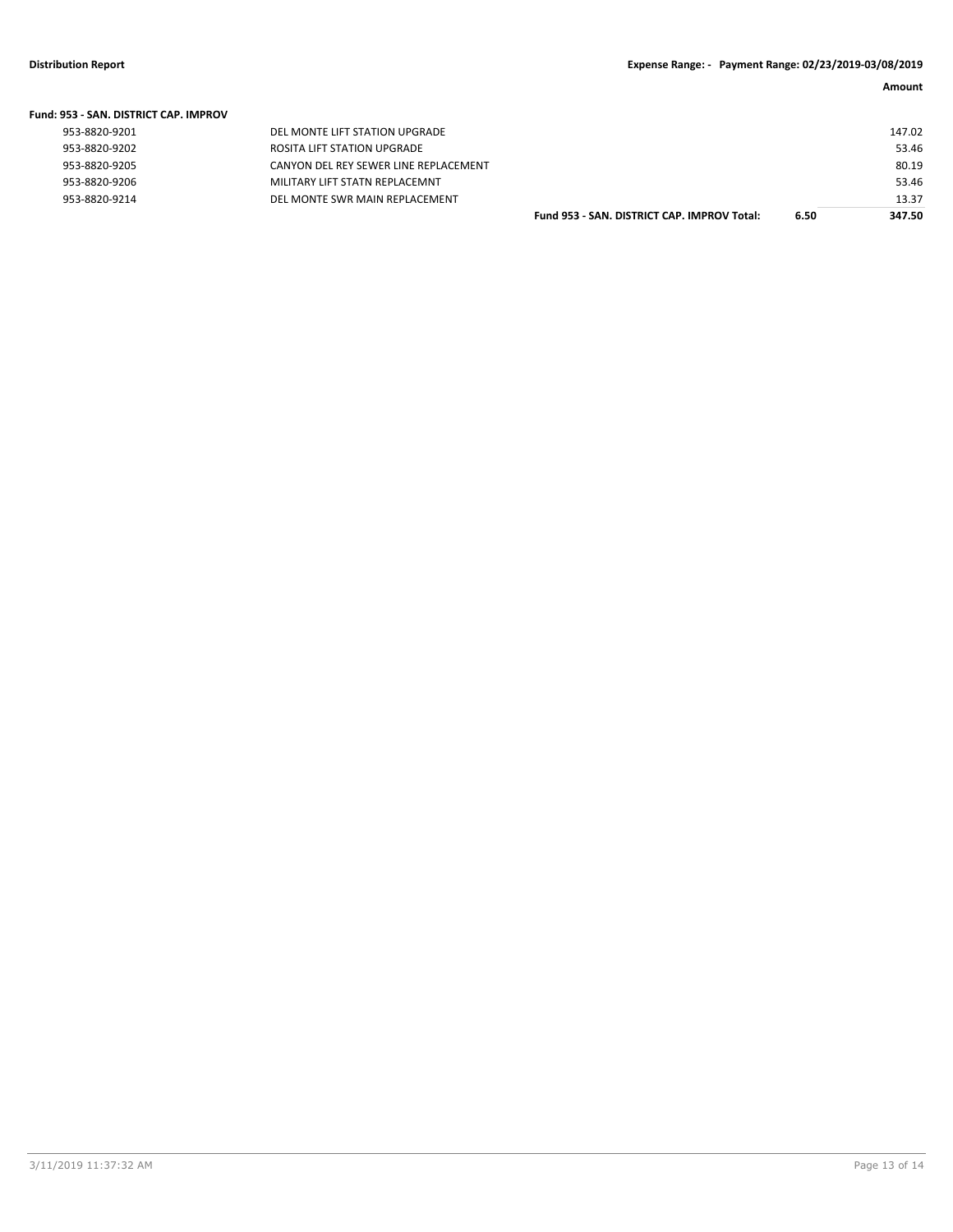**Fund: 953 - SAN. DISTRICT CAP. IMPROV**

| | | | | Amount |
|---|---|---|---|---|
| 953-8820-9201 | DEL MONTE LIFT STATION UPGRADE | | | 147.02 |
| 953-8820-9202 | ROSITA LIFT STATION UPGRADE | | | 53.46 |
| 953-8820-9205 | CANYON DEL REY SEWER LINE REPLACEMENT | | | 80.19 |
| 953-8820-9206 | MILITARY LIFT STATN REPLACEMNT | | | 53.46 |
| 953-8820-9214 | DEL MONTE SWR MAIN REPLACEMENT | | | 13.37 |
| | | **Fund 953 - SAN. DISTRICT CAP. IMPROV Total:** | **6.50** | **347.50** |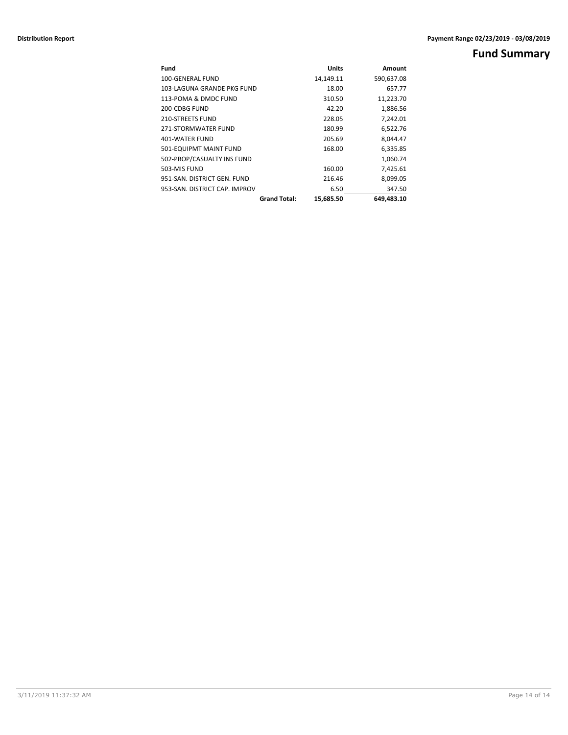# Fund Summary

| Fund | | Units | Amount |
|---|---|---|---|
| 100-GENERAL FUND | | 14,149.11 | 590,637.08 |
| 103-LAGUNA GRANDE PKG FUND | | 18.00 | 657.77 |
| 113-POMA & DMDC FUND | | 310.50 | 11,223.70 |
| 200-CDBG FUND | | 42.20 | 1,886.56 |
| 210-STREETS FUND | | 228.05 | 7,242.01 |
| 271-STORMWATER FUND | | 180.99 | 6,522.76 |
| 401-WATER FUND | | 205.69 | 8,044.47 |
| 501-EQUIPMT MAINT FUND | | 168.00 | 6,335.85 |
| 502-PROP/CASUALTY INS FUND | | | 1,060.74 |
| 503-MIS FUND | | 160.00 | 7,425.61 |
| 951-SAN. DISTRICT GEN. FUND | | 216.46 | 8,099.05 |
| 953-SAN. DISTRICT CAP. IMPROV | | 6.50 | 347.50 |
| | **Grand Total:** | **15,685.50** | **649,483.10** |